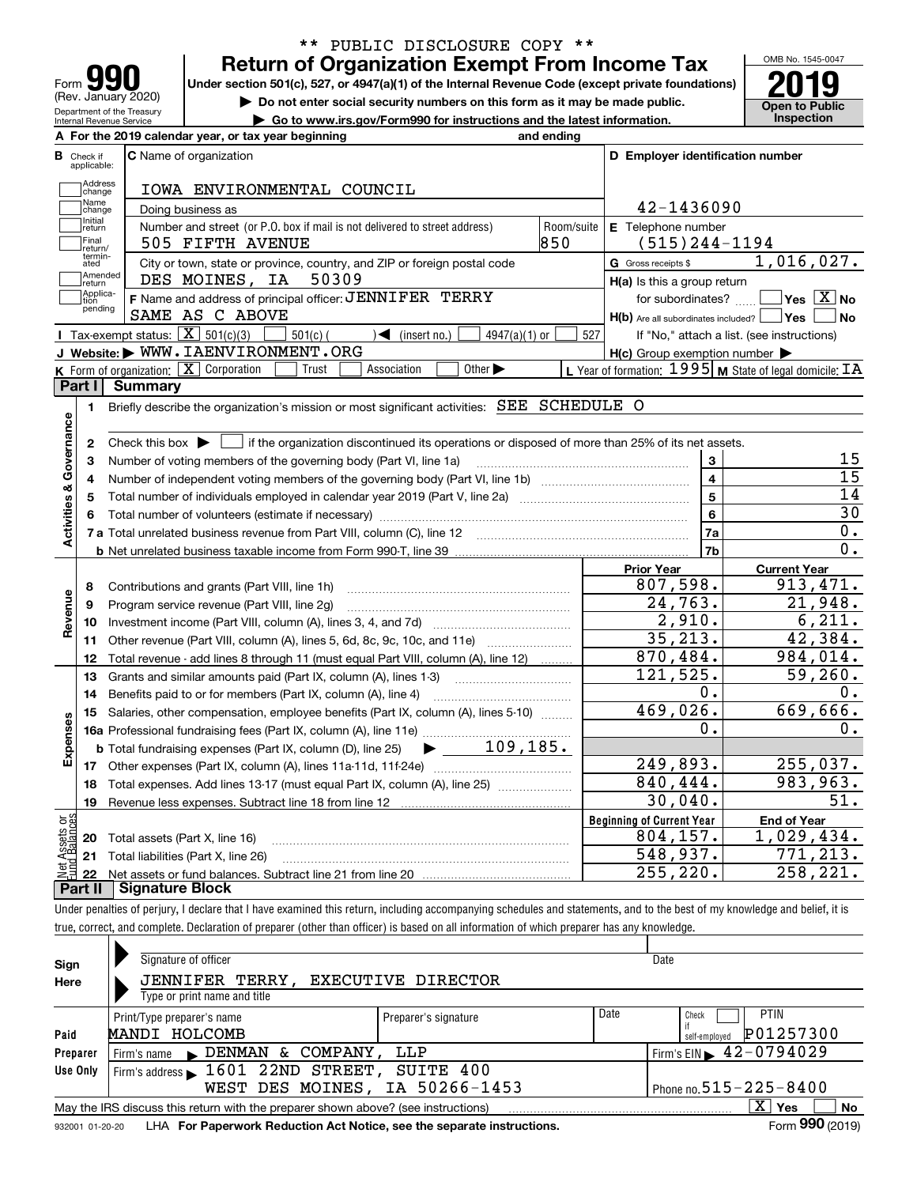** PUBLIC DISCLOSURE COPY **

# Form 990 — Return of Organization Exempt From Income Tax

(Rev. January 2020)
Department of the Treasury
Internal Revenue Service

Under section 501(c), 527, or 4947(a)(1) of the Internal Revenue Code (except private foundations)

▶ Do not enter social security numbers on this form as it may be made public.

▶ Go to www.irs.gov/Form990 for instructions and the latest information.

OMB No. 1545-0047

**2019**

**Open to Public Inspection**

**A** For the 2019 calendar year, or tax year beginning and ending

**B** Check if applicable: Address change, Name change, Initial return, Final return/terminated, Amended return, Application pending

**C** Name of organization: IOWA ENVIRONMENTAL COUNCIL

Doing business as

Number and street (or P.O. box if mail is not delivered to street address): 505 FIFTH AVENUE — Room/suite: 850

City or town, state or province, country, and ZIP or foreign postal code: DES MOINES, IA 50309

**D** Employer identification number: 42-1436090

**E** Telephone number: (515)244-1194

**G** Gross receipts $ 1,016,027.

**F** Name and address of principal officer: JENNIFER TERRY
SAME AS C ABOVE

**H(a)** Is this a group return for subordinates? Yes [ ] No [X]

**H(b)** Are all subordinates included? Yes [ ] No [ ]
If "No," attach a list. (see instructions)

**H(c)** Group exemption number ▶

**I** Tax-exempt status: [X] 501(c)(3) [ ] 501(c) ( ) ◀ (insert no.) [ ] 4947(a)(1) or [ ] 527

**J** Website: ▶ WWW.IAENVIRONMENT.ORG

**K** Form of organization: [X] Corporation [ ] Trust [ ] Association [ ] Other ▶

**L** Year of formation: 1995 **M** State of legal domicile: IA

## Part I Summary

**Activities & Governance**

1. Briefly describe the organization's mission or most significant activities: SEE SCHEDULE O
2. Check this box ▶ [ ] if the organization discontinued its operations or disposed of more than 25% of its net assets.

| | | | |
|---|---|---|---|
| 3 | Number of voting members of the governing body (Part VI, line 1a) | 3 | 15 |
| 4 | Number of independent voting members of the governing body (Part VI, line 1b) | 4 | 15 |
| 5 | Total number of individuals employed in calendar year 2019 (Part V, line 2a) | 5 | 14 |
| 6 | Total number of volunteers (estimate if necessary) | 6 | 30 |
| 7a | Total unrelated business revenue from Part VIII, column (C), line 12 | 7a | 0. |
| b | Net unrelated business taxable income from Form 990-T, line 39 | 7b | 0. |

| | | | Prior Year | Current Year |
|---|---|---|---|---|
| **Revenue** | 8 | Contributions and grants (Part VIII, line 1h) | 807,598. | 913,471. |
| | 9 | Program service revenue (Part VIII, line 2g) | 24,763. | 21,948. |
| | 10 | Investment income (Part VIII, column (A), lines 3, 4, and 7d) | 2,910. | 6,211. |
| | 11 | Other revenue (Part VIII, column (A), lines 5, 6d, 8c, 9c, 10c, and 11e) | 35,213. | 42,384. |
| | 12 | Total revenue - add lines 8 through 11 (must equal Part VIII, column (A), line 12) | 870,484. | 984,014. |
| **Expenses** | 13 | Grants and similar amounts paid (Part IX, column (A), lines 1-3) | 121,525. | 59,260. |
| | 14 | Benefits paid to or for members (Part IX, column (A), line 4) | 0. | 0. |
| | 15 | Salaries, other compensation, employee benefits (Part IX, column (A), lines 5-10) | 469,026. | 669,666. |
| | 16a | Professional fundraising fees (Part IX, column (A), line 11e) | 0. | 0. |
| | b | Total fundraising expenses (Part IX, column (D), line 25) ▶ 109,185. | | |
| | 17 | Other expenses (Part IX, column (A), lines 11a-11d, 11f-24e) | 249,893. | 255,037. |
| | 18 | Total expenses. Add lines 13-17 (must equal Part IX, column (A), line 25) | 840,444. | 983,963. |
| | 19 | Revenue less expenses. Subtract line 18 from line 12 | 30,040. | 51. |

| | | | Beginning of Current Year | End of Year |
|---|---|---|---|---|
| **Net Assets or Fund Balances** | 20 | Total assets (Part X, line 16) | 804,157. | 1,029,434. |
| | 21 | Total liabilities (Part X, line 26) | 548,937. | 771,213. |
| | 22 | Net assets or fund balances. Subtract line 21 from line 20 | 255,220. | 258,221. |

## Part II Signature Block

Under penalties of perjury, I declare that I have examined this return, including accompanying schedules and statements, and to the best of my knowledge and belief, it is true, correct, and complete. Declaration of preparer (other than officer) is based on all information of which preparer has any knowledge.

**Sign Here**

Signature of officer — Date

JENNIFER TERRY, EXECUTIVE DIRECTOR
Type or print name and title

**Paid Preparer Use Only**

| Print/Type preparer's name | Preparer's signature | Date | Check [ ] if self-employed | PTIN |
|---|---|---|---|---|
| MANDI HOLCOMB | | | | P01257300 |

Firm's name ▶ DENMAN & COMPANY, LLP — Firm's EIN ▶ 42-0794029

Firm's address ▶ 1601 22ND STREET, SUITE 400, WEST DES MOINES, IA 50266-1453 — Phone no. 515-225-8400

May the IRS discuss this return with the preparer shown above? (see instructions) [X] Yes [ ] No

932001 01-20-20 LHA For Paperwork Reduction Act Notice, see the separate instructions. Form **990** (2019)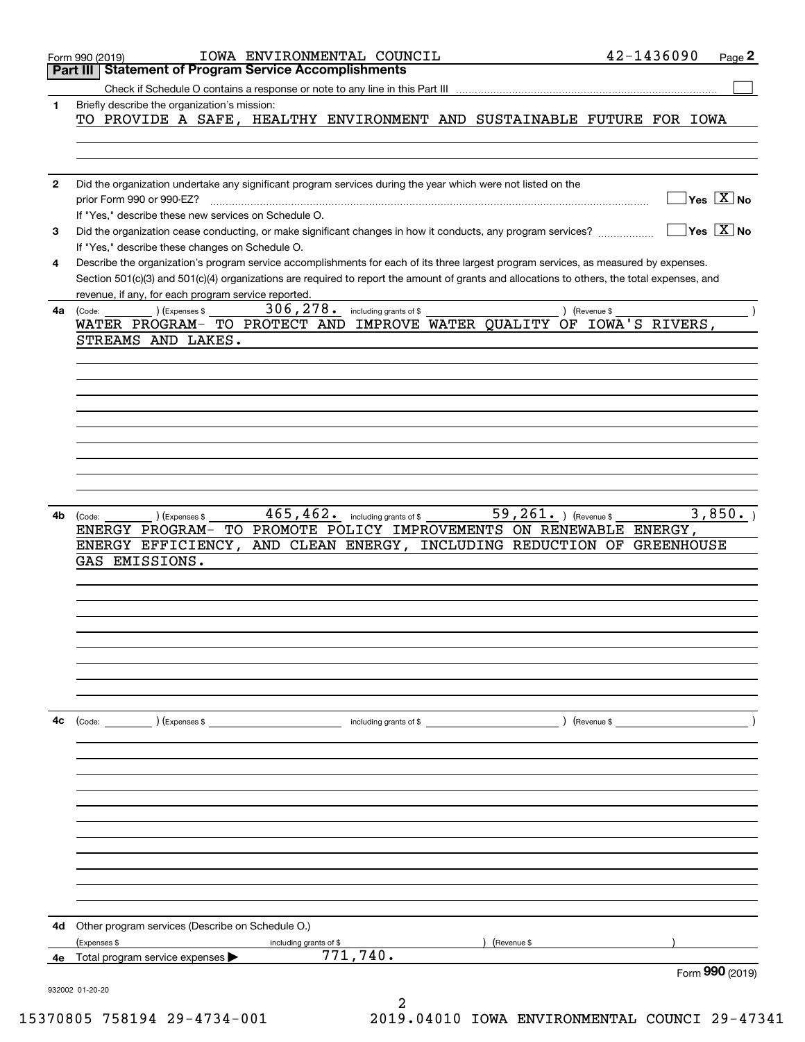Form 990 (2019) IOWA ENVIRONMENTAL COUNCIL 42-1436090

## Part III Statement of Program Service Accomplishments

Check if Schedule O contains a response or note to any line in this Part III ☐

**1** Briefly describe the organization's mission:

TO PROVIDE A SAFE, HEALTHY ENVIRONMENT AND SUSTAINABLE FUTURE FOR IOWA

**2** Did the organization undertake any significant program services during the year which were not listed on the prior Form 990 or 990-EZ? ☐ Yes ☒ No

If "Yes," describe these new services on Schedule O.

**3** Did the organization cease conducting, or make significant changes in how it conducts, any program services? ☐ Yes ☒ No

If "Yes," describe these changes on Schedule O.

**4** Describe the organization's program service accomplishments for each of its three largest program services, as measured by expenses. Section 501(c)(3) and 501(c)(4) organizations are required to report the amount of grants and allocations to others, the total expenses, and revenue, if any, for each program service reported.

**4a** (Code: ) (Expenses $ 306,278. including grants of $ ) (Revenue $ )

WATER PROGRAM- TO PROTECT AND IMPROVE WATER QUALITY OF IOWA'S RIVERS, STREAMS AND LAKES.

**4b** (Code: ) (Expenses $ 465,462. including grants of $ 59,261. ) (Revenue $ 3,850. )

ENERGY PROGRAM- TO PROMOTE POLICY IMPROVEMENTS ON RENEWABLE ENERGY, ENERGY EFFICIENCY, AND CLEAN ENERGY, INCLUDING REDUCTION OF GREENHOUSE GAS EMISSIONS.

**4c** (Code: ) (Expenses $ including grants of $ ) (Revenue $ )

**4d** Other program services (Describe on Schedule O.)

(Expenses $ including grants of $ ) (Revenue $ )

**4e** Total program service expenses ▶ 771,740.

Form **990** (2019)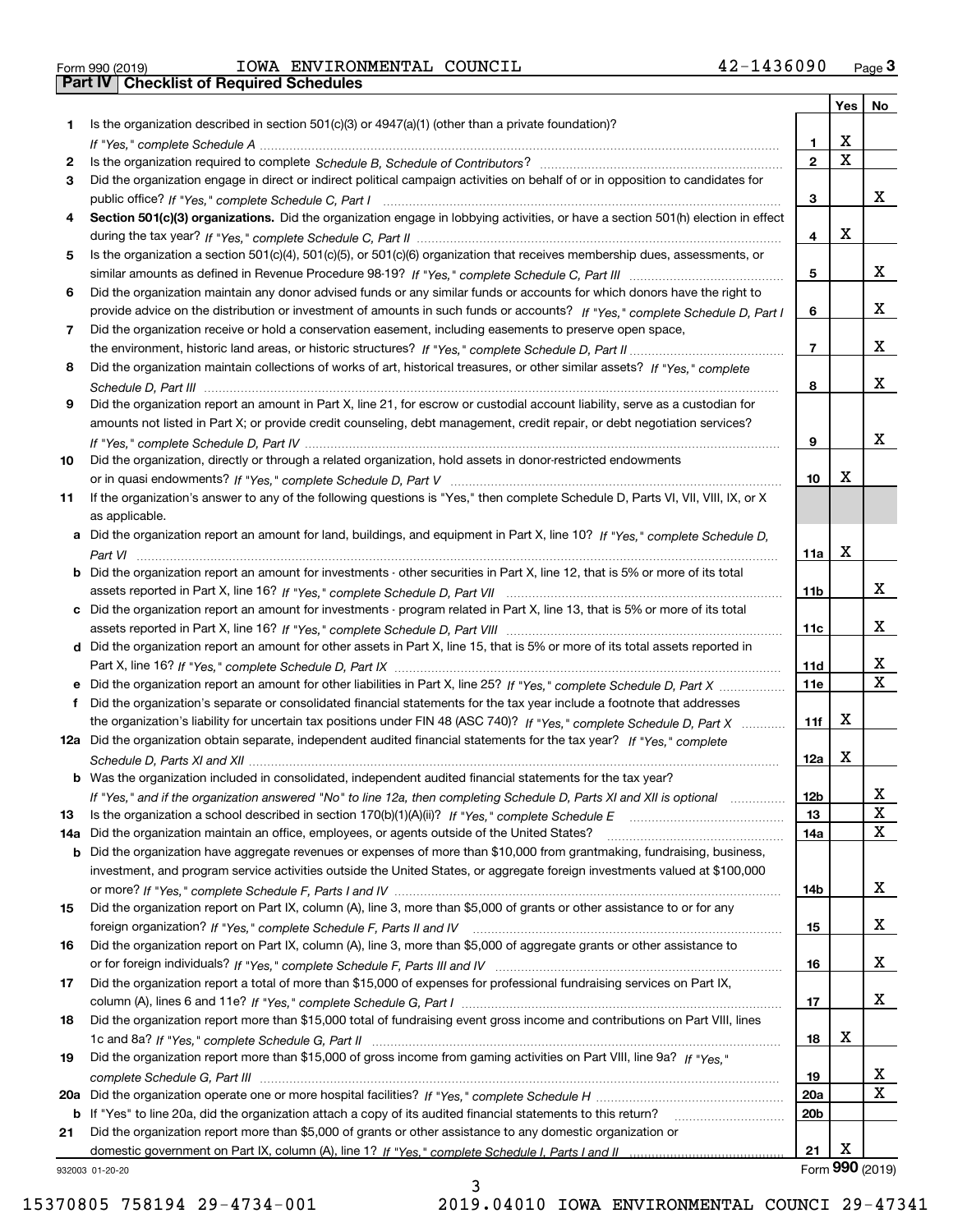Form 990 (2019) IOWA ENVIRONMENTAL COUNCIL 42-1436090 Page 3

## Part IV Checklist of Required Schedules

| | | | Yes | No |
|---|---|---|---|---|
| 1 | Is the organization described in section 501(c)(3) or 4947(a)(1) (other than a private foundation)? *If "Yes," complete Schedule A* | 1 | X | |
| 2 | Is the organization required to complete *Schedule B, Schedule of Contributors*? | 2 | X | |
| 3 | Did the organization engage in direct or indirect political campaign activities on behalf of or in opposition to candidates for public office? *If "Yes," complete Schedule C, Part I* | 3 | | X |
| 4 | **Section 501(c)(3) organizations.** Did the organization engage in lobbying activities, or have a section 501(h) election in effect during the tax year? *If "Yes," complete Schedule C, Part II* | 4 | X | |
| 5 | Is the organization a section 501(c)(4), 501(c)(5), or 501(c)(6) organization that receives membership dues, assessments, or similar amounts as defined in Revenue Procedure 98-19? *If "Yes," complete Schedule C, Part III* | 5 | | X |
| 6 | Did the organization maintain any donor advised funds or any similar funds or accounts for which donors have the right to provide advice on the distribution or investment of amounts in such funds or accounts? *If "Yes," complete Schedule D, Part I* | 6 | | X |
| 7 | Did the organization receive or hold a conservation easement, including easements to preserve open space, the environment, historic land areas, or historic structures? *If "Yes," complete Schedule D, Part II* | 7 | | X |
| 8 | Did the organization maintain collections of works of art, historical treasures, or other similar assets? *If "Yes," complete Schedule D, Part III* | 8 | | X |
| 9 | Did the organization report an amount in Part X, line 21, for escrow or custodial account liability, serve as a custodian for amounts not listed in Part X; or provide credit counseling, debt management, credit repair, or debt negotiation services? *If "Yes," complete Schedule D, Part IV* | 9 | | X |
| 10 | Did the organization, directly or through a related organization, hold assets in donor-restricted endowments or in quasi endowments? *If "Yes," complete Schedule D, Part V* | 10 | X | |
| 11 | If the organization's answer to any of the following questions is "Yes," then complete Schedule D, Parts VI, VII, VIII, IX, or X as applicable. | | | |
| a | Did the organization report an amount for land, buildings, and equipment in Part X, line 10? *If "Yes," complete Schedule D, Part VI* | 11a | X | |
| b | Did the organization report an amount for investments - other securities in Part X, line 12, that is 5% or more of its total assets reported in Part X, line 16? *If "Yes," complete Schedule D, Part VII* | 11b | | X |
| c | Did the organization report an amount for investments - program related in Part X, line 13, that is 5% or more of its total assets reported in Part X, line 16? *If "Yes," complete Schedule D, Part VIII* | 11c | | X |
| d | Did the organization report an amount for other assets in Part X, line 15, that is 5% or more of its total assets reported in Part X, line 16? *If "Yes," complete Schedule D, Part IX* | 11d | | X |
| e | Did the organization report an amount for other liabilities in Part X, line 25? *If "Yes," complete Schedule D, Part X* | 11e | | X |
| f | Did the organization's separate or consolidated financial statements for the tax year include a footnote that addresses the organization's liability for uncertain tax positions under FIN 48 (ASC 740)? *If "Yes," complete Schedule D, Part X* | 11f | X | |
| 12a | Did the organization obtain separate, independent audited financial statements for the tax year? *If "Yes," complete Schedule D, Parts XI and XII* | 12a | X | |
| b | Was the organization included in consolidated, independent audited financial statements for the tax year? *If "Yes," and if the organization answered "No" to line 12a, then completing Schedule D, Parts XI and XII is optional* | 12b | | X |
| 13 | Is the organization a school described in section 170(b)(1)(A)(ii)? *If "Yes," complete Schedule E* | 13 | | X |
| 14a | Did the organization maintain an office, employees, or agents outside of the United States? | 14a | | X |
| b | Did the organization have aggregate revenues or expenses of more than $10,000 from grantmaking, fundraising, business, investment, and program service activities outside the United States, or aggregate foreign investments valued at $100,000 or more? *If "Yes," complete Schedule F, Parts I and IV* | 14b | | X |
| 15 | Did the organization report on Part IX, column (A), line 3, more than $5,000 of grants or other assistance to or for any foreign organization? *If "Yes," complete Schedule F, Parts II and IV* | 15 | | X |
| 16 | Did the organization report on Part IX, column (A), line 3, more than $5,000 of aggregate grants or other assistance to or for foreign individuals? *If "Yes," complete Schedule F, Parts III and IV* | 16 | | X |
| 17 | Did the organization report a total of more than $15,000 of expenses for professional fundraising services on Part IX, column (A), lines 6 and 11e? *If "Yes," complete Schedule G, Part I* | 17 | | X |
| 18 | Did the organization report more than $15,000 total of fundraising event gross income and contributions on Part VIII, lines 1c and 8a? *If "Yes," complete Schedule G, Part II* | 18 | X | |
| 19 | Did the organization report more than $15,000 of gross income from gaming activities on Part VIII, line 9a? *If "Yes," complete Schedule G, Part III* | 19 | | X |
| 20a | Did the organization operate one or more hospital facilities? *If "Yes," complete Schedule H* | 20a | | X |
| b | If "Yes" to line 20a, did the organization attach a copy of its audited financial statements to this return? | 20b | | |
| 21 | Did the organization report more than $5,000 of grants or other assistance to any domestic organization or domestic government on Part IX, column (A), line 1? *If "Yes," complete Schedule I, Parts I and II* | 21 | X | |

932003 01-20-20 Form **990** (2019)

15370805 758194 29-4734-001 2019.04010 IOWA ENVIRONMENTAL COUNCI 29-47341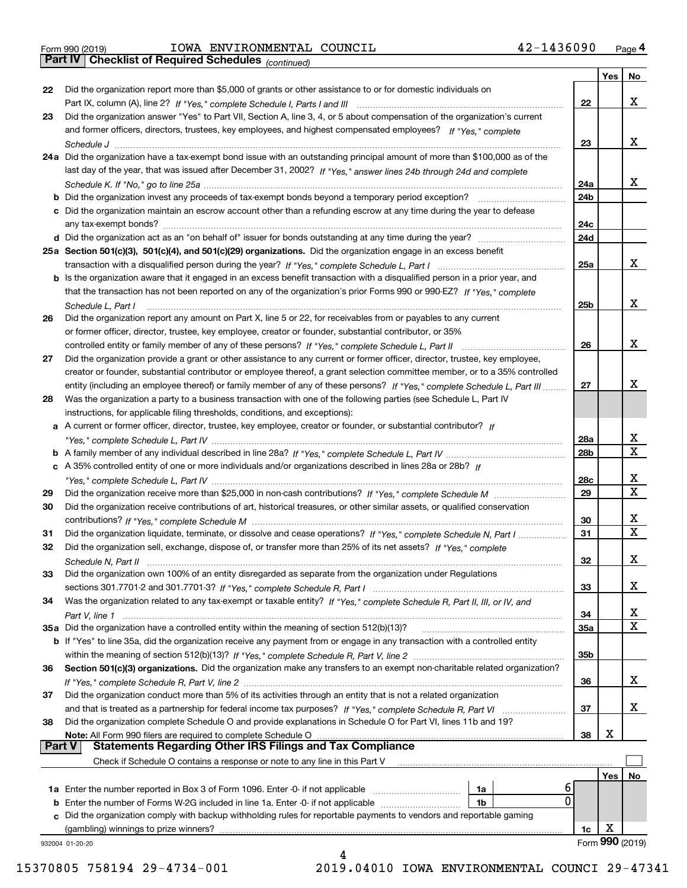Form 990 (2019) IOWA ENVIRONMENTAL COUNCIL 42-1436090 Page 4

## Part IV Checklist of Required Schedules *(continued)*

| | | | Yes | No |
|---|---|---|---|---|
| 22 | Did the organization report more than $5,000 of grants or other assistance to or for domestic individuals on Part IX, column (A), line 2? *If "Yes," complete Schedule I, Parts I and III* | 22 | | X |
| 23 | Did the organization answer "Yes" to Part VII, Section A, line 3, 4, or 5 about compensation of the organization's current and former officers, directors, trustees, key employees, and highest compensated employees? *If "Yes," complete Schedule J* | 23 | | X |
| 24a | Did the organization have a tax-exempt bond issue with an outstanding principal amount of more than $100,000 as of the last day of the year, that was issued after December 31, 2002? *If "Yes," answer lines 24b through 24d and complete Schedule K. If "No," go to line 25a* | 24a | | X |
| b | Did the organization invest any proceeds of tax-exempt bonds beyond a temporary period exception? | 24b | | |
| c | Did the organization maintain an escrow account other than a refunding escrow at any time during the year to defease any tax-exempt bonds? | 24c | | |
| d | Did the organization act as an "on behalf of" issuer for bonds outstanding at any time during the year? | 24d | | |
| 25a | **Section 501(c)(3), 501(c)(4), and 501(c)(29) organizations.** Did the organization engage in an excess benefit transaction with a disqualified person during the year? *If "Yes," complete Schedule L, Part I* | 25a | | X |
| b | Is the organization aware that it engaged in an excess benefit transaction with a disqualified person in a prior year, and that the transaction has not been reported on any of the organization's prior Forms 990 or 990-EZ? *If "Yes," complete Schedule L, Part I* | 25b | | X |
| 26 | Did the organization report any amount on Part X, line 5 or 22, for receivables from or payables to any current or former officer, director, trustee, key employee, creator or founder, substantial contributor, or 35% controlled entity or family member of any of these persons? *If "Yes," complete Schedule L, Part II* | 26 | | X |
| 27 | Did the organization provide a grant or other assistance to any current or former officer, director, trustee, key employee, creator or founder, substantial contributor or employee thereof, a grant selection committee member, or to a 35% controlled entity (including an employee thereof) or family member of any of these persons? *If "Yes," complete Schedule L, Part III* | 27 | | X |
| 28 | Was the organization a party to a business transaction with one of the following parties (see Schedule L, Part IV instructions, for applicable filing thresholds, conditions, and exceptions): | | | |
| a | A current or former officer, director, trustee, key employee, creator or founder, or substantial contributor? *If "Yes," complete Schedule L, Part IV* | 28a | | X |
| b | A family member of any individual described in line 28a? *If "Yes," complete Schedule L, Part IV* | 28b | | X |
| c | A 35% controlled entity of one or more individuals and/or organizations described in lines 28a or 28b? *If "Yes," complete Schedule L, Part IV* | 28c | | X |
| 29 | Did the organization receive more than $25,000 in non-cash contributions? *If "Yes," complete Schedule M* | 29 | | X |
| 30 | Did the organization receive contributions of art, historical treasures, or other similar assets, or qualified conservation contributions? *If "Yes," complete Schedule M* | 30 | | X |
| 31 | Did the organization liquidate, terminate, or dissolve and cease operations? *If "Yes," complete Schedule N, Part I* | 31 | | X |
| 32 | Did the organization sell, exchange, dispose of, or transfer more than 25% of its net assets? *If "Yes," complete Schedule N, Part II* | 32 | | X |
| 33 | Did the organization own 100% of an entity disregarded as separate from the organization under Regulations sections 301.7701-2 and 301.7701-3? *If "Yes," complete Schedule R, Part I* | 33 | | X |
| 34 | Was the organization related to any tax-exempt or taxable entity? *If "Yes," complete Schedule R, Part II, III, or IV, and Part V, line 1* | 34 | | X |
| 35a | Did the organization have a controlled entity within the meaning of section 512(b)(13)? | 35a | | X |
| b | If "Yes" to line 35a, did the organization receive any payment from or engage in any transaction with a controlled entity within the meaning of section 512(b)(13)? *If "Yes," complete Schedule R, Part V, line 2* | 35b | | |
| 36 | **Section 501(c)(3) organizations.** Did the organization make any transfers to an exempt non-charitable related organization? *If "Yes," complete Schedule R, Part V, line 2* | 36 | | X |
| 37 | Did the organization conduct more than 5% of its activities through an entity that is not a related organization and that is treated as a partnership for federal income tax purposes? *If "Yes," complete Schedule R, Part VI* | 37 | | X |
| 38 | Did the organization complete Schedule O and provide explanations in Schedule O for Part VI, lines 11b and 19? **Note:** All Form 990 filers are required to complete Schedule O | 38 | X | |

## Part V Statements Regarding Other IRS Filings and Tax Compliance

Check if Schedule O contains a response or note to any line in this Part V ☐

| | | | | | Yes | No |
|---|---|---|---|---|---|---|
| 1a | Enter the number reported in Box 3 of Form 1096. Enter -0- if not applicable | 1a | 6 | | | |
| b | Enter the number of Forms W-2G included in line 1a. Enter -0- if not applicable | 1b | 0 | | | |
| c | Did the organization comply with backup withholding rules for reportable payments to vendors and reportable gaming (gambling) winnings to prize winners? | | | 1c | X | |

932004 01-20-20 Form **990** (2019)

15370805 758194 29-4734-001 2019.04010 IOWA ENVIRONMENTAL COUNCI 29-47341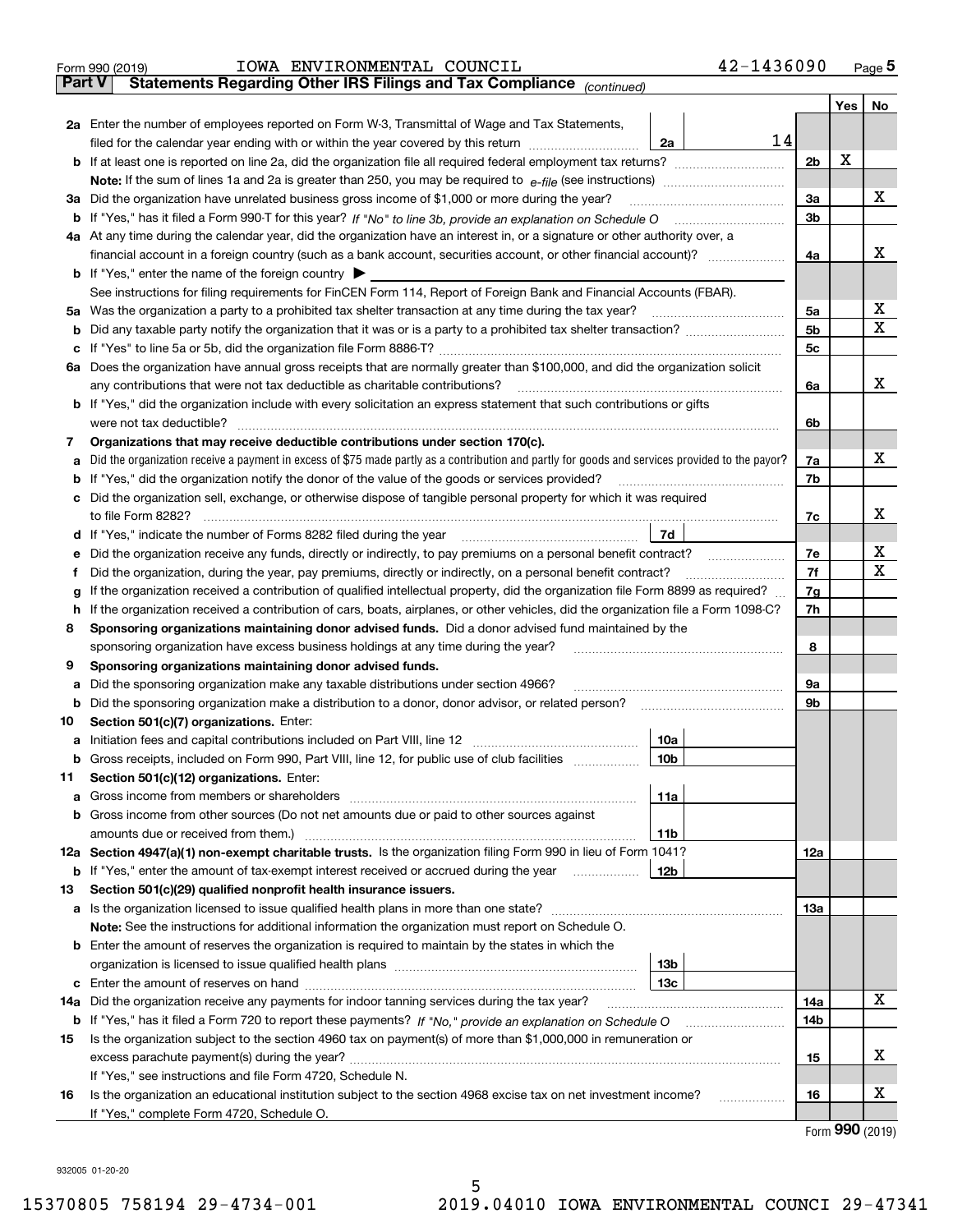Form 990 (2019) IOWA ENVIRONMENTAL COUNCIL 42-1436090 Page 5

**Part V Statements Regarding Other IRS Filings and Tax Compliance** *(continued)*

| | | | | | Yes | No |
|---|---|---|---|---|---|---|
| **2a** | Enter the number of employees reported on Form W-3, Transmittal of Wage and Tax Statements, filed for the calendar year ending with or within the year covered by this return | 2a | 14 | | | |
| **b** | If at least one is reported on line 2a, did the organization file all required federal employment tax returns? | | | 2b | X | |
| | **Note:** If the sum of lines 1a and 2a is greater than 250, you may be required to *e-file* (see instructions) | | | | | |
| **3a** | Did the organization have unrelated business gross income of $1,000 or more during the year? | | | 3a | | X |
| **b** | If "Yes," has it filed a Form 990-T for this year? *If "No" to line 3b, provide an explanation on Schedule O* | | | 3b | | |
| **4a** | At any time during the calendar year, did the organization have an interest in, or a signature or other authority over, a financial account in a foreign country (such as a bank account, securities account, or other financial account)? | | | 4a | | X |
| **b** | If "Yes," enter the name of the foreign country ▶ | | | | | |
| | See instructions for filing requirements for FinCEN Form 114, Report of Foreign Bank and Financial Accounts (FBAR). | | | | | |
| **5a** | Was the organization a party to a prohibited tax shelter transaction at any time during the tax year? | | | 5a | | X |
| **b** | Did any taxable party notify the organization that it was or is a party to a prohibited tax shelter transaction? | | | 5b | | X |
| **c** | If "Yes" to line 5a or 5b, did the organization file Form 8886-T? | | | 5c | | |
| **6a** | Does the organization have annual gross receipts that are normally greater than $100,000, and did the organization solicit any contributions that were not tax deductible as charitable contributions? | | | 6a | | X |
| **b** | If "Yes," did the organization include with every solicitation an express statement that such contributions or gifts were not tax deductible? | | | 6b | | |
| **7** | **Organizations that may receive deductible contributions under section 170(c).** | | | | | |
| **a** | Did the organization receive a payment in excess of $75 made partly as a contribution and partly for goods and services provided to the payor? | | | 7a | | X |
| **b** | If "Yes," did the organization notify the donor of the value of the goods or services provided? | | | 7b | | |
| **c** | Did the organization sell, exchange, or otherwise dispose of tangible personal property for which it was required to file Form 8282? | | | 7c | | X |
| **d** | If "Yes," indicate the number of Forms 8282 filed during the year | 7d | | | | |
| **e** | Did the organization receive any funds, directly or indirectly, to pay premiums on a personal benefit contract? | | | 7e | | X |
| **f** | Did the organization, during the year, pay premiums, directly or indirectly, on a personal benefit contract? | | | 7f | | X |
| **g** | If the organization received a contribution of qualified intellectual property, did the organization file Form 8899 as required? | | | 7g | | |
| **h** | If the organization received a contribution of cars, boats, airplanes, or other vehicles, did the organization file a Form 1098-C? | | | 7h | | |
| **8** | **Sponsoring organizations maintaining donor advised funds.** Did a donor advised fund maintained by the sponsoring organization have excess business holdings at any time during the year? | | | 8 | | |
| **9** | **Sponsoring organizations maintaining donor advised funds.** | | | | | |
| **a** | Did the sponsoring organization make any taxable distributions under section 4966? | | | 9a | | |
| **b** | Did the sponsoring organization make a distribution to a donor, donor advisor, or related person? | | | 9b | | |
| **10** | **Section 501(c)(7) organizations.** Enter: | | | | | |
| **a** | Initiation fees and capital contributions included on Part VIII, line 12 | 10a | | | | |
| **b** | Gross receipts, included on Form 990, Part VIII, line 12, for public use of club facilities | 10b | | | | |
| **11** | **Section 501(c)(12) organizations.** Enter: | | | | | |
| **a** | Gross income from members or shareholders | 11a | | | | |
| **b** | Gross income from other sources (Do not net amounts due or paid to other sources against amounts due or received from them.) | 11b | | | | |
| **12a** | **Section 4947(a)(1) non-exempt charitable trusts.** Is the organization filing Form 990 in lieu of Form 1041? | | | 12a | | |
| **b** | If "Yes," enter the amount of tax-exempt interest received or accrued during the year | 12b | | | | |
| **13** | **Section 501(c)(29) qualified nonprofit health insurance issuers.** | | | | | |
| **a** | Is the organization licensed to issue qualified health plans in more than one state? | | | 13a | | |
| | **Note:** See the instructions for additional information the organization must report on Schedule O. | | | | | |
| **b** | Enter the amount of reserves the organization is required to maintain by the states in which the organization is licensed to issue qualified health plans | 13b | | | | |
| **c** | Enter the amount of reserves on hand | 13c | | | | |
| **14a** | Did the organization receive any payments for indoor tanning services during the tax year? | | | 14a | | X |
| **b** | If "Yes," has it filed a Form 720 to report these payments? *If "No," provide an explanation on Schedule O* | | | 14b | | |
| **15** | Is the organization subject to the section 4960 tax on payment(s) of more than $1,000,000 in remuneration or excess parachute payment(s) during the year? | | | 15 | | X |
| | If "Yes," see instructions and file Form 4720, Schedule N. | | | | | |
| **16** | Is the organization an educational institution subject to the section 4968 excise tax on net investment income? | | | 16 | | X |
| | If "Yes," complete Form 4720, Schedule O. | | | | | |

Form **990** (2019)

932005 01-20-20

15370805 758194 29-4734-001 2019.04010 IOWA ENVIRONMENTAL COUNCI 29-47341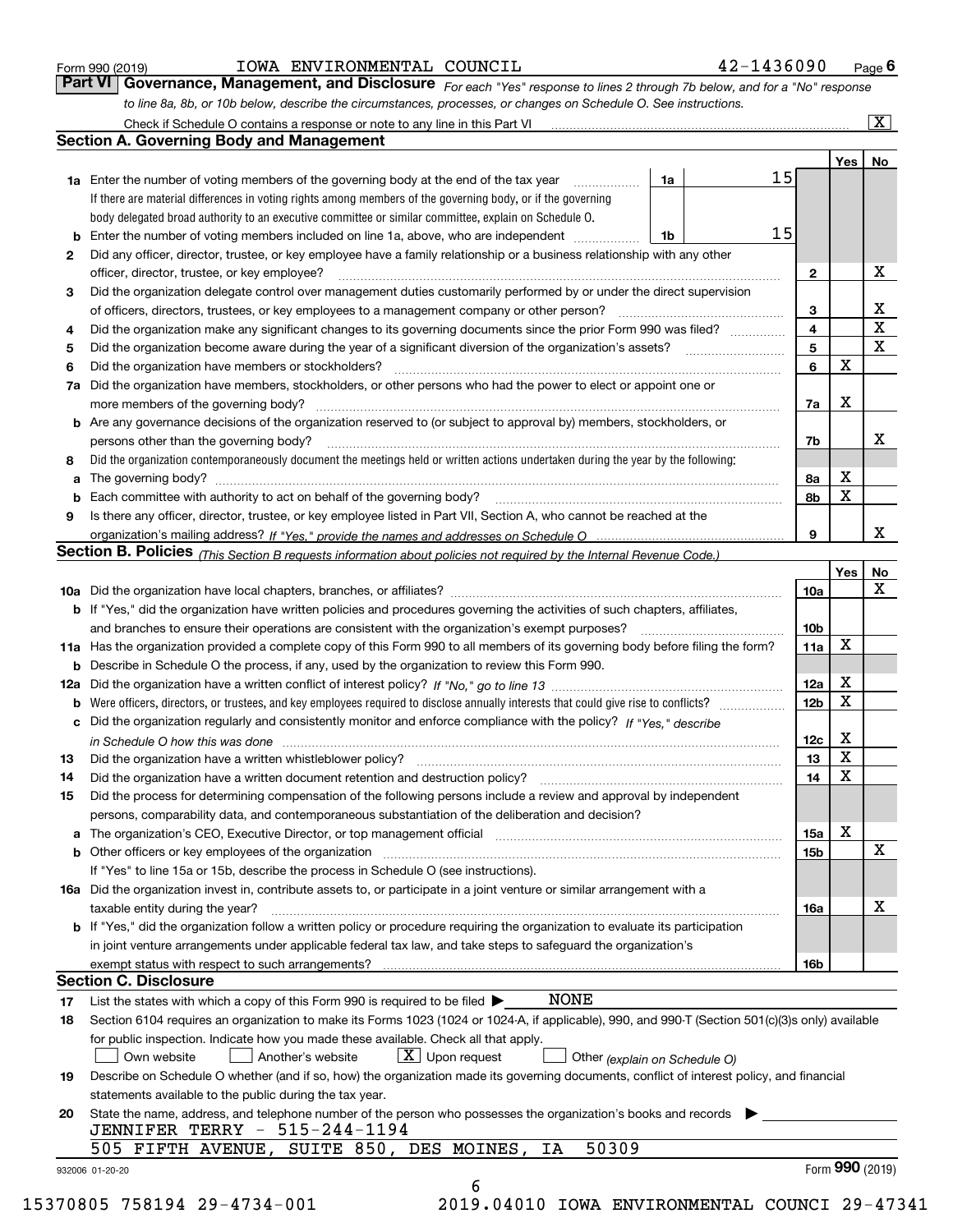Form 990 (2019) IOWA ENVIRONMENTAL COUNCIL 42-1436090 Page 6

## Part VI Governance, Management, and Disclosure

*For each "Yes" response to lines 2 through 7b below, and for a "No" response to line 8a, 8b, or 10b below, describe the circumstances, processes, or changes on Schedule O. See instructions.*

Check if Schedule O contains a response or note to any line in this Part VI [X]

### Section A. Governing Body and Management

| | | | | Yes | No |
|---|---|---|---|---|---|
| **1a** | Enter the number of voting members of the governing body at the end of the tax year. If there are material differences in voting rights among members of the governing body, or if the governing body delegated broad authority to an executive committee or similar committee, explain on Schedule O. | 1a: 15 | | | |
| **b** | Enter the number of voting members included on line 1a, above, who are independent | 1b: 15 | | | |
| **2** | Did any officer, director, trustee, or key employee have a family relationship or a business relationship with any other officer, director, trustee, or key employee? | | 2 | | X |
| **3** | Did the organization delegate control over management duties customarily performed by or under the direct supervision of officers, directors, trustees, or key employees to a management company or other person? | | 3 | | X |
| **4** | Did the organization make any significant changes to its governing documents since the prior Form 990 was filed? | | 4 | | X |
| **5** | Did the organization become aware during the year of a significant diversion of the organization's assets? | | 5 | | X |
| **6** | Did the organization have members or stockholders? | | 6 | X | |
| **7a** | Did the organization have members, stockholders, or other persons who had the power to elect or appoint one or more members of the governing body? | | 7a | X | |
| **b** | Are any governance decisions of the organization reserved to (or subject to approval by) members, stockholders, or persons other than the governing body? | | 7b | | X |
| **8** | Did the organization contemporaneously document the meetings held or written actions undertaken during the year by the following: | | | | |
| **a** | The governing body? | | 8a | X | |
| **b** | Each committee with authority to act on behalf of the governing body? | | 8b | X | |
| **9** | Is there any officer, director, trustee, or key employee listed in Part VII, Section A, who cannot be reached at the organization's mailing address? *If "Yes," provide the names and addresses on Schedule O* | | 9 | | X |

### Section B. Policies *(This Section B requests information about policies not required by the Internal Revenue Code.)*

| | | | Yes | No |
|---|---|---|---|---|
| **10a** | Did the organization have local chapters, branches, or affiliates? | 10a | | X |
| **b** | If "Yes," did the organization have written policies and procedures governing the activities of such chapters, affiliates, and branches to ensure their operations are consistent with the organization's exempt purposes? | 10b | | |
| **11a** | Has the organization provided a complete copy of this Form 990 to all members of its governing body before filing the form? | 11a | X | |
| **b** | Describe in Schedule O the process, if any, used by the organization to review this Form 990. | | | |
| **12a** | Did the organization have a written conflict of interest policy? *If "No," go to line 13* | 12a | X | |
| **b** | Were officers, directors, or trustees, and key employees required to disclose annually interests that could give rise to conflicts? | 12b | X | |
| **c** | Did the organization regularly and consistently monitor and enforce compliance with the policy? *If "Yes," describe in Schedule O how this was done* | 12c | X | |
| **13** | Did the organization have a written whistleblower policy? | 13 | X | |
| **14** | Did the organization have a written document retention and destruction policy? | 14 | X | |
| **15** | Did the process for determining compensation of the following persons include a review and approval by independent persons, comparability data, and contemporaneous substantiation of the deliberation and decision? | | | |
| **a** | The organization's CEO, Executive Director, or top management official | 15a | X | |
| **b** | Other officers or key employees of the organization | 15b | | X |
| | If "Yes" to line 15a or 15b, describe the process in Schedule O (see instructions). | | | |
| **16a** | Did the organization invest in, contribute assets to, or participate in a joint venture or similar arrangement with a taxable entity during the year? | 16a | | X |
| **b** | If "Yes," did the organization follow a written policy or procedure requiring the organization to evaluate its participation in joint venture arrangements under applicable federal tax law, and take steps to safeguard the organization's exempt status with respect to such arrangements? | 16b | | |

### Section C. Disclosure

**17** List the states with which a copy of this Form 990 is required to be filed ▶ NONE

**18** Section 6104 requires an organization to make its Forms 1023 (1024 or 1024-A, if applicable), 990, and 990-T (Section 501(c)(3)s only) available for public inspection. Indicate how you made these available. Check all that apply.

[ ] Own website [ ] Another's website [X] Upon request [ ] Other *(explain on Schedule O)*

**19** Describe on Schedule O whether (and if so, how) the organization made its governing documents, conflict of interest policy, and financial statements available to the public during the tax year.

**20** State the name, address, and telephone number of the person who possesses the organization's books and records ▶

JENNIFER TERRY - 515-244-1194
505 FIFTH AVENUE, SUITE 850, DES MOINES, IA 50309

932006 01-20-20 Form **990** (2019)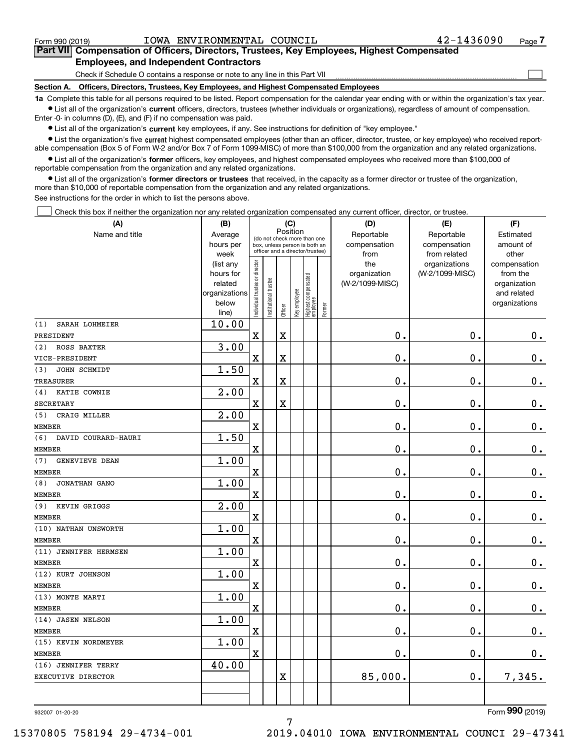Form 990 (2019) IOWA ENVIRONMENTAL COUNCIL 42-1436090

## Part VII Compensation of Officers, Directors, Trustees, Key Employees, Highest Compensated Employees, and Independent Contractors

Check if Schedule O contains a response or note to any line in this Part VII ☐

### Section A. Officers, Directors, Trustees, Key Employees, and Highest Compensated Employees

**1a** Complete this table for all persons required to be listed. Report compensation for the calendar year ending with or within the organization's tax year.

- List all of the organization's **current** officers, directors, trustees (whether individuals or organizations), regardless of amount of compensation. Enter -0- in columns (D), (E), and (F) if no compensation was paid.
- List all of the organization's **current** key employees, if any. See instructions for definition of "key employee."
- List the organization's five **current** highest compensated employees (other than an officer, director, trustee, or key employee) who received reportable compensation (Box 5 of Form W-2 and/or Box 7 of Form 1099-MISC) of more than $100,000 from the organization and any related organizations.
- List all of the organization's **former** officers, key employees, and highest compensated employees who received more than $100,000 of reportable compensation from the organization and any related organizations.
- List all of the organization's **former directors or trustees** that received, in the capacity as a former director or trustee of the organization, more than $10,000 of reportable compensation from the organization and any related organizations.

See instructions for the order in which to list the persons above.

☐ Check this box if neither the organization nor any related organization compensated any current officer, director, or trustee.

| (A) Name and title | (B) Average hours per week (list any hours for related organizations below line) | (C) Position: Individual trustee or director | Institutional trustee | Officer | Key employee | Highest compensated employee | Former | (D) Reportable compensation from the organization (W-2/1099-MISC) | (E) Reportable compensation from related organizations (W-2/1099-MISC) | (F) Estimated amount of other compensation from the organization and related organizations |
|---|---|---|---|---|---|---|---|---|---|---|
| (1) SARAH LOHMEIER<br>PRESIDENT | 10.00 | X | | X | | | | 0. | 0. | 0. |
| (2) ROSS BAXTER<br>VICE-PRESIDENT | 3.00 | X | | X | | | | 0. | 0. | 0. |
| (3) JOHN SCHMIDT<br>TREASURER | 1.50 | X | | X | | | | 0. | 0. | 0. |
| (4) KATIE COWNIE<br>SECRETARY | 2.00 | X | | X | | | | 0. | 0. | 0. |
| (5) CRAIG MILLER<br>MEMBER | 2.00 | X | | | | | | 0. | 0. | 0. |
| (6) DAVID COURARD-HAURI<br>MEMBER | 1.50 | X | | | | | | 0. | 0. | 0. |
| (7) GENEVIEVE DEAN<br>MEMBER | 1.00 | X | | | | | | 0. | 0. | 0. |
| (8) JONATHAN GANO<br>MEMBER | 1.00 | X | | | | | | 0. | 0. | 0. |
| (9) KEVIN GRIGGS<br>MEMBER | 2.00 | X | | | | | | 0. | 0. | 0. |
| (10) NATHAN UNSWORTH<br>MEMBER | 1.00 | X | | | | | | 0. | 0. | 0. |
| (11) JENNIFER HERMSEN<br>MEMBER | 1.00 | X | | | | | | 0. | 0. | 0. |
| (12) KURT JOHNSON<br>MEMBER | 1.00 | X | | | | | | 0. | 0. | 0. |
| (13) MONTE MARTI<br>MEMBER | 1.00 | X | | | | | | 0. | 0. | 0. |
| (14) JASEN NELSON<br>MEMBER | 1.00 | X | | | | | | 0. | 0. | 0. |
| (15) KEVIN NORDMEYER<br>MEMBER | 1.00 | X | | | | | | 0. | 0. | 0. |
| (16) JENNIFER TERRY<br>EXECUTIVE DIRECTOR | 40.00 | | | X | | | | 85,000. | 0. | 7,345. |

932007 01-20-20 Form **990** (2019)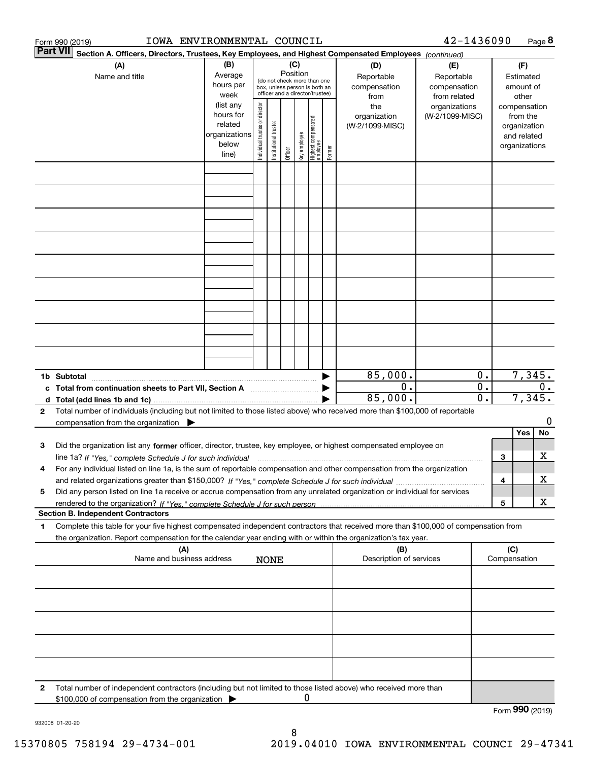Form 990 (2019) IOWA ENVIRONMENTAL COUNCIL 42-1436090 Page 8

**Part VII Section A. Officers, Directors, Trustees, Key Employees, and Highest Compensated Employees** *(continued)*

| (A) Name and title | (B) Average hours per week (list any hours for related organizations below line) | (C) Position: Individual trustee or director | Institutional trustee | Officer | Key employee | Highest compensated employee | Former | (D) Reportable compensation from the organization (W-2/1099-MISC) | (E) Reportable compensation from related organizations (W-2/1099-MISC) | (F) Estimated amount of other compensation from the organization and related organizations |
|---|---|---|---|---|---|---|---|---|---|---|
| | | | | | | | | | | |
| | | | | | | | | | | |
| | | | | | | | | | | |
| | | | | | | | | | | |
| | | | | | | | | | | |
| | | | | | | | | | | |
| | | | | | | | | | | |
| | | | | | | | | | | |
| | | | | | | | | | | |
| 1b Subtotal | | | | | | | | 85,000. | 0. | 7,345. |
| c Total from continuation sheets to Part VII, Section A | | | | | | | | 0. | 0. | 0. |
| d Total (add lines 1b and 1c) | | | | | | | | 85,000. | 0. | 7,345. |

2 Total number of individuals (including but not limited to those listed above) who received more than $100,000 of reportable compensation from the organization ▶ 0

| | | Yes | No |
|---|---|---|---|
| 3 Did the organization list any **former** officer, director, trustee, key employee, or highest compensated employee on line 1a? *If "Yes," complete Schedule J for such individual* | 3 | | X |
| 4 For any individual listed on line 1a, is the sum of reportable compensation and other compensation from the organization and related organizations greater than $150,000? *If "Yes," complete Schedule J for such individual* | 4 | | X |
| 5 Did any person listed on line 1a receive or accrue compensation from any unrelated organization or individual for services rendered to the organization? *If "Yes," complete Schedule J for such person* | 5 | | X |

**Section B. Independent Contractors**

1 Complete this table for your five highest compensated independent contractors that received more than $100,000 of compensation from the organization. Report compensation for the calendar year ending with or within the organization's tax year.

| (A) Name and business address NONE | (B) Description of services | (C) Compensation |
|---|---|---|
| | | |
| | | |
| | | |
| | | |
| | | |

2 Total number of independent contractors (including but not limited to those listed above) who received more than $100,000 of compensation from the organization ▶ 0

Form **990** (2019)

932008 01-20-20

15370805 758194 29-4734-001 2019.04010 IOWA ENVIRONMENTAL COUNCI 29-47341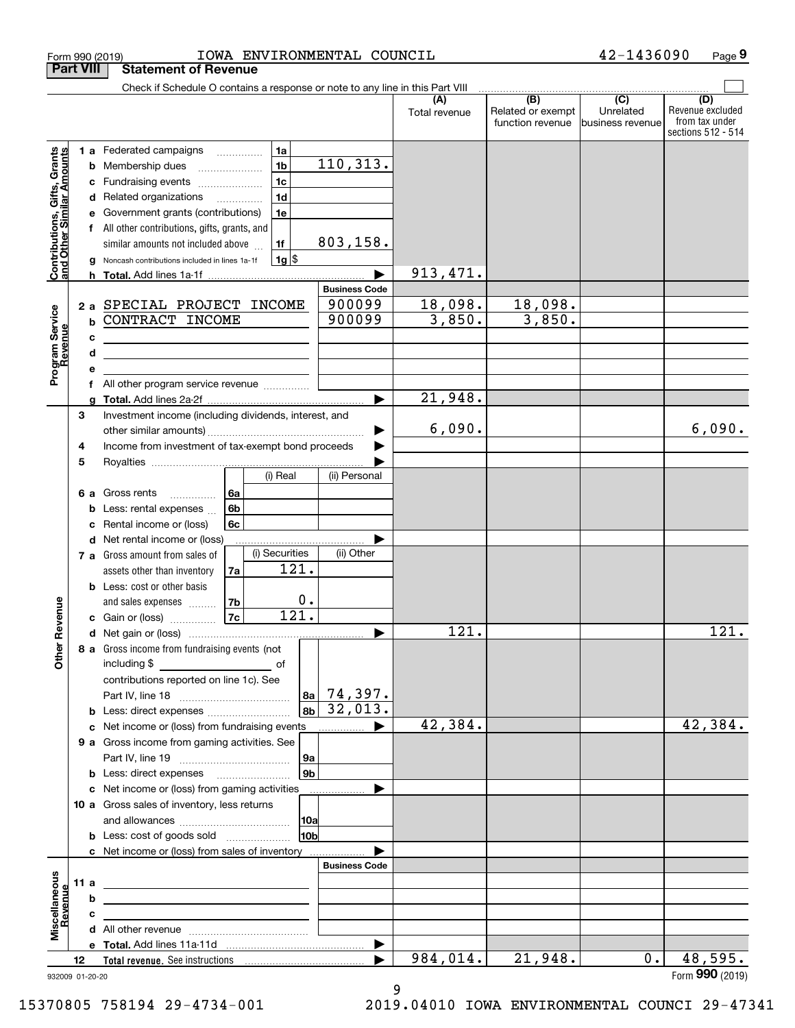Form 990 (2019) IOWA ENVIRONMENTAL COUNCIL 42-1436090 Page 9

**Part VIII Statement of Revenue**

Check if Schedule O contains a response or note to any line in this Part VIII

| | | | (A) Total revenue | (B) Related or exempt function revenue | (C) Unrelated business revenue | (D) Revenue excluded from tax under sections 512 - 514 |
|---|---|---|---|---|---|---|
| **Contributions, Gifts, Grants and Other Similar Amounts** | 1 a Federated campaigns | 1a | | | | |
| | b Membership dues | 1b 110,313. | | | | |
| | c Fundraising events | 1c | | | | |
| | d Related organizations | 1d | | | | |
| | e Government grants (contributions) | 1e | | | | |
| | f All other contributions, gifts, grants, and similar amounts not included above | 1f 803,158. | | | | |
| | g Noncash contributions included in lines 1a-1f | 1g $ | | | | |
| | h **Total.** Add lines 1a-1f | | 913,471. | | | |
| **Program Service Revenue** | | **Business Code** | | | | |
| | 2 a SPECIAL PROJECT INCOME | 900099 | 18,098. | 18,098. | | |
| | b CONTRACT INCOME | 900099 | 3,850. | 3,850. | | |
| | c | | | | | |
| | d | | | | | |
| | e | | | | | |
| | f All other program service revenue | | | | | |
| | g **Total.** Add lines 2a-2f | | 21,948. | | | |
| **Other Revenue** | 3 Investment income (including dividends, interest, and other similar amounts) | | 6,090. | | | 6,090. |
| | 4 Income from investment of tax-exempt bond proceeds | | | | | |
| | 5 Royalties | | | | | |
| | | (i) Real / (ii) Personal | | | | |
| | 6 a Gross rents | 6a | | | | |
| | b Less: rental expenses | 6b | | | | |
| | c Rental income or (loss) | 6c | | | | |
| | d Net rental income or (loss) | | | | | |
| | 7 a Gross amount from sales of assets other than inventory | 7a (i) Securities 121. / (ii) Other | | | | |
| | b Less: cost or other basis and sales expenses | 7b (i) Securities 0. | | | | |
| | c Gain or (loss) | 7c (i) Securities 121. | | | | |
| | d Net gain or (loss) | | 121. | | | 121. |
| | 8 a Gross income from fundraising events (not including $ ___ of contributions reported on line 1c). See Part IV, line 18 | 8a 74,397. | | | | |
| | b Less: direct expenses | 8b 32,013. | | | | |
| | c Net income or (loss) from fundraising events | | 42,384. | | | 42,384. |
| | 9 a Gross income from gaming activities. See Part IV, line 19 | 9a | | | | |
| | b Less: direct expenses | 9b | | | | |
| | c Net income or (loss) from gaming activities | | | | | |
| | 10 a Gross sales of inventory, less returns and allowances | 10a | | | | |
| | b Less: cost of goods sold | 10b | | | | |
| | c Net income or (loss) from sales of inventory | | | | | |
| **Miscellaneous Revenue** | | **Business Code** | | | | |
| | 11 a | | | | | |
| | b | | | | | |
| | c | | | | | |
| | d All other revenue | | | | | |
| | e **Total.** Add lines 11a-11d | | | | | |
| | 12 **Total revenue.** See instructions | | 984,014. | 21,948. | 0. | 48,595. |

932009 01-20-20 Form **990** (2019)

15370805 758194 29-4734-001 2019.04010 IOWA ENVIRONMENTAL COUNCI 29-47341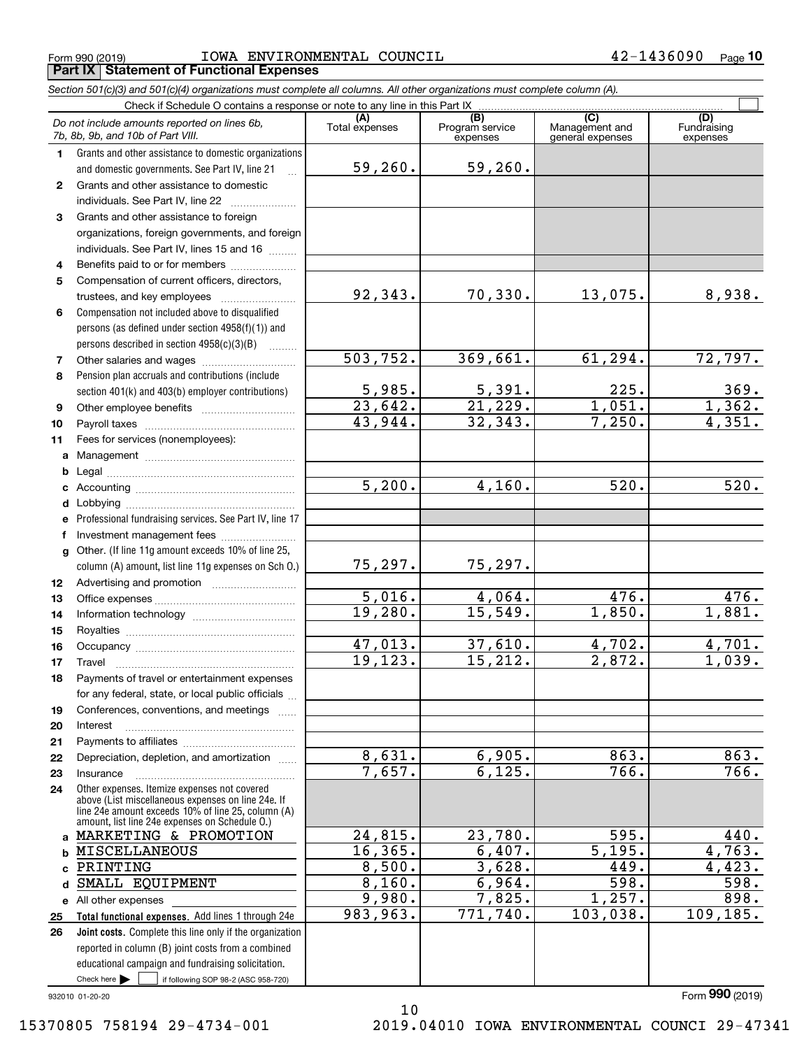Form 990 (2019) IOWA ENVIRONMENTAL COUNCIL 42-1436090 Page 10

**Part IX Statement of Functional Expenses**

*Section 501(c)(3) and 501(c)(4) organizations must complete all columns. All other organizations must complete column (A).*

Check if Schedule O contains a response or note to any line in this Part IX ☐

| *Do not include amounts reported on lines 6b, 7b, 8b, 9b, and 10b of Part VIII.* | (A) Total expenses | (B) Program service expenses | (C) Management and general expenses | (D) Fundraising expenses |
|---|---|---|---|---|
| **1** Grants and other assistance to domestic organizations and domestic governments. See Part IV, line 21 | 59,260. | 59,260. | | |
| **2** Grants and other assistance to domestic individuals. See Part IV, line 22 | | | | |
| **3** Grants and other assistance to foreign organizations, foreign governments, and foreign individuals. See Part IV, lines 15 and 16 | | | | |
| **4** Benefits paid to or for members | | | | |
| **5** Compensation of current officers, directors, trustees, and key employees | 92,343. | 70,330. | 13,075. | 8,938. |
| **6** Compensation not included above to disqualified persons (as defined under section 4958(f)(1)) and persons described in section 4958(c)(3)(B) | | | | |
| **7** Other salaries and wages | 503,752. | 369,661. | 61,294. | 72,797. |
| **8** Pension plan accruals and contributions (include section 401(k) and 403(b) employer contributions) | 5,985. | 5,391. | 225. | 369. |
| **9** Other employee benefits | 23,642. | 21,229. | 1,051. | 1,362. |
| **10** Payroll taxes | 43,944. | 32,343. | 7,250. | 4,351. |
| **11** Fees for services (nonemployees): | | | | |
| **a** Management | | | | |
| **b** Legal | | | | |
| **c** Accounting | 5,200. | 4,160. | 520. | 520. |
| **d** Lobbying | | | | |
| **e** Professional fundraising services. See Part IV, line 17 | | | | |
| **f** Investment management fees | | | | |
| **g** Other. (If line 11g amount exceeds 10% of line 25, column (A) amount, list line 11g expenses on Sch O.) | 75,297. | 75,297. | | |
| **12** Advertising and promotion | | | | |
| **13** Office expenses | 5,016. | 4,064. | 476. | 476. |
| **14** Information technology | 19,280. | 15,549. | 1,850. | 1,881. |
| **15** Royalties | | | | |
| **16** Occupancy | 47,013. | 37,610. | 4,702. | 4,701. |
| **17** Travel | 19,123. | 15,212. | 2,872. | 1,039. |
| **18** Payments of travel or entertainment expenses for any federal, state, or local public officials | | | | |
| **19** Conferences, conventions, and meetings | | | | |
| **20** Interest | | | | |
| **21** Payments to affiliates | | | | |
| **22** Depreciation, depletion, and amortization | 8,631. | 6,905. | 863. | 863. |
| **23** Insurance | 7,657. | 6,125. | 766. | 766. |
| **24** Other expenses. Itemize expenses not covered above (List miscellaneous expenses on line 24e. If line 24e amount exceeds 10% of line 25, column (A) amount, list line 24e expenses on Schedule O.) | | | | |
| **a** MARKETING & PROMOTION | 24,815. | 23,780. | 595. | 440. |
| **b** MISCELLANEOUS | 16,365. | 6,407. | 5,195. | 4,763. |
| **c** PRINTING | 8,500. | 3,628. | 449. | 4,423. |
| **d** SMALL EQUIPMENT | 8,160. | 6,964. | 598. | 598. |
| **e** All other expenses | 9,980. | 7,825. | 1,257. | 898. |
| **25 Total functional expenses.** Add lines 1 through 24e | 983,963. | 771,740. | 103,038. | 109,185. |
| **26 Joint costs.** Complete this line only if the organization reported in column (B) joint costs from a combined educational campaign and fundraising solicitation. Check here ☐ if following SOP 98-2 (ASC 958-720) | | | | |

932010 01-20-20 Form **990** (2019)

15370805 758194 29-4734-001 2019.04010 IOWA ENVIRONMENTAL COUNCI 29-47341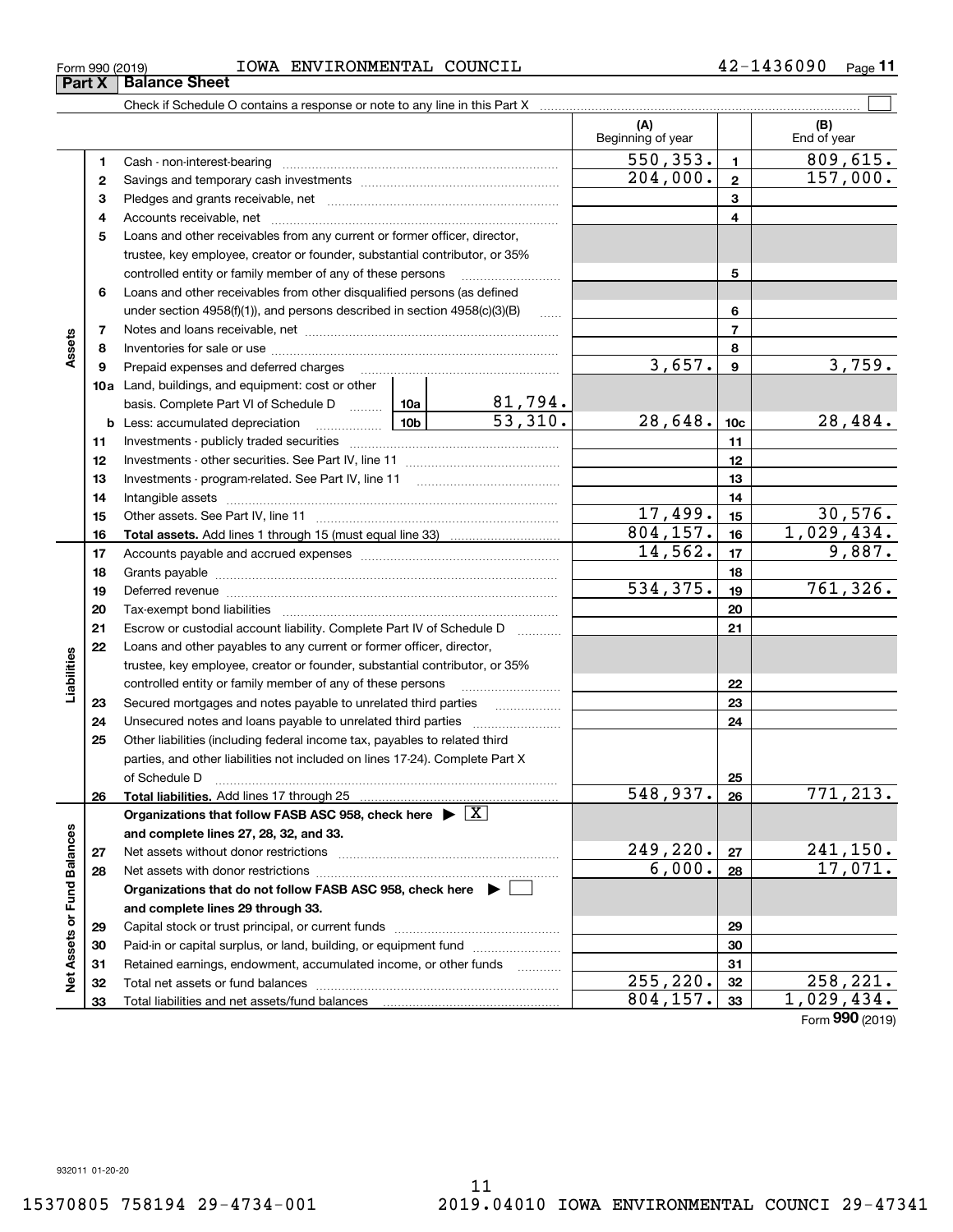Form 990 (2019) IOWA ENVIRONMENTAL COUNCIL 42-1436090 Page 11

## Part X Balance Sheet

Check if Schedule O contains a response or note to any line in this Part X ☐

| | | | | (A) Beginning of year | | (B) End of year |
|---|---|---|---|---|---|---|
| **Assets** | 1 | Cash - non-interest-bearing | | 550,353. | 1 | 809,615. |
| | 2 | Savings and temporary cash investments | | 204,000. | 2 | 157,000. |
| | 3 | Pledges and grants receivable, net | | | 3 | |
| | 4 | Accounts receivable, net | | | 4 | |
| | 5 | Loans and other receivables from any current or former officer, director, trustee, key employee, creator or founder, substantial contributor, or 35% controlled entity or family member of any of these persons | | | 5 | |
| | 6 | Loans and other receivables from other disqualified persons (as defined under section 4958(f)(1)), and persons described in section 4958(c)(3)(B) | | | 6 | |
| | 7 | Notes and loans receivable, net | | | 7 | |
| | 8 | Inventories for sale or use | | | 8 | |
| | 9 | Prepaid expenses and deferred charges | | 3,657. | 9 | 3,759. |
| | 10a | Land, buildings, and equipment: cost or other basis. Complete Part VI of Schedule D | 10a: 81,794. | | | |
| | b | Less: accumulated depreciation | 10b: 53,310. | 28,648. | 10c | 28,484. |
| | 11 | Investments - publicly traded securities | | | 11 | |
| | 12 | Investments - other securities. See Part IV, line 11 | | | 12 | |
| | 13 | Investments - program-related. See Part IV, line 11 | | | 13 | |
| | 14 | Intangible assets | | | 14 | |
| | 15 | Other assets. See Part IV, line 11 | | 17,499. | 15 | 30,576. |
| | 16 | **Total assets.** Add lines 1 through 15 (must equal line 33) | | 804,157. | 16 | 1,029,434. |
| **Liabilities** | 17 | Accounts payable and accrued expenses | | 14,562. | 17 | 9,887. |
| | 18 | Grants payable | | | 18 | |
| | 19 | Deferred revenue | | 534,375. | 19 | 761,326. |
| | 20 | Tax-exempt bond liabilities | | | 20 | |
| | 21 | Escrow or custodial account liability. Complete Part IV of Schedule D | | | 21 | |
| | 22 | Loans and other payables to any current or former officer, director, trustee, key employee, creator or founder, substantial contributor, or 35% controlled entity or family member of any of these persons | | | 22 | |
| | 23 | Secured mortgages and notes payable to unrelated third parties | | | 23 | |
| | 24 | Unsecured notes and loans payable to unrelated third parties | | | 24 | |
| | 25 | Other liabilities (including federal income tax, payables to related third parties, and other liabilities not included on lines 17-24). Complete Part X of Schedule D | | | 25 | |
| | 26 | **Total liabilities.** Add lines 17 through 25 | | 548,937. | 26 | 771,213. |
| **Net Assets or Fund Balances** | | **Organizations that follow FASB ASC 958, check here** ☒ **and complete lines 27, 28, 32, and 33.** | | | | |
| | 27 | Net assets without donor restrictions | | 249,220. | 27 | 241,150. |
| | 28 | Net assets with donor restrictions | | 6,000. | 28 | 17,071. |
| | | **Organizations that do not follow FASB ASC 958, check here** ☐ **and complete lines 29 through 33.** | | | | |
| | 29 | Capital stock or trust principal, or current funds | | | 29 | |
| | 30 | Paid-in or capital surplus, or land, building, or equipment fund | | | 30 | |
| | 31 | Retained earnings, endowment, accumulated income, or other funds | | | 31 | |
| | 32 | Total net assets or fund balances | | 255,220. | 32 | 258,221. |
| | 33 | Total liabilities and net assets/fund balances | | 804,157. | 33 | 1,029,434. |

Form **990** (2019)

932011 01-20-20

15370805 758194 29-4734-001 2019.04010 IOWA ENVIRONMENTAL COUNCI 29-47341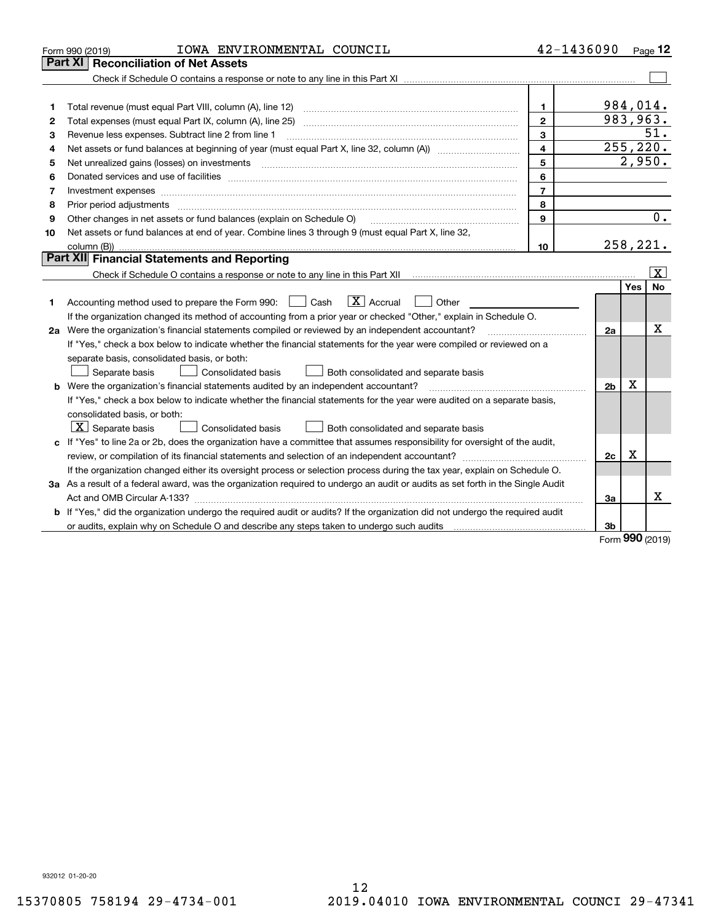Form 990 (2019) IOWA ENVIRONMENTAL COUNCIL 42-1436090 Page 12

## Part XI Reconciliation of Net Assets

Check if Schedule O contains a response or note to any line in this Part XI ☐

| | | | |
|---|---|---|---|
| 1 | Total revenue (must equal Part VIII, column (A), line 12) | 1 | 984,014. |
| 2 | Total expenses (must equal Part IX, column (A), line 25) | 2 | 983,963. |
| 3 | Revenue less expenses. Subtract line 2 from line 1 | 3 | 51. |
| 4 | Net assets or fund balances at beginning of year (must equal Part X, line 32, column (A)) | 4 | 255,220. |
| 5 | Net unrealized gains (losses) on investments | 5 | 2,950. |
| 6 | Donated services and use of facilities | 6 | |
| 7 | Investment expenses | 7 | |
| 8 | Prior period adjustments | 8 | |
| 9 | Other changes in net assets or fund balances (explain on Schedule O) | 9 | 0. |
| 10 | Net assets or fund balances at end of year. Combine lines 3 through 9 (must equal Part X, line 32, column (B)) | 10 | 258,221. |

## Part XII Financial Statements and Reporting

Check if Schedule O contains a response or note to any line in this Part XII ☒

| | | | Yes | No |
|---|---|---|---|---|
| 1 | Accounting method used to prepare the Form 990: ☐ Cash ☒ Accrual ☐ Other<br>If the organization changed its method of accounting from a prior year or checked "Other," explain in Schedule O. | | | |
| 2a | Were the organization's financial statements compiled or reviewed by an independent accountant?<br>If "Yes," check a box below to indicate whether the financial statements for the year were compiled or reviewed on a separate basis, consolidated basis, or both:<br>☐ Separate basis ☐ Consolidated basis ☐ Both consolidated and separate basis | 2a | | X |
| b | Were the organization's financial statements audited by an independent accountant?<br>If "Yes," check a box below to indicate whether the financial statements for the year were audited on a separate basis, consolidated basis, or both:<br>☒ Separate basis ☐ Consolidated basis ☐ Both consolidated and separate basis | 2b | X | |
| c | If "Yes" to line 2a or 2b, does the organization have a committee that assumes responsibility for oversight of the audit, review, or compilation of its financial statements and selection of an independent accountant?<br>If the organization changed either its oversight process or selection process during the tax year, explain on Schedule O. | 2c | X | |
| 3a | As a result of a federal award, was the organization required to undergo an audit or audits as set forth in the Single Audit Act and OMB Circular A-133? | 3a | | X |
| b | If "Yes," did the organization undergo the required audit or audits? If the organization did not undergo the required audit or audits, explain why on Schedule O and describe any steps taken to undergo such audits | 3b | | |

Form 990 (2019)

932012 01-20-20

15370805 758194 29-4734-001 2019.04010 IOWA ENVIRONMENTAL COUNCI 29-47341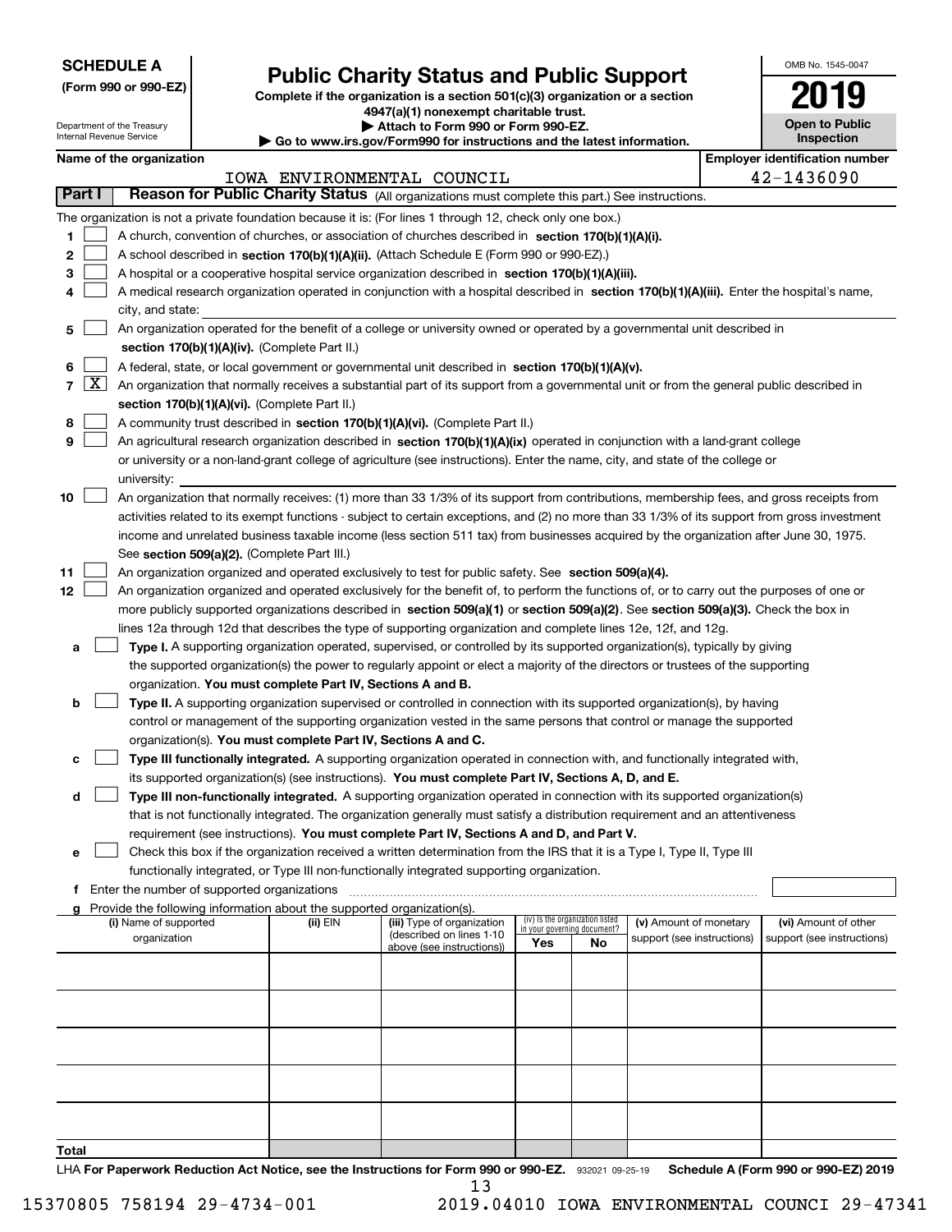**SCHEDULE A**
**(Form 990 or 990-EZ)**

Department of the Treasury
Internal Revenue Service

# Public Charity Status and Public Support

**Complete if the organization is a section 501(c)(3) organization or a section 4947(a)(1) nonexempt charitable trust.**
**▶ Attach to Form 990 or Form 990-EZ.**
**▶ Go to www.irs.gov/Form990 for instructions and the latest information.**

OMB No. 1545-0047
**2019**
**Open to Public Inspection**

**Name of the organization:** IOWA ENVIRONMENTAL COUNCIL
**Employer identification number:** 42-1436090

## Part I — Reason for Public Charity Status (All organizations must complete this part.) See instructions.

The organization is not a private foundation because it is: (For lines 1 through 12, check only one box.)

1. [ ] A church, convention of churches, or association of churches described in **section 170(b)(1)(A)(i).**
2. [ ] A school described in **section 170(b)(1)(A)(ii).** (Attach Schedule E (Form 990 or 990-EZ).)
3. [ ] A hospital or a cooperative hospital service organization described in **section 170(b)(1)(A)(iii).**
4. [ ] A medical research organization operated in conjunction with a hospital described in **section 170(b)(1)(A)(iii).** Enter the hospital's name, city, and state:
5. [ ] An organization operated for the benefit of a college or university owned or operated by a governmental unit described in **section 170(b)(1)(A)(iv).** (Complete Part II.)
6. [ ] A federal, state, or local government or governmental unit described in **section 170(b)(1)(A)(v).**
7. [X] An organization that normally receives a substantial part of its support from a governmental unit or from the general public described in **section 170(b)(1)(A)(vi).** (Complete Part II.)
8. [ ] A community trust described in **section 170(b)(1)(A)(vi).** (Complete Part II.)
9. [ ] An agricultural research organization described in **section 170(b)(1)(A)(ix)** operated in conjunction with a land-grant college or university or a non-land-grant college of agriculture (see instructions). Enter the name, city, and state of the college or university:
10. [ ] An organization that normally receives: (1) more than 33 1/3% of its support from contributions, membership fees, and gross receipts from activities related to its exempt functions - subject to certain exceptions, and (2) no more than 33 1/3% of its support from gross investment income and unrelated business taxable income (less section 511 tax) from businesses acquired by the organization after June 30, 1975. See **section 509(a)(2).** (Complete Part III.)
11. [ ] An organization organized and operated exclusively to test for public safety. See **section 509(a)(4).**
12. [ ] An organization organized and operated exclusively for the benefit of, to perform the functions of, or to carry out the purposes of one or more publicly supported organizations described in **section 509(a)(1)** or **section 509(a)(2)**. See **section 509(a)(3).** Check the box in lines 12a through 12d that describes the type of supporting organization and complete lines 12e, 12f, and 12g.
   - **a** [ ] **Type I.** A supporting organization operated, supervised, or controlled by its supported organization(s), typically by giving the supported organization(s) the power to regularly appoint or elect a majority of the directors or trustees of the supporting organization. **You must complete Part IV, Sections A and B.**
   - **b** [ ] **Type II.** A supporting organization supervised or controlled in connection with its supported organization(s), by having control or management of the supporting organization vested in the same persons that control or manage the supported organization(s). **You must complete Part IV, Sections A and C.**
   - **c** [ ] **Type III functionally integrated.** A supporting organization operated in connection with, and functionally integrated with, its supported organization(s) (see instructions). **You must complete Part IV, Sections A, D, and E.**
   - **d** [ ] **Type III non-functionally integrated.** A supporting organization operated in connection with its supported organization(s) that is not functionally integrated. The organization generally must satisfy a distribution requirement and an attentiveness requirement (see instructions). **You must complete Part IV, Sections A and D, and Part V.**
   - **e** [ ] Check this box if the organization received a written determination from the IRS that it is a Type I, Type II, Type III functionally integrated, or Type III non-functionally integrated supporting organization.
   - **f** Enter the number of supported organizations
   - **g** Provide the following information about the supported organization(s).

| (i) Name of supported organization | (ii) EIN | (iii) Type of organization (described on lines 1-10 above (see instructions)) | (iv) Is the organization listed in your governing document? Yes | No | (v) Amount of monetary support (see instructions) | (vi) Amount of other support (see instructions) |
|---|---|---|---|---|---|---|
| | | | | | | |
| | | | | | | |
| | | | | | | |
| | | | | | | |
| | | | | | | |
| **Total** | | | | | | |

LHA **For Paperwork Reduction Act Notice, see the Instructions for Form 990 or 990-EZ.** 932021 09-25-19 **Schedule A (Form 990 or 990-EZ) 2019**

15370805 758194 29-4734-001 2019.04010 IOWA ENVIRONMENTAL COUNCI 29-47341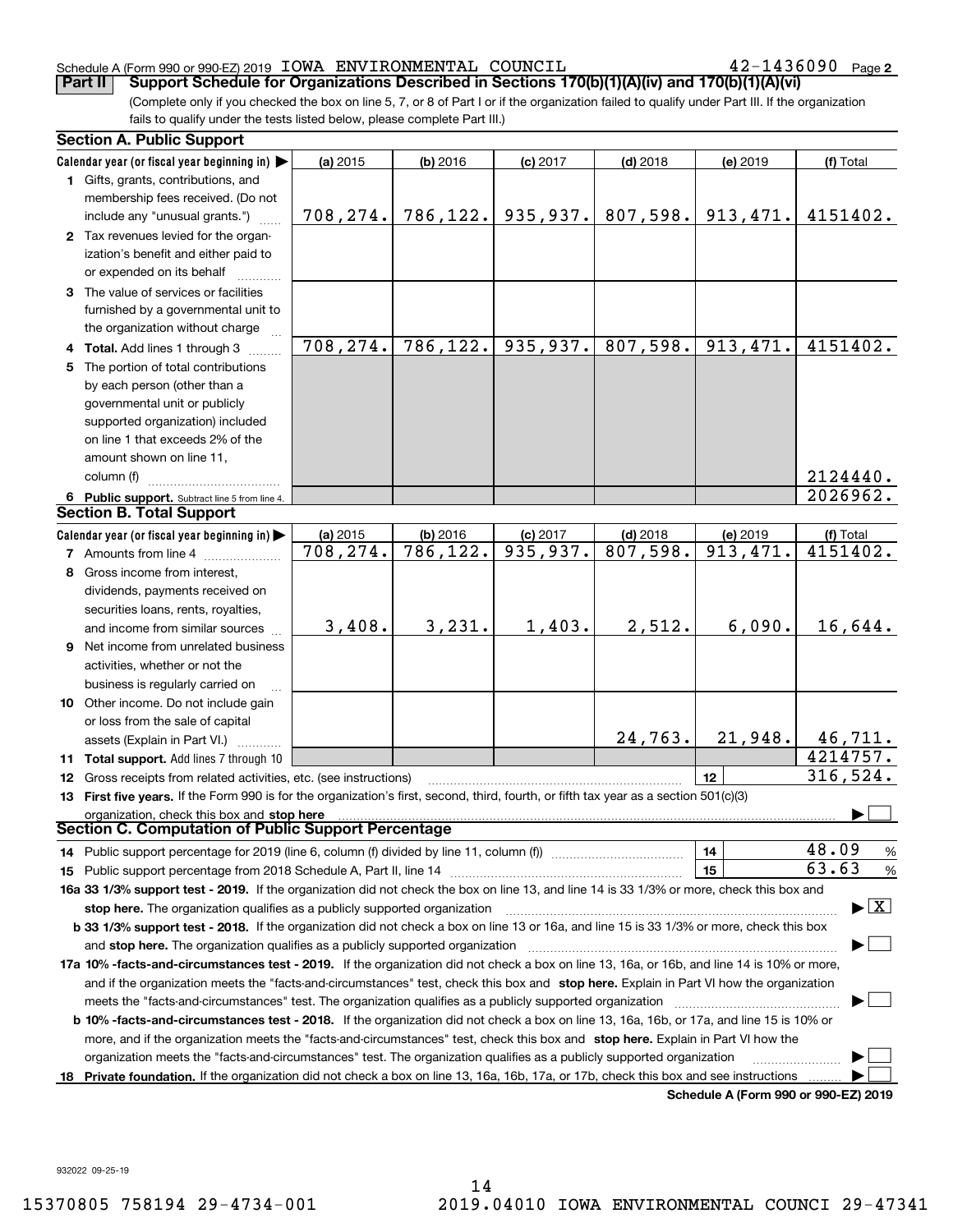Schedule A (Form 990 or 990-EZ) 2019 IOWA ENVIRONMENTAL COUNCIL 42-1436090 Page 2

**Part II Support Schedule for Organizations Described in Sections 170(b)(1)(A)(iv) and 170(b)(1)(A)(vi)**

(Complete only if you checked the box on line 5, 7, or 8 of Part I or if the organization failed to qualify under Part III. If the organization fails to qualify under the tests listed below, please complete Part III.)

**Section A. Public Support**

| Calendar year (or fiscal year beginning in) ▶ | (a) 2015 | (b) 2016 | (c) 2017 | (d) 2018 | (e) 2019 | (f) Total |
|---|---|---|---|---|---|---|
| **1** Gifts, grants, contributions, and membership fees received. (Do not include any "unusual grants.") | 708,274. | 786,122. | 935,937. | 807,598. | 913,471. | 4151402. |
| **2** Tax revenues levied for the organization's benefit and either paid to or expended on its behalf | | | | | | |
| **3** The value of services or facilities furnished by a governmental unit to the organization without charge | | | | | | |
| **4 Total.** Add lines 1 through 3 | 708,274. | 786,122. | 935,937. | 807,598. | 913,471. | 4151402. |
| **5** The portion of total contributions by each person (other than a governmental unit or publicly supported organization) included on line 1 that exceeds 2% of the amount shown on line 11, column (f) | | | | | | 2124440. |
| **6 Public support.** Subtract line 5 from line 4. | | | | | | 2026962. |

**Section B. Total Support**

| Calendar year (or fiscal year beginning in) ▶ | (a) 2015 | (b) 2016 | (c) 2017 | (d) 2018 | (e) 2019 | (f) Total |
|---|---|---|---|---|---|---|
| **7** Amounts from line 4 | 708,274. | 786,122. | 935,937. | 807,598. | 913,471. | 4151402. |
| **8** Gross income from interest, dividends, payments received on securities loans, rents, royalties, and income from similar sources | 3,408. | 3,231. | 1,403. | 2,512. | 6,090. | 16,644. |
| **9** Net income from unrelated business activities, whether or not the business is regularly carried on | | | | | | |
| **10** Other income. Do not include gain or loss from the sale of capital assets (Explain in Part VI.) | | | | 24,763. | 21,948. | 46,711. |
| **11 Total support.** Add lines 7 through 10 | | | | | | 4214757. |
| **12** Gross receipts from related activities, etc. (see instructions) | | | | | **12** | 316,524. |

**13 First five years.** If the Form 990 is for the organization's first, second, third, fourth, or fifth tax year as a section 501(c)(3) organization, check this box and **stop here** ▶ ☐

**Section C. Computation of Public Support Percentage**

| | | |
|---|---|---|
| **14** Public support percentage for 2019 (line 6, column (f) divided by line 11, column (f)) | **14** | 48.09 % |
| **15** Public support percentage from 2018 Schedule A, Part II, line 14 | **15** | 63.63 % |

**16a 33 1/3% support test - 2019.** If the organization did not check the box on line 13, and line 14 is 33 1/3% or more, check this box and **stop here.** The organization qualifies as a publicly supported organization ▶ ☒

**b 33 1/3% support test - 2018.** If the organization did not check a box on line 13 or 16a, and line 15 is 33 1/3% or more, check this box and **stop here.** The organization qualifies as a publicly supported organization ▶ ☐

**17a 10% -facts-and-circumstances test - 2019.** If the organization did not check a box on line 13, 16a, or 16b, and line 14 is 10% or more, and if the organization meets the "facts-and-circumstances" test, check this box and **stop here.** Explain in Part VI how the organization meets the "facts-and-circumstances" test. The organization qualifies as a publicly supported organization ▶ ☐

**b 10% -facts-and-circumstances test - 2018.** If the organization did not check a box on line 13, 16a, 16b, or 17a, and line 15 is 10% or more, and if the organization meets the "facts-and-circumstances" test, check this box and **stop here.** Explain in Part VI how the organization meets the "facts-and-circumstances" test. The organization qualifies as a publicly supported organization ▶ ☐

**18 Private foundation.** If the organization did not check a box on line 13, 16a, 16b, 17a, or 17b, check this box and see instructions ▶ ☐

**Schedule A (Form 990 or 990-EZ) 2019**

932022 09-25-19

15370805 758194 29-4734-001 2019.04010 IOWA ENVIRONMENTAL COUNCI 29-47341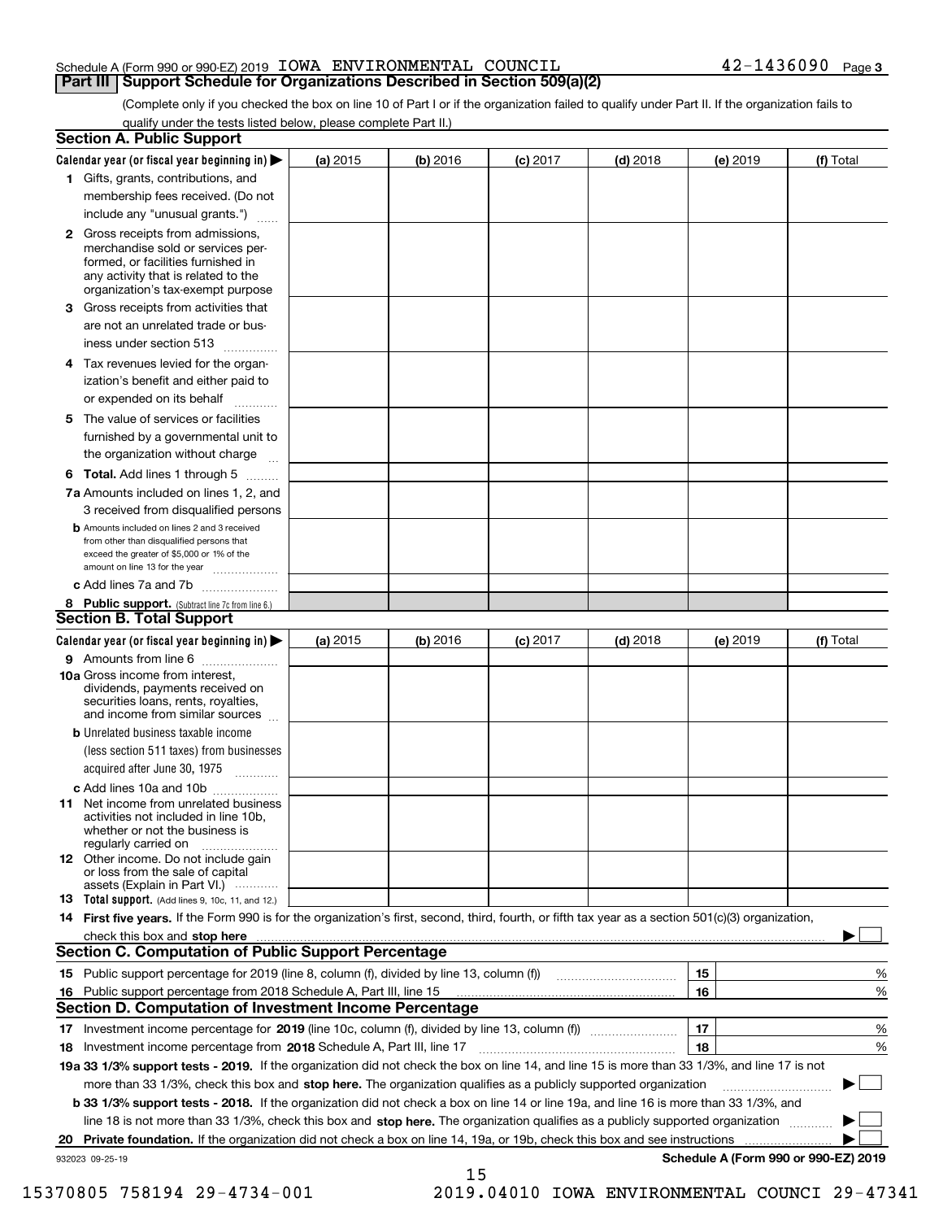Schedule A (Form 990 or 990-EZ) 2019 IOWA ENVIRONMENTAL COUNCIL 42-1436090 Page 3

## Part III | Support Schedule for Organizations Described in Section 509(a)(2)

(Complete only if you checked the box on line 10 of Part I or if the organization failed to qualify under Part II. If the organization fails to qualify under the tests listed below, please complete Part II.)

### Section A. Public Support

| Calendar year (or fiscal year beginning in) ▶ | (a) 2015 | (b) 2016 | (c) 2017 | (d) 2018 | (e) 2019 | (f) Total |
|---|---|---|---|---|---|---|
| **1** Gifts, grants, contributions, and membership fees received. (Do not include any "unusual grants.") | | | | | | |
| **2** Gross receipts from admissions, merchandise sold or services performed, or facilities furnished in any activity that is related to the organization's tax-exempt purpose | | | | | | |
| **3** Gross receipts from activities that are not an unrelated trade or business under section 513 | | | | | | |
| **4** Tax revenues levied for the organization's benefit and either paid to or expended on its behalf | | | | | | |
| **5** The value of services or facilities furnished by a governmental unit to the organization without charge | | | | | | |
| **6 Total.** Add lines 1 through 5 | | | | | | |
| **7a** Amounts included on lines 1, 2, and 3 received from disqualified persons | | | | | | |
| **b** Amounts included on lines 2 and 3 received from other than disqualified persons that exceed the greater of $5,000 or 1% of the amount on line 13 for the year | | | | | | |
| **c** Add lines 7a and 7b | | | | | | |
| **8 Public support.** (Subtract line 7c from line 6.) | | | | | | |

### Section B. Total Support

| Calendar year (or fiscal year beginning in) ▶ | (a) 2015 | (b) 2016 | (c) 2017 | (d) 2018 | (e) 2019 | (f) Total |
|---|---|---|---|---|---|---|
| **9** Amounts from line 6 | | | | | | |
| **10a** Gross income from interest, dividends, payments received on securities loans, rents, royalties, and income from similar sources | | | | | | |
| **b** Unrelated business taxable income (less section 511 taxes) from businesses acquired after June 30, 1975 | | | | | | |
| **c** Add lines 10a and 10b | | | | | | |
| **11** Net income from unrelated business activities not included in line 10b, whether or not the business is regularly carried on | | | | | | |
| **12** Other income. Do not include gain or loss from the sale of capital assets (Explain in Part VI.) | | | | | | |
| **13 Total support.** (Add lines 9, 10c, 11, and 12.) | | | | | | |

**14 First five years.** If the Form 990 is for the organization's first, second, third, fourth, or fifth tax year as a section 501(c)(3) organization, check this box and **stop here** ▶ ☐

### Section C. Computation of Public Support Percentage

| | | | |
|---|---|---|---|
| **15** Public support percentage for 2019 (line 8, column (f), divided by line 13, column (f)) | 15 | | % |
| **16** Public support percentage from 2018 Schedule A, Part III, line 15 | 16 | | % |

### Section D. Computation of Investment Income Percentage

| | | | |
|---|---|---|---|
| **17** Investment income percentage for **2019** (line 10c, column (f), divided by line 13, column (f)) | 17 | | % |
| **18** Investment income percentage from **2018** Schedule A, Part III, line 17 | 18 | | % |

**19a 33 1/3% support tests - 2019.** If the organization did not check the box on line 14, and line 15 is more than 33 1/3%, and line 17 is not more than 33 1/3%, check this box and **stop here.** The organization qualifies as a publicly supported organization ▶ ☐

**b 33 1/3% support tests - 2018.** If the organization did not check a box on line 14 or line 19a, and line 16 is more than 33 1/3%, and line 18 is not more than 33 1/3%, check this box and **stop here.** The organization qualifies as a publicly supported organization ▶ ☐

**20 Private foundation.** If the organization did not check a box on line 14, 19a, or 19b, check this box and see instructions ▶ ☐

932023 09-25-19 **Schedule A (Form 990 or 990-EZ) 2019**

15370805 758194 29-4734-001 2019.04010 IOWA ENVIRONMENTAL COUNCI 29-47341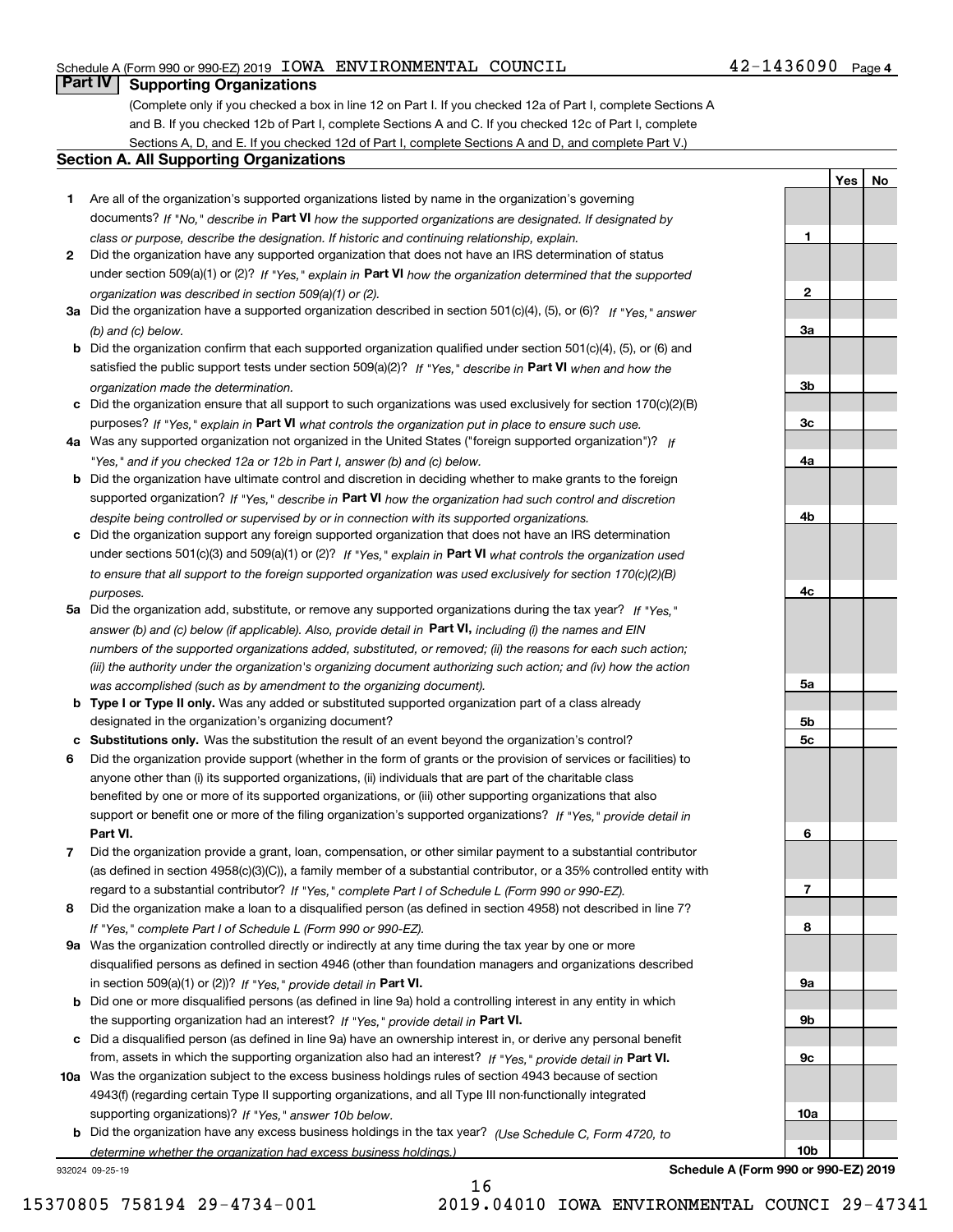Schedule A (Form 990 or 990-EZ) 2019 IOWA ENVIRONMENTAL COUNCIL 42-1436090 Page 4

## Part IV Supporting Organizations

(Complete only if you checked a box in line 12 on Part I. If you checked 12a of Part I, complete Sections A and B. If you checked 12b of Part I, complete Sections A and C. If you checked 12c of Part I, complete Sections A, D, and E. If you checked 12d of Part I, complete Sections A and D, and complete Part V.)

### Section A. All Supporting Organizations

| | | Line | Yes | No |
|---|---|---|---|---|
| **1** | Are all of the organization's supported organizations listed by name in the organization's governing documents? *If "No," describe in* **Part VI** *how the supported organizations are designated. If designated by class or purpose, describe the designation. If historic and continuing relationship, explain.* | **1** | | |
| **2** | Did the organization have any supported organization that does not have an IRS determination of status under section 509(a)(1) or (2)? *If "Yes," explain in* **Part VI** *how the organization determined that the supported organization was described in section 509(a)(1) or (2).* | **2** | | |
| **3a** | Did the organization have a supported organization described in section 501(c)(4), (5), or (6)? *If "Yes," answer (b) and (c) below.* | **3a** | | |
| **b** | Did the organization confirm that each supported organization qualified under section 501(c)(4), (5), or (6) and satisfied the public support tests under section 509(a)(2)? *If "Yes," describe in* **Part VI** *when and how the organization made the determination.* | **3b** | | |
| **c** | Did the organization ensure that all support to such organizations was used exclusively for section 170(c)(2)(B) purposes? *If "Yes," explain in* **Part VI** *what controls the organization put in place to ensure such use.* | **3c** | | |
| **4a** | Was any supported organization not organized in the United States ("foreign supported organization")? *If "Yes," and if you checked 12a or 12b in Part I, answer (b) and (c) below.* | **4a** | | |
| **b** | Did the organization have ultimate control and discretion in deciding whether to make grants to the foreign supported organization? *If "Yes," describe in* **Part VI** *how the organization had such control and discretion despite being controlled or supervised by or in connection with its supported organizations.* | **4b** | | |
| **c** | Did the organization support any foreign supported organization that does not have an IRS determination under sections 501(c)(3) and 509(a)(1) or (2)? *If "Yes," explain in* **Part VI** *what controls the organization used to ensure that all support to the foreign supported organization was used exclusively for section 170(c)(2)(B) purposes.* | **4c** | | |
| **5a** | Did the organization add, substitute, or remove any supported organizations during the tax year? *If "Yes," answer (b) and (c) below (if applicable). Also, provide detail in* **Part VI,** *including (i) the names and EIN numbers of the supported organizations added, substituted, or removed; (ii) the reasons for each such action; (iii) the authority under the organization's organizing document authorizing such action; and (iv) how the action was accomplished (such as by amendment to the organizing document).* | **5a** | | |
| **b** | **Type I or Type II only.** Was any added or substituted supported organization part of a class already designated in the organization's organizing document? | **5b** | | |
| **c** | **Substitutions only.** Was the substitution the result of an event beyond the organization's control? | **5c** | | |
| **6** | Did the organization provide support (whether in the form of grants or the provision of services or facilities) to anyone other than (i) its supported organizations, (ii) individuals that are part of the charitable class benefited by one or more of its supported organizations, or (iii) other supporting organizations that also support or benefit one or more of the filing organization's supported organizations? *If "Yes," provide detail in* **Part VI.** | **6** | | |
| **7** | Did the organization provide a grant, loan, compensation, or other similar payment to a substantial contributor (as defined in section 4958(c)(3)(C)), a family member of a substantial contributor, or a 35% controlled entity with regard to a substantial contributor? *If "Yes," complete Part I of Schedule L (Form 990 or 990-EZ).* | **7** | | |
| **8** | Did the organization make a loan to a disqualified person (as defined in section 4958) not described in line 7? *If "Yes," complete Part I of Schedule L (Form 990 or 990-EZ).* | **8** | | |
| **9a** | Was the organization controlled directly or indirectly at any time during the tax year by one or more disqualified persons as defined in section 4946 (other than foundation managers and organizations described in section 509(a)(1) or (2))? *If "Yes," provide detail in* **Part VI.** | **9a** | | |
| **b** | Did one or more disqualified persons (as defined in line 9a) hold a controlling interest in any entity in which the supporting organization had an interest? *If "Yes," provide detail in* **Part VI.** | **9b** | | |
| **c** | Did a disqualified person (as defined in line 9a) have an ownership interest in, or derive any personal benefit from, assets in which the supporting organization also had an interest? *If "Yes," provide detail in* **Part VI.** | **9c** | | |
| **10a** | Was the organization subject to the excess business holdings rules of section 4943 because of section 4943(f) (regarding certain Type II supporting organizations, and all Type III non-functionally integrated supporting organizations)? *If "Yes," answer 10b below.* | **10a** | | |
| **b** | Did the organization have any excess business holdings in the tax year? *(Use Schedule C, Form 4720, to determine whether the organization had excess business holdings.)* | **10b** | | |

932024 09-25-19 **Schedule A (Form 990 or 990-EZ) 2019**

15370805 758194 29-4734-001 2019.04010 IOWA ENVIRONMENTAL COUNCI 29-47341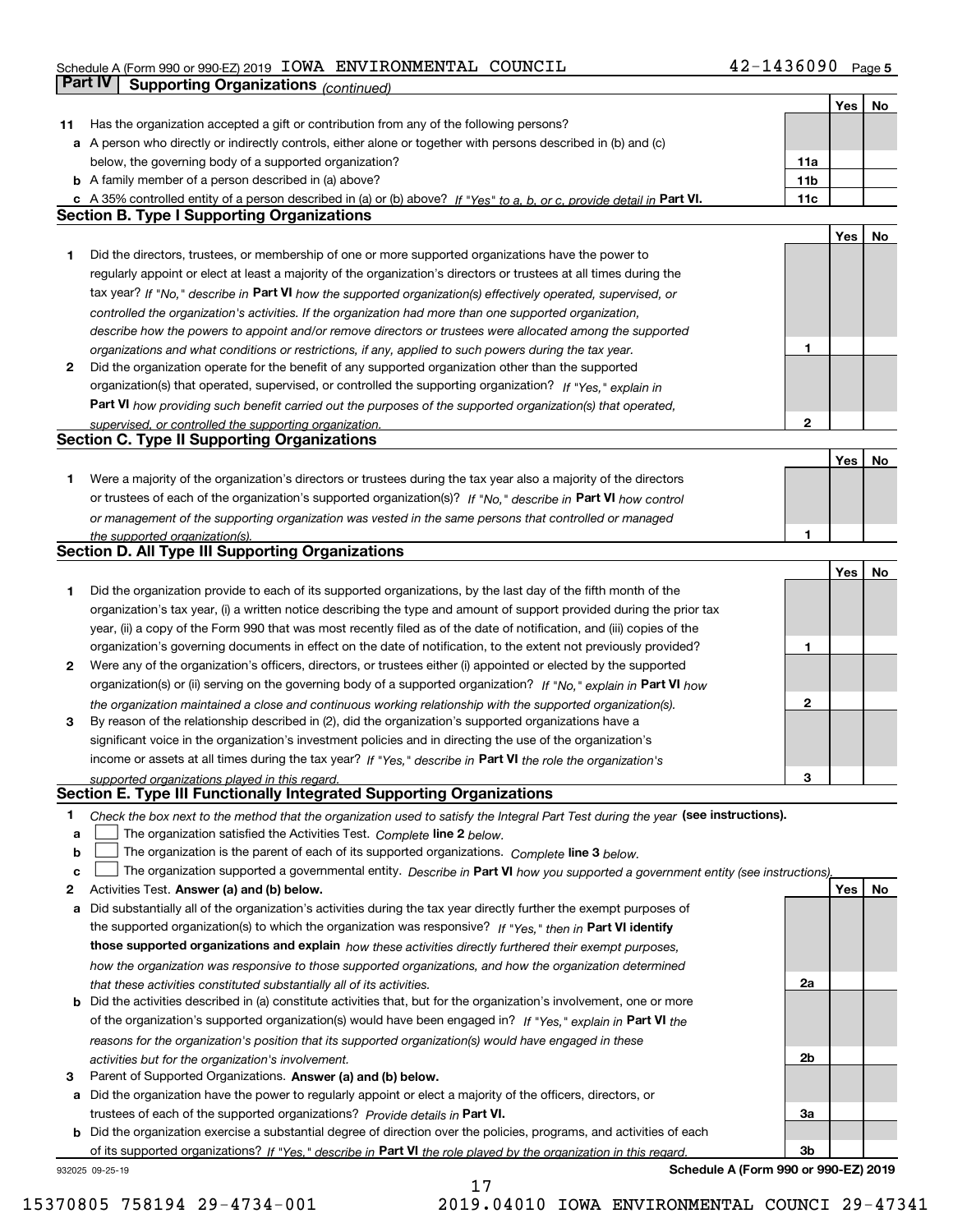Schedule A (Form 990 or 990-EZ) 2019 IOWA ENVIRONMENTAL COUNCIL 42-1436090 Page 5

**Part IV | Supporting Organizations** *(continued)*

| | | | Yes | No |
|---|---|---|---|---|
| **11** | Has the organization accepted a gift or contribution from any of the following persons? | | | |
| **a** | A person who directly or indirectly controls, either alone or together with persons described in (b) and (c) below, the governing body of a supported organization? | **11a** | | |
| **b** | A family member of a person described in (a) above? | **11b** | | |
| **c** | A 35% controlled entity of a person described in (a) or (b) above? *If "Yes" to a, b, or c, provide detail in* **Part VI.** | **11c** | | |

## Section B. Type I Supporting Organizations

| | | | Yes | No |
|---|---|---|---|---|
| **1** | Did the directors, trustees, or membership of one or more supported organizations have the power to regularly appoint or elect at least a majority of the organization's directors or trustees at all times during the tax year? *If "No," describe in* **Part VI** *how the supported organization(s) effectively operated, supervised, or controlled the organization's activities. If the organization had more than one supported organization, describe how the powers to appoint and/or remove directors or trustees were allocated among the supported organizations and what conditions or restrictions, if any, applied to such powers during the tax year.* | **1** | | |
| **2** | Did the organization operate for the benefit of any supported organization other than the supported organization(s) that operated, supervised, or controlled the supporting organization? *If "Yes," explain in* **Part VI** *how providing such benefit carried out the purposes of the supported organization(s) that operated, supervised, or controlled the supporting organization.* | **2** | | |

## Section C. Type II Supporting Organizations

| | | | Yes | No |
|---|---|---|---|---|
| **1** | Were a majority of the organization's directors or trustees during the tax year also a majority of the directors or trustees of each of the organization's supported organization(s)? *If "No," describe in* **Part VI** *how control or management of the supporting organization was vested in the same persons that controlled or managed the supported organization(s).* | **1** | | |

## Section D. All Type III Supporting Organizations

| | | | Yes | No |
|---|---|---|---|---|
| **1** | Did the organization provide to each of its supported organizations, by the last day of the fifth month of the organization's tax year, (i) a written notice describing the type and amount of support provided during the prior tax year, (ii) a copy of the Form 990 that was most recently filed as of the date of notification, and (iii) copies of the organization's governing documents in effect on the date of notification, to the extent not previously provided? | **1** | | |
| **2** | Were any of the organization's officers, directors, or trustees either (i) appointed or elected by the supported organization(s) or (ii) serving on the governing body of a supported organization? *If "No," explain in* **Part VI** *how the organization maintained a close and continuous working relationship with the supported organization(s).* | **2** | | |
| **3** | By reason of the relationship described in (2), did the organization's supported organizations have a significant voice in the organization's investment policies and in directing the use of the organization's income or assets at all times during the tax year? *If "Yes," describe in* **Part VI** *the role the organization's supported organizations played in this regard.* | **3** | | |

## Section E. Type III Functionally Integrated Supporting Organizations

**1** *Check the box next to the method that the organization used to satisfy the Integral Part Test during the year* **(see instructions).**

- **a** ☐ The organization satisfied the Activities Test. *Complete* **line 2** *below.*
- **b** ☐ The organization is the parent of each of its supported organizations. *Complete* **line 3** *below.*
- **c** ☐ The organization supported a governmental entity. *Describe in* **Part VI** *how you supported a government entity (see instructions).*

| | | | Yes | No |
|---|---|---|---|---|
| **2** | Activities Test. **Answer (a) and (b) below.** | | | |
| **a** | Did substantially all of the organization's activities during the tax year directly further the exempt purposes of the supported organization(s) to which the organization was responsive? *If "Yes," then in* **Part VI identify those supported organizations and explain** *how these activities directly furthered their exempt purposes, how the organization was responsive to those supported organizations, and how the organization determined that these activities constituted substantially all of its activities.* | **2a** | | |
| **b** | Did the activities described in (a) constitute activities that, but for the organization's involvement, one or more of the organization's supported organization(s) would have been engaged in? *If "Yes," explain in* **Part VI** *the reasons for the organization's position that its supported organization(s) would have engaged in these activities but for the organization's involvement.* | **2b** | | |
| **3** | Parent of Supported Organizations. **Answer (a) and (b) below.** | | | |
| **a** | Did the organization have the power to regularly appoint or elect a majority of the officers, directors, or trustees of each of the supported organizations? *Provide details in* **Part VI.** | **3a** | | |
| **b** | Did the organization exercise a substantial degree of direction over the policies, programs, and activities of each of its supported organizations? *If "Yes," describe in* **Part VI** *the role played by the organization in this regard.* | **3b** | | |

932025 09-25-19 **Schedule A (Form 990 or 990-EZ) 2019**

15370805 758194 29-4734-001 2019.04010 IOWA ENVIRONMENTAL COUNCI 29-47341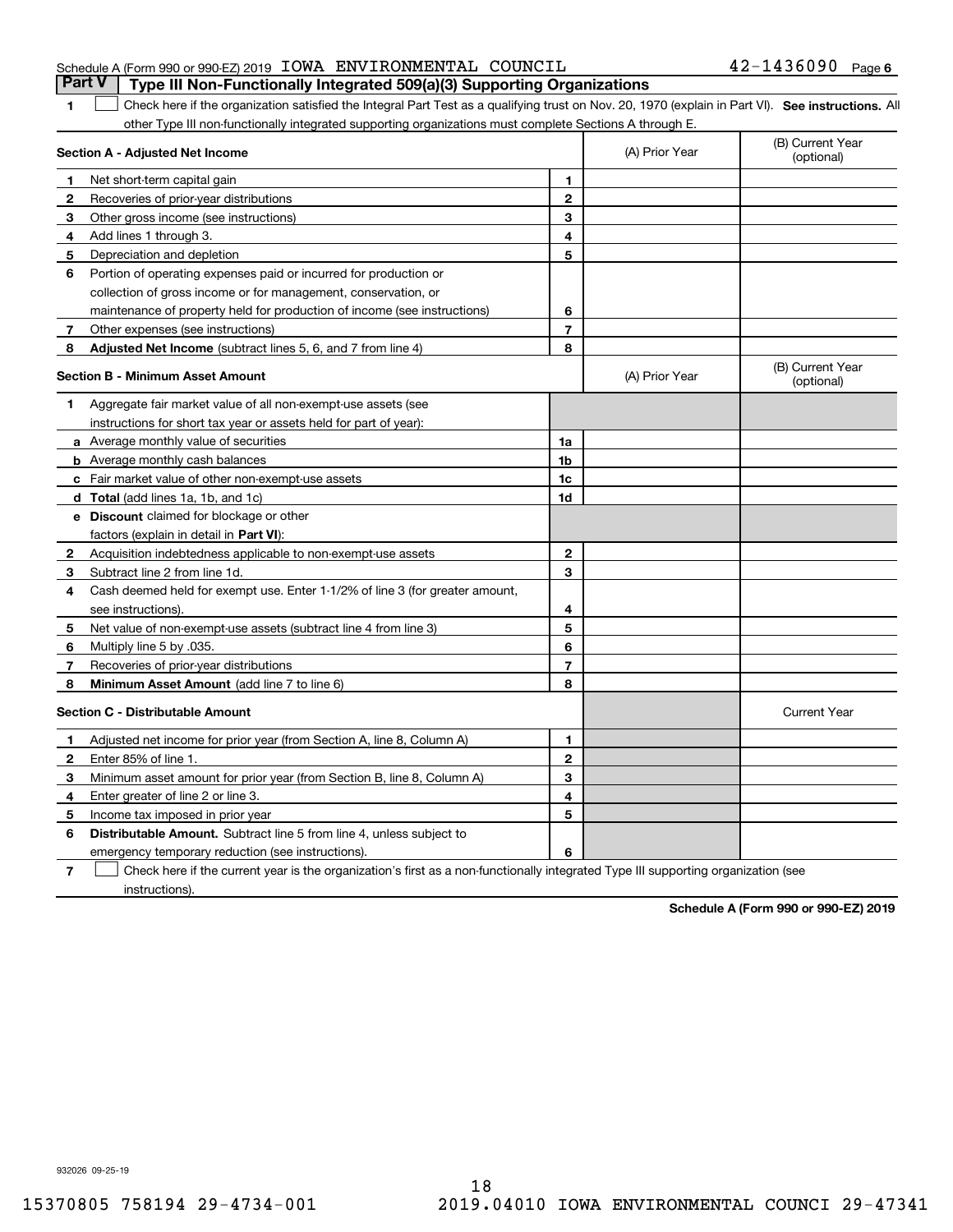Schedule A (Form 990 or 990-EZ) 2019 IOWA ENVIRONMENTAL COUNCIL 42-1436090 Page 6

## Part V Type III Non-Functionally Integrated 509(a)(3) Supporting Organizations

1 ☐ Check here if the organization satisfied the Integral Part Test as a qualifying trust on Nov. 20, 1970 (explain in Part VI). **See instructions.** All other Type III non-functionally integrated supporting organizations must complete Sections A through E.

| **Section A - Adjusted Net Income** | | (A) Prior Year | (B) Current Year (optional) |
|---|---|---|---|
| **1** Net short-term capital gain | 1 | | |
| **2** Recoveries of prior-year distributions | 2 | | |
| **3** Other gross income (see instructions) | 3 | | |
| **4** Add lines 1 through 3. | 4 | | |
| **5** Depreciation and depletion | 5 | | |
| **6** Portion of operating expenses paid or incurred for production or collection of gross income or for management, conservation, or maintenance of property held for production of income (see instructions) | 6 | | |
| **7** Other expenses (see instructions) | 7 | | |
| **8** **Adjusted Net Income** (subtract lines 5, 6, and 7 from line 4) | 8 | | |

| **Section B - Minimum Asset Amount** | | (A) Prior Year | (B) Current Year (optional) |
|---|---|---|---|
| **1** Aggregate fair market value of all non-exempt-use assets (see instructions for short tax year or assets held for part of year): | | | |
| **a** Average monthly value of securities | 1a | | |
| **b** Average monthly cash balances | 1b | | |
| **c** Fair market value of other non-exempt-use assets | 1c | | |
| **d** **Total** (add lines 1a, 1b, and 1c) | 1d | | |
| **e** **Discount** claimed for blockage or other factors (explain in detail in **Part VI**): | | | |
| **2** Acquisition indebtedness applicable to non-exempt-use assets | 2 | | |
| **3** Subtract line 2 from line 1d. | 3 | | |
| **4** Cash deemed held for exempt use. Enter 1-1/2% of line 3 (for greater amount, see instructions). | 4 | | |
| **5** Net value of non-exempt-use assets (subtract line 4 from line 3) | 5 | | |
| **6** Multiply line 5 by .035. | 6 | | |
| **7** Recoveries of prior-year distributions | 7 | | |
| **8** **Minimum Asset Amount** (add line 7 to line 6) | 8 | | |

| **Section C - Distributable Amount** | | | Current Year |
|---|---|---|---|
| **1** Adjusted net income for prior year (from Section A, line 8, Column A) | 1 | | |
| **2** Enter 85% of line 1. | 2 | | |
| **3** Minimum asset amount for prior year (from Section B, line 8, Column A) | 3 | | |
| **4** Enter greater of line 2 or line 3. | 4 | | |
| **5** Income tax imposed in prior year | 5 | | |
| **6** **Distributable Amount.** Subtract line 5 from line 4, unless subject to emergency temporary reduction (see instructions). | 6 | | |

7 ☐ Check here if the current year is the organization's first as a non-functionally integrated Type III supporting organization (see instructions).

**Schedule A (Form 990 or 990-EZ) 2019**

932026 09-25-19

15370805 758194 29-4734-001 2019.04010 IOWA ENVIRONMENTAL COUNCI 29-47341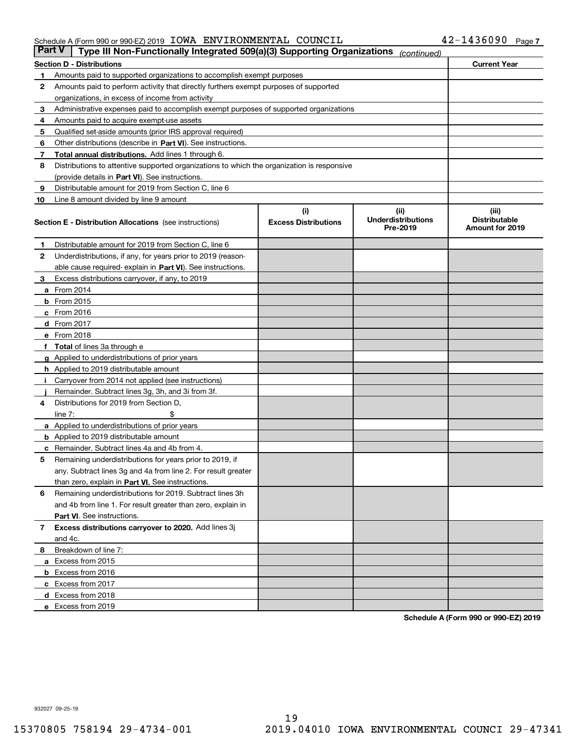Schedule A (Form 990 or 990-EZ) 2019 IOWA ENVIRONMENTAL COUNCIL 42-1436090

**Part V** **Type III Non-Functionally Integrated 509(a)(3) Supporting Organizations** *(continued)*

| **Section D - Distributions** | | **Current Year** |
|---|---|---|
| **1** | Amounts paid to supported organizations to accomplish exempt purposes | |
| **2** | Amounts paid to perform activity that directly furthers exempt purposes of supported organizations, in excess of income from activity | |
| **3** | Administrative expenses paid to accomplish exempt purposes of supported organizations | |
| **4** | Amounts paid to acquire exempt-use assets | |
| **5** | Qualified set-aside amounts (prior IRS approval required) | |
| **6** | Other distributions (describe in **Part VI**). See instructions. | |
| **7** | **Total annual distributions.** Add lines 1 through 6. | |
| **8** | Distributions to attentive supported organizations to which the organization is responsive (provide details in **Part VI**). See instructions. | |
| **9** | Distributable amount for 2019 from Section C, line 6 | |
| **10** | Line 8 amount divided by line 9 amount | |

| **Section E - Distribution Allocations** (see instructions) | | **(i) Excess Distributions** | **(ii) Underdistributions Pre-2019** | **(iii) Distributable Amount for 2019** |
|---|---|---|---|---|
| **1** | Distributable amount for 2019 from Section C, line 6 | | | |
| **2** | Underdistributions, if any, for years prior to 2019 (reasonable cause required- explain in **Part VI**). See instructions. | | | |
| **3** | Excess distributions carryover, if any, to 2019 | | | |
| **a** | From 2014 | | | |
| **b** | From 2015 | | | |
| **c** | From 2016 | | | |
| **d** | From 2017 | | | |
| **e** | From 2018 | | | |
| **f** | **Total** of lines 3a through e | | | |
| **g** | Applied to underdistributions of prior years | | | |
| **h** | Applied to 2019 distributable amount | | | |
| **i** | Carryover from 2014 not applied (see instructions) | | | |
| **j** | Remainder. Subtract lines 3g, 3h, and 3i from 3f. | | | |
| **4** | Distributions for 2019 from Section D, line 7: $ | | | |
| **a** | Applied to underdistributions of prior years | | | |
| **b** | Applied to 2019 distributable amount | | | |
| **c** | Remainder. Subtract lines 4a and 4b from 4. | | | |
| **5** | Remaining underdistributions for years prior to 2019, if any. Subtract lines 3g and 4a from line 2. For result greater than zero, explain in **Part VI**. See instructions. | | | |
| **6** | Remaining underdistributions for 2019. Subtract lines 3h and 4b from line 1. For result greater than zero, explain in **Part VI**. See instructions. | | | |
| **7** | **Excess distributions carryover to 2020.** Add lines 3j and 4c. | | | |
| **8** | Breakdown of line 7: | | | |
| **a** | Excess from 2015 | | | |
| **b** | Excess from 2016 | | | |
| **c** | Excess from 2017 | | | |
| **d** | Excess from 2018 | | | |
| **e** | Excess from 2019 | | | |

**Schedule A (Form 990 or 990-EZ) 2019**

932027 09-25-19

15370805 758194 29-4734-001 2019.04010 IOWA ENVIRONMENTAL COUNCI 29-47341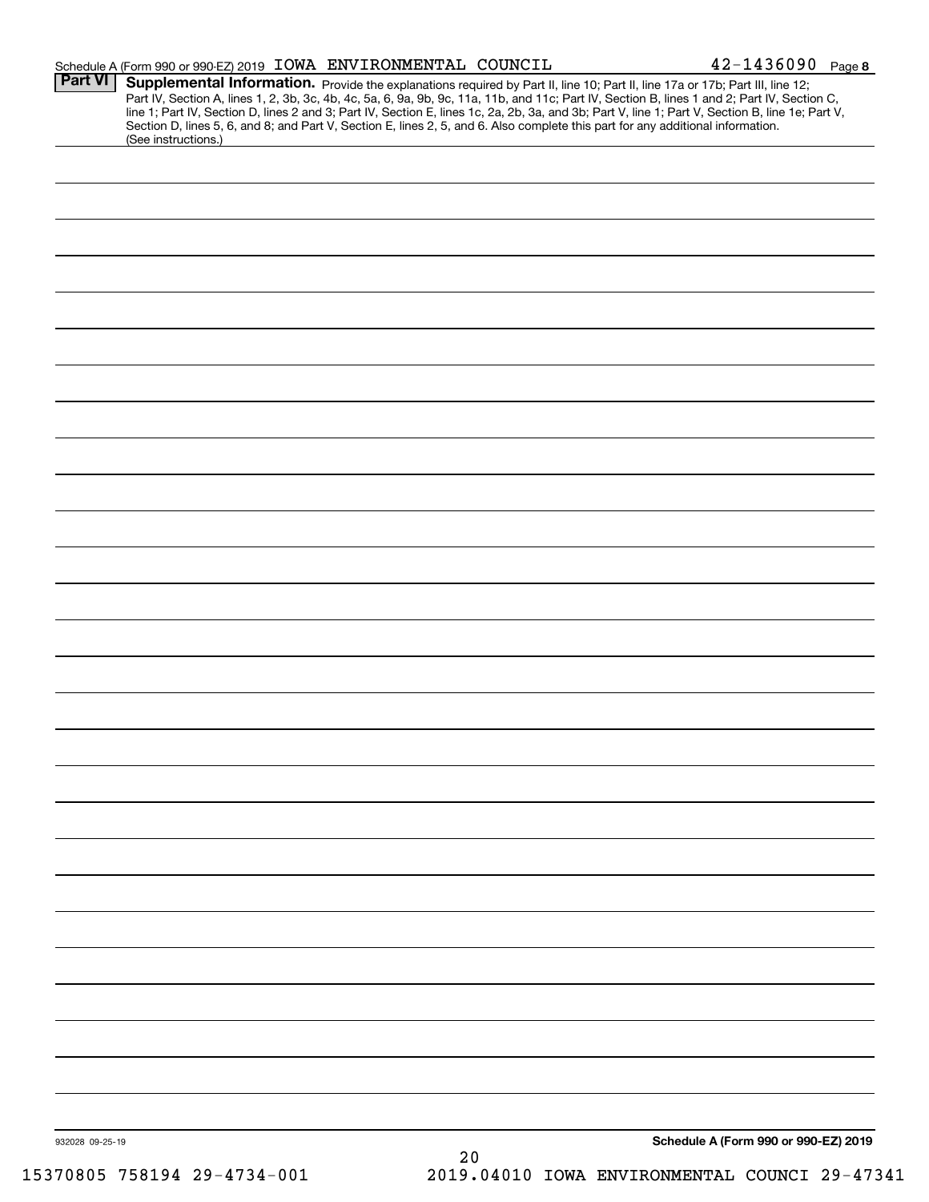Schedule A (Form 990 or 990-EZ) 2019 IOWA ENVIRONMENTAL COUNCIL 42-1436090 Page 8

**Part VI** **Supplemental Information.** Provide the explanations required by Part II, line 10; Part II, line 17a or 17b; Part III, line 12; Part IV, Section A, lines 1, 2, 3b, 3c, 4b, 4c, 5a, 6, 9a, 9b, 9c, 11a, 11b, and 11c; Part IV, Section B, lines 1 and 2; Part IV, Section C, line 1; Part IV, Section D, lines 2 and 3; Part IV, Section E, lines 1c, 2a, 2b, 3a, and 3b; Part V, line 1; Part V, Section B, line 1e; Part V, Section D, lines 5, 6, and 8; and Part V, Section E, lines 2, 5, and 6. Also complete this part for any additional information. (See instructions.)

932028 09-25-19

**Schedule A (Form 990 or 990-EZ) 2019**

15370805 758194 29-4734-001 2019.04010 IOWA ENVIRONMENTAL COUNCI 29-47341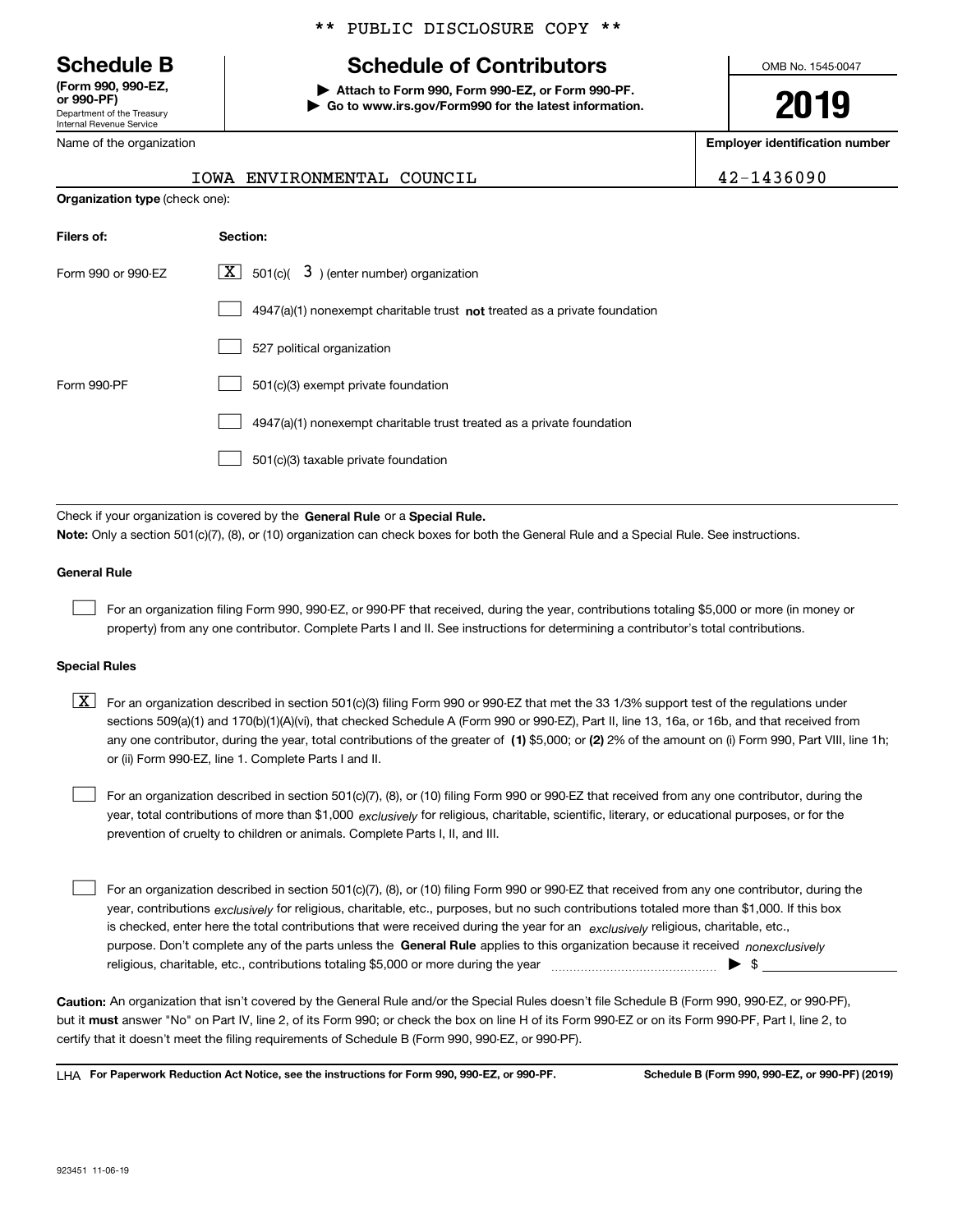\*\* PUBLIC DISCLOSURE COPY \*\*

**Schedule B**
**(Form 990, 990-EZ, or 990-PF)**
Department of the Treasury
Internal Revenue Service

# Schedule of Contributors

▶ **Attach to Form 990, Form 990-EZ, or Form 990-PF.**
▶ **Go to www.irs.gov/Form990 for the latest information.**

OMB No. 1545-0047

**2019**

Name of the organization: IOWA ENVIRONMENTAL COUNCIL

**Employer identification number:** 42-1436090

**Organization type** (check one):

| **Filers of:** | **Section:** |
|---|---|
| Form 990 or 990-EZ | [X] 501(c)( 3 ) (enter number) organization |
| | [ ] 4947(a)(1) nonexempt charitable trust **not** treated as a private foundation |
| | [ ] 527 political organization |
| Form 990-PF | [ ] 501(c)(3) exempt private foundation |
| | [ ] 4947(a)(1) nonexempt charitable trust treated as a private foundation |
| | [ ] 501(c)(3) taxable private foundation |

Check if your organization is covered by the **General Rule** or a **Special Rule.**
**Note:** Only a section 501(c)(7), (8), or (10) organization can check boxes for both the General Rule and a Special Rule. See instructions.

**General Rule**

[ ] For an organization filing Form 990, 990-EZ, or 990-PF that received, during the year, contributions totaling $5,000 or more (in money or property) from any one contributor. Complete Parts I and II. See instructions for determining a contributor's total contributions.

**Special Rules**

[X] For an organization described in section 501(c)(3) filing Form 990 or 990-EZ that met the 33 1/3% support test of the regulations under sections 509(a)(1) and 170(b)(1)(A)(vi), that checked Schedule A (Form 990 or 990-EZ), Part II, line 13, 16a, or 16b, and that received from any one contributor, during the year, total contributions of the greater of **(1)** $5,000; or **(2)** 2% of the amount on (i) Form 990, Part VIII, line 1h; or (ii) Form 990-EZ, line 1. Complete Parts I and II.

[ ] For an organization described in section 501(c)(7), (8), or (10) filing Form 990 or 990-EZ that received from any one contributor, during the year, total contributions of more than $1,000 *exclusively* for religious, charitable, scientific, literary, or educational purposes, or for the prevention of cruelty to children or animals. Complete Parts I, II, and III.

[ ] For an organization described in section 501(c)(7), (8), or (10) filing Form 990 or 990-EZ that received from any one contributor, during the year, contributions *exclusively* for religious, charitable, etc., purposes, but no such contributions totaled more than $1,000. If this box is checked, enter here the total contributions that were received during the year for an *exclusively* religious, charitable, etc., purpose. Don't complete any of the parts unless the **General Rule** applies to this organization because it received *nonexclusively* religious, charitable, etc., contributions totaling $5,000 or more during the year ▶ $ ____________

**Caution:** An organization that isn't covered by the General Rule and/or the Special Rules doesn't file Schedule B (Form 990, 990-EZ, or 990-PF), but it **must** answer "No" on Part IV, line 2, of its Form 990; or check the box on line H of its Form 990-EZ or on its Form 990-PF, Part I, line 2, to certify that it doesn't meet the filing requirements of Schedule B (Form 990, 990-EZ, or 990-PF).

LHA **For Paperwork Reduction Act Notice, see the instructions for Form 990, 990-EZ, or 990-PF.** **Schedule B (Form 990, 990-EZ, or 990-PF) (2019)**

923451 11-06-19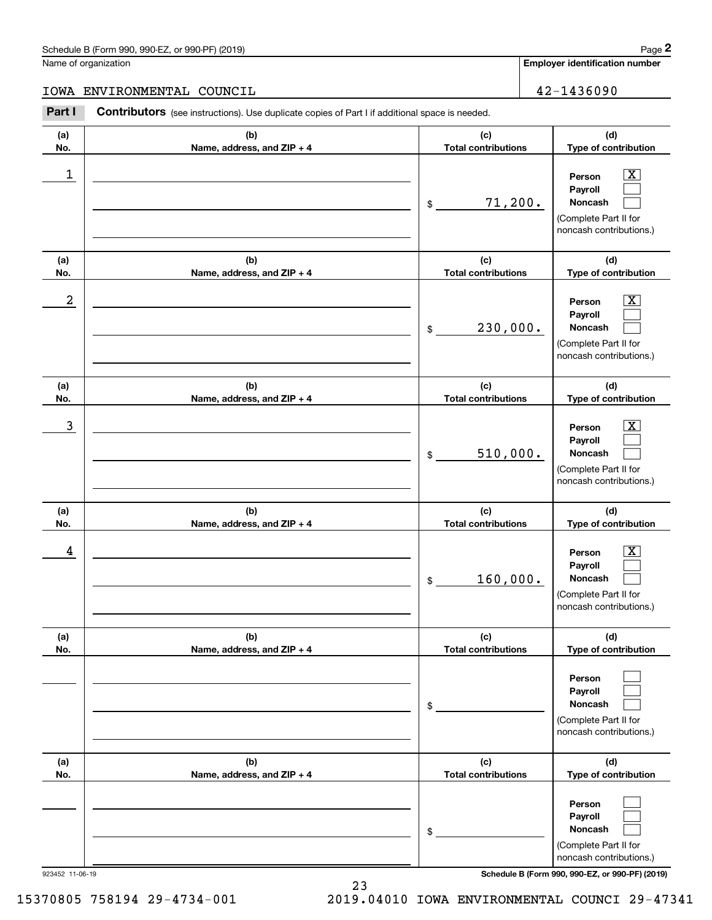Schedule B (Form 990, 990-EZ, or 990-PF) (2019)

Name of organization: IOWA ENVIRONMENTAL COUNCIL

Employer identification number: 42-1436090

**Part I** **Contributors** (see instructions). Use duplicate copies of Part I if additional space is needed.

| (a) No. | (b) Name, address, and ZIP + 4 | (c) Total contributions | (d) Type of contribution |
|---|---|---|---|
| 1 | | $ 71,200. | Person [X] Payroll [ ] Noncash [ ] (Complete Part II for noncash contributions.) |
| 2 | | $ 230,000. | Person [X] Payroll [ ] Noncash [ ] (Complete Part II for noncash contributions.) |
| 3 | | $ 510,000. | Person [X] Payroll [ ] Noncash [ ] (Complete Part II for noncash contributions.) |
| 4 | | $ 160,000. | Person [X] Payroll [ ] Noncash [ ] (Complete Part II for noncash contributions.) |
| | | $ | Person [ ] Payroll [ ] Noncash [ ] (Complete Part II for noncash contributions.) |
| | | $ | Person [ ] Payroll [ ] Noncash [ ] (Complete Part II for noncash contributions.) |

923452 11-06-19

Schedule B (Form 990, 990-EZ, or 990-PF) (2019)

15370805 758194 29-4734-001 2019.04010 IOWA ENVIRONMENTAL COUNCI 29-47341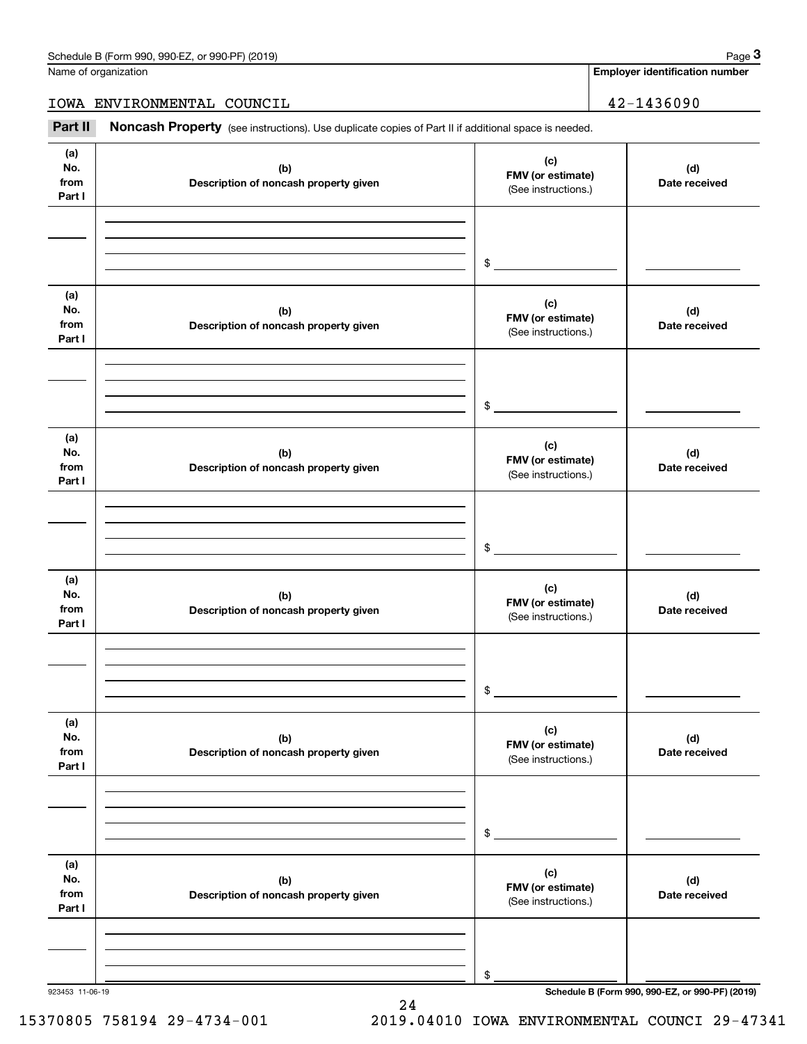Name of organization

**Employer identification number**

IOWA ENVIRONMENTAL COUNCIL 42-1436090

**Part II** **Noncash Property** (see instructions). Use duplicate copies of Part II if additional space is needed.

| (a) No. from Part I | (b) Description of noncash property given | (c) FMV (or estimate) (See instructions.) | (d) Date received |
|---|---|---|---|
| | | $ | |
| (a) No. from Part I | (b) Description of noncash property given | (c) FMV (or estimate) (See instructions.) | (d) Date received |
| | | $ | |
| (a) No. from Part I | (b) Description of noncash property given | (c) FMV (or estimate) (See instructions.) | (d) Date received |
| | | $ | |
| (a) No. from Part I | (b) Description of noncash property given | (c) FMV (or estimate) (See instructions.) | (d) Date received |
| | | $ | |
| (a) No. from Part I | (b) Description of noncash property given | (c) FMV (or estimate) (See instructions.) | (d) Date received |
| | | $ | |
| (a) No. from Part I | (b) Description of noncash property given | (c) FMV (or estimate) (See instructions.) | (d) Date received |
| | | $ | |

923453 11-06-19

15370805 758194 29-4734-001 2019.04010 IOWA ENVIRONMENTAL COUNCI 29-47341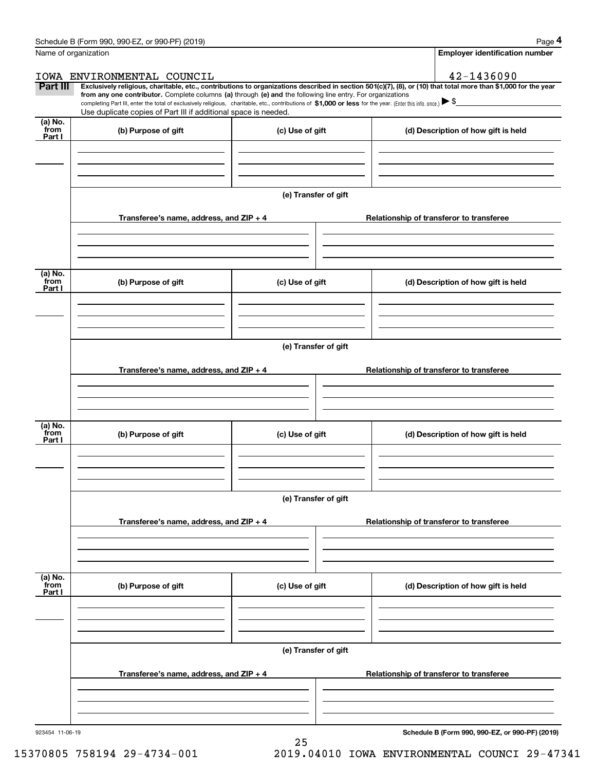Name of organization

IOWA ENVIRONMENTAL COUNCIL

**Employer identification number**

42-1436090

**Part III** **Exclusively religious, charitable, etc., contributions to organizations described in section 501(c)(7), (8), or (10) that total more than $1,000 for the year from any one contributor.** Complete columns **(a)** through **(e)** and the following line entry. For organizations completing Part III, enter the total of exclusively religious, charitable, etc., contributions of **$1,000 or less** for the year. (Enter this info. once.) ▶ $

Use duplicate copies of Part III if additional space is needed.

| (a) No. from Part I | (b) Purpose of gift | (c) Use of gift | (d) Description of how gift is held |
|---|---|---|---|
| | | | |

**(e) Transfer of gift**

| Transferee's name, address, and ZIP + 4 | Relationship of transferor to transferee |
|---|---|
| | |

| (a) No. from Part I | (b) Purpose of gift | (c) Use of gift | (d) Description of how gift is held |
|---|---|---|---|
| | | | |

**(e) Transfer of gift**

| Transferee's name, address, and ZIP + 4 | Relationship of transferor to transferee |
|---|---|
| | |

| (a) No. from Part I | (b) Purpose of gift | (c) Use of gift | (d) Description of how gift is held |
|---|---|---|---|
| | | | |

**(e) Transfer of gift**

| Transferee's name, address, and ZIP + 4 | Relationship of transferor to transferee |
|---|---|
| | |

| (a) No. from Part I | (b) Purpose of gift | (c) Use of gift | (d) Description of how gift is held |
|---|---|---|---|
| | | | |

**(e) Transfer of gift**

| Transferee's name, address, and ZIP + 4 | Relationship of transferor to transferee |
|---|---|
| | |

923454 11-06-19

15370805 758194 29-4734-001 2019.04010 IOWA ENVIRONMENTAL COUNCI 29-47341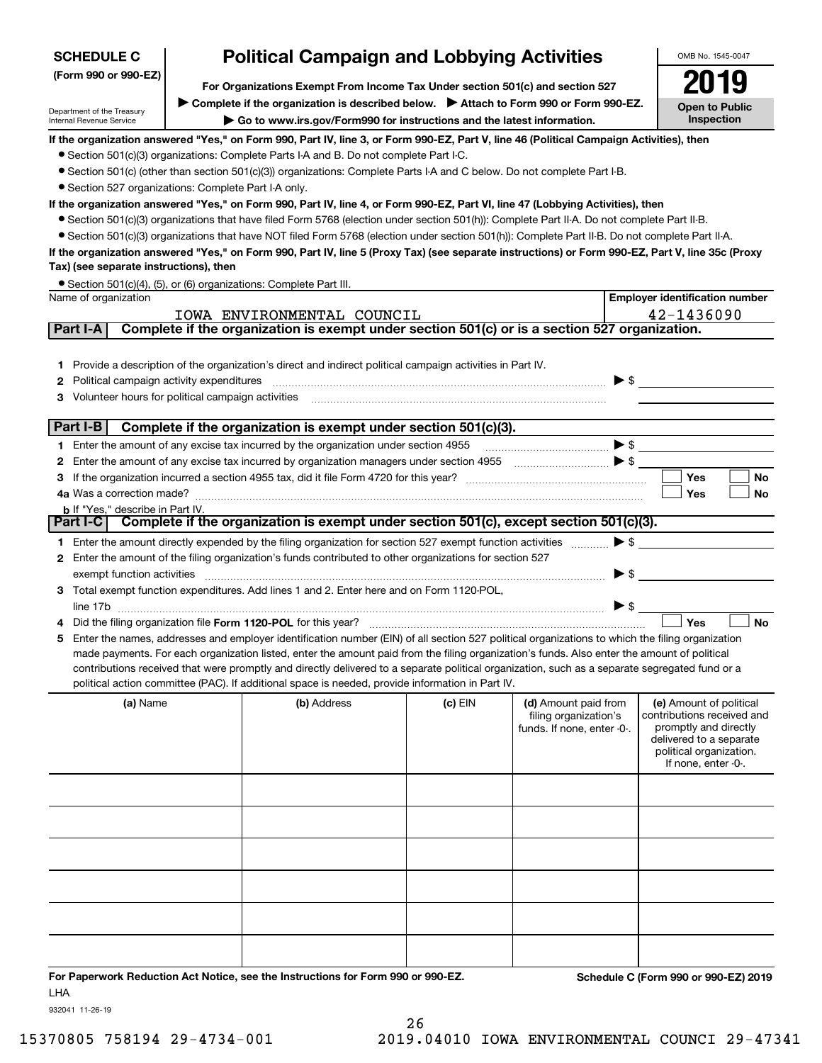**SCHEDULE C**
**(Form 990 or 990-EZ)**

Department of the Treasury
Internal Revenue Service

# Political Campaign and Lobbying Activities

**For Organizations Exempt From Income Tax Under section 501(c) and section 527**

▶ **Complete if the organization is described below.** ▶ **Attach to Form 990 or Form 990-EZ.**

▶ **Go to www.irs.gov/Form990 for instructions and the latest information.**

OMB No. 1545-0047

**2019**

**Open to Public Inspection**

**If the organization answered "Yes," on Form 990, Part IV, line 3, or Form 990-EZ, Part V, line 46 (Political Campaign Activities), then**

- Section 501(c)(3) organizations: Complete Parts I-A and B. Do not complete Part I-C.
- Section 501(c) (other than section 501(c)(3)) organizations: Complete Parts I-A and C below. Do not complete Part I-B.
- Section 527 organizations: Complete Part I-A only.

**If the organization answered "Yes," on Form 990, Part IV, line 4, or Form 990-EZ, Part VI, line 47 (Lobbying Activities), then**

- Section 501(c)(3) organizations that have filed Form 5768 (election under section 501(h)): Complete Part II-A. Do not complete Part II-B.
- Section 501(c)(3) organizations that have NOT filed Form 5768 (election under section 501(h)): Complete Part II-B. Do not complete Part II-A.

**If the organization answered "Yes," on Form 990, Part IV, line 5 (Proxy Tax) (see separate instructions) or Form 990-EZ, Part V, line 35c (Proxy Tax) (see separate instructions), then**

- Section 501(c)(4), (5), or (6) organizations: Complete Part III.

| Name of organization | Employer identification number |
|---|---|
| IOWA ENVIRONMENTAL COUNCIL | 42-1436090 |

## Part I-A Complete if the organization is exempt under section 501(c) or is a section 527 organization.

1. Provide a description of the organization's direct and indirect political campaign activities in Part IV.
2. Political campaign activity expenditures ▶ $
3. Volunteer hours for political campaign activities

## Part I-B Complete if the organization is exempt under section 501(c)(3).

1. Enter the amount of any excise tax incurred by the organization under section 4955 ▶ $
2. Enter the amount of any excise tax incurred by organization managers under section 4955 ▶ $
3. If the organization incurred a section 4955 tax, did it file Form 4720 for this year? ☐ Yes ☐ No
4a. Was a correction made? ☐ Yes ☐ No
b. If "Yes," describe in Part IV.

## Part I-C Complete if the organization is exempt under section 501(c), except section 501(c)(3).

1. Enter the amount directly expended by the filing organization for section 527 exempt function activities ▶ $
2. Enter the amount of the filing organization's funds contributed to other organizations for section 527 exempt function activities ▶ $
3. Total exempt function expenditures. Add lines 1 and 2. Enter here and on Form 1120-POL, line 17b ▶ $
4. Did the filing organization file **Form 1120-POL** for this year? ☐ Yes ☐ No
5. Enter the names, addresses and employer identification number (EIN) of all section 527 political organizations to which the filing organization made payments. For each organization listed, enter the amount paid from the filing organization's funds. Also enter the amount of political contributions received that were promptly and directly delivered to a separate political organization, such as a separate segregated fund or a political action committee (PAC). If additional space is needed, provide information in Part IV.

| (a) Name | (b) Address | (c) EIN | (d) Amount paid from filing organization's funds. If none, enter -0-. | (e) Amount of political contributions received and promptly and directly delivered to a separate political organization. If none, enter -0-. |
|---|---|---|---|---|
| | | | | |
| | | | | |
| | | | | |
| | | | | |
| | | | | |
| | | | | |

**For Paperwork Reduction Act Notice, see the Instructions for Form 990 or 990-EZ.** **Schedule C (Form 990 or 990-EZ) 2019**

LHA

932041 11-26-19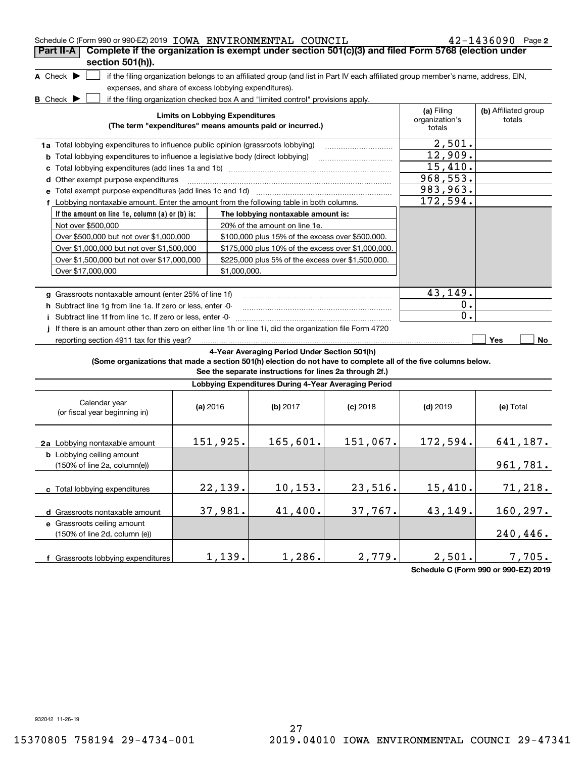Schedule C (Form 990 or 990-EZ) 2019 IOWA ENVIRONMENTAL COUNCIL 42-1436090 Page **2**

## Part II-A Complete if the organization is exempt under section 501(c)(3) and filed Form 5768 (election under section 501(h)).

**A** Check ▶ ☐ if the filing organization belongs to an affiliated group (and list in Part IV each affiliated group member's name, address, EIN, expenses, and share of excess lobbying expenditures).

**B** Check ▶ ☐ if the filing organization checked box A and "limited control" provisions apply.

| Limits on Lobbying Expenditures (The term "expenditures" means amounts paid or incurred.) | (a) Filing organization's totals | (b) Affiliated group totals |
|---|---|---|
| **1a** Total lobbying expenditures to influence public opinion (grassroots lobbying) | 2,501. | |
| **b** Total lobbying expenditures to influence a legislative body (direct lobbying) | 12,909. | |
| **c** Total lobbying expenditures (add lines 1a and 1b) | 15,410. | |
| **d** Other exempt purpose expenditures | 968,553. | |
| **e** Total exempt purpose expenditures (add lines 1c and 1d) | 983,963. | |
| **f** Lobbying nontaxable amount. Enter the amount from the following table in both columns. | 172,594. | |

| If the amount on line 1e, column (a) or (b) is: | The lobbying nontaxable amount is: |
|---|---|
| Not over $500,000 | 20% of the amount on line 1e. |
| Over $500,000 but not over $1,000,000 | $100,000 plus 15% of the excess over $500,000. |
| Over $1,000,000 but not over $1,500,000 | $175,000 plus 10% of the excess over $1,000,000. |
| Over $1,500,000 but not over $17,000,000 | $225,000 plus 5% of the excess over $1,500,000. |
| Over $17,000,000 | $1,000,000. |

| | (a) | (b) |
|---|---|---|
| **g** Grassroots nontaxable amount (enter 25% of line 1f) | 43,149. | |
| **h** Subtract line 1g from line 1a. If zero or less, enter -0- | 0. | |
| **i** Subtract line 1f from line 1c. If zero or less, enter -0- | 0. | |
| **j** If there is an amount other than zero on either line 1h or line 1i, did the organization file Form 4720 reporting section 4911 tax for this year? | ☐ Yes | ☐ No |

### 4-Year Averaging Period Under Section 501(h)

**(Some organizations that made a section 501(h) election do not have to complete all of the five columns below. See the separate instructions for lines 2a through 2f.)**

**Lobbying Expenditures During 4-Year Averaging Period**

| Calendar year (or fiscal year beginning in) | (a) 2016 | (b) 2017 | (c) 2018 | (d) 2019 | (e) Total |
|---|---|---|---|---|---|
| **2a** Lobbying nontaxable amount | 151,925. | 165,601. | 151,067. | 172,594. | 641,187. |
| **b** Lobbying ceiling amount (150% of line 2a, column(e)) | | | | | 961,781. |
| **c** Total lobbying expenditures | 22,139. | 10,153. | 23,516. | 15,410. | 71,218. |
| **d** Grassroots nontaxable amount | 37,981. | 41,400. | 37,767. | 43,149. | 160,297. |
| **e** Grassroots ceiling amount (150% of line 2d, column (e)) | | | | | 240,446. |
| **f** Grassroots lobbying expenditures | 1,139. | 1,286. | 2,779. | 2,501. | 7,705. |

**Schedule C (Form 990 or 990-EZ) 2019**

932042 11-26-19

15370805 758194 29-4734-001 2019.04010 IOWA ENVIRONMENTAL COUNCI 29-47341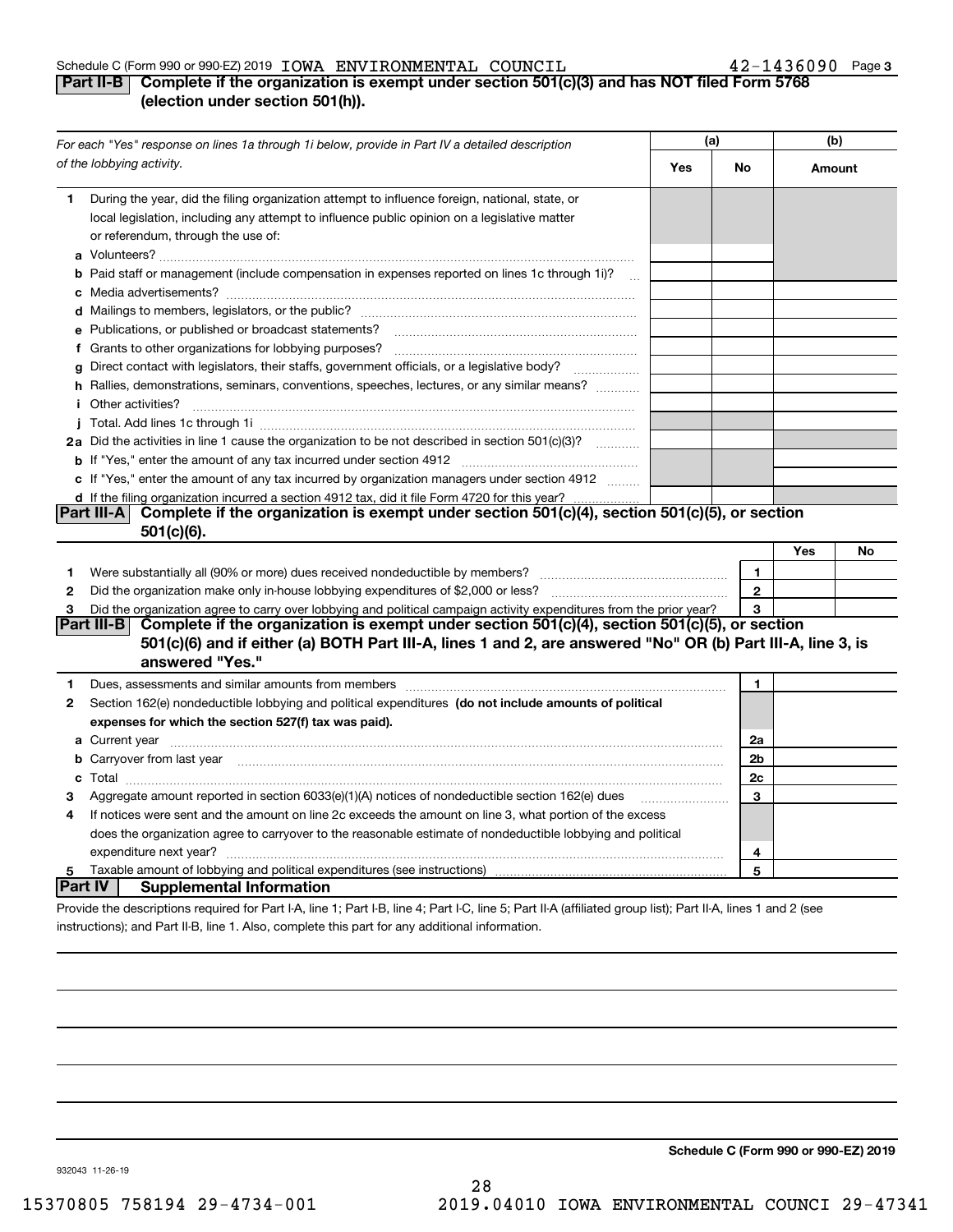Schedule C (Form 990 or 990-EZ) 2019 IOWA ENVIRONMENTAL COUNCIL 42-1436090 Page 3

## Part II-B Complete if the organization is exempt under section 501(c)(3) and has NOT filed Form 5768 (election under section 501(h)).

| *For each "Yes" response on lines 1a through 1i below, provide in Part IV a detailed description of the lobbying activity.* | (a) Yes | (a) No | (b) Amount |
|---|---|---|---|
| **1** During the year, did the filing organization attempt to influence foreign, national, state, or local legislation, including any attempt to influence public opinion on a legislative matter or referendum, through the use of: | | | |
| **a** Volunteers? | | | |
| **b** Paid staff or management (include compensation in expenses reported on lines 1c through 1i)? | | | |
| **c** Media advertisements? | | | |
| **d** Mailings to members, legislators, or the public? | | | |
| **e** Publications, or published or broadcast statements? | | | |
| **f** Grants to other organizations for lobbying purposes? | | | |
| **g** Direct contact with legislators, their staffs, government officials, or a legislative body? | | | |
| **h** Rallies, demonstrations, seminars, conventions, speeches, lectures, or any similar means? | | | |
| **i** Other activities? | | | |
| **j** Total. Add lines 1c through 1i | | | |
| **2a** Did the activities in line 1 cause the organization to be not described in section 501(c)(3)? | | | |
| **b** If "Yes," enter the amount of any tax incurred under section 4912 | | | |
| **c** If "Yes," enter the amount of any tax incurred by organization managers under section 4912 | | | |
| **d** If the filing organization incurred a section 4912 tax, did it file Form 4720 for this year? | | | |

## Part III-A Complete if the organization is exempt under section 501(c)(4), section 501(c)(5), or section 501(c)(6).

| | | Yes | No |
|---|---|---|---|
| **1** Were substantially all (90% or more) dues received nondeductible by members? | 1 | | |
| **2** Did the organization make only in-house lobbying expenditures of $2,000 or less? | 2 | | |
| **3** Did the organization agree to carry over lobbying and political campaign activity expenditures from the prior year? | 3 | | |

## Part III-B Complete if the organization is exempt under section 501(c)(4), section 501(c)(5), or section 501(c)(6) and if either (a) BOTH Part III-A, lines 1 and 2, are answered "No" OR (b) Part III-A, line 3, is answered "Yes."

| | | |
|---|---|---|
| **1** Dues, assessments and similar amounts from members | 1 | |
| **2** Section 162(e) nondeductible lobbying and political expenditures **(do not include amounts of political expenses for which the section 527(f) tax was paid).** | | |
| **a** Current year | 2a | |
| **b** Carryover from last year | 2b | |
| **c** Total | 2c | |
| **3** Aggregate amount reported in section 6033(e)(1)(A) notices of nondeductible section 162(e) dues | 3 | |
| **4** If notices were sent and the amount on line 2c exceeds the amount on line 3, what portion of the excess does the organization agree to carryover to the reasonable estimate of nondeductible lobbying and political expenditure next year? | 4 | |
| **5** Taxable amount of lobbying and political expenditures (see instructions) | 5 | |

## Part IV Supplemental Information

Provide the descriptions required for Part I-A, line 1; Part I-B, line 4; Part I-C, line 5; Part II-A (affiliated group list); Part II-A, lines 1 and 2 (see instructions); and Part II-B, line 1. Also, complete this part for any additional information.

**Schedule C (Form 990 or 990-EZ) 2019**

932043 11-26-19

15370805 758194 29-4734-001 2019.04010 IOWA ENVIRONMENTAL COUNCI 29-47341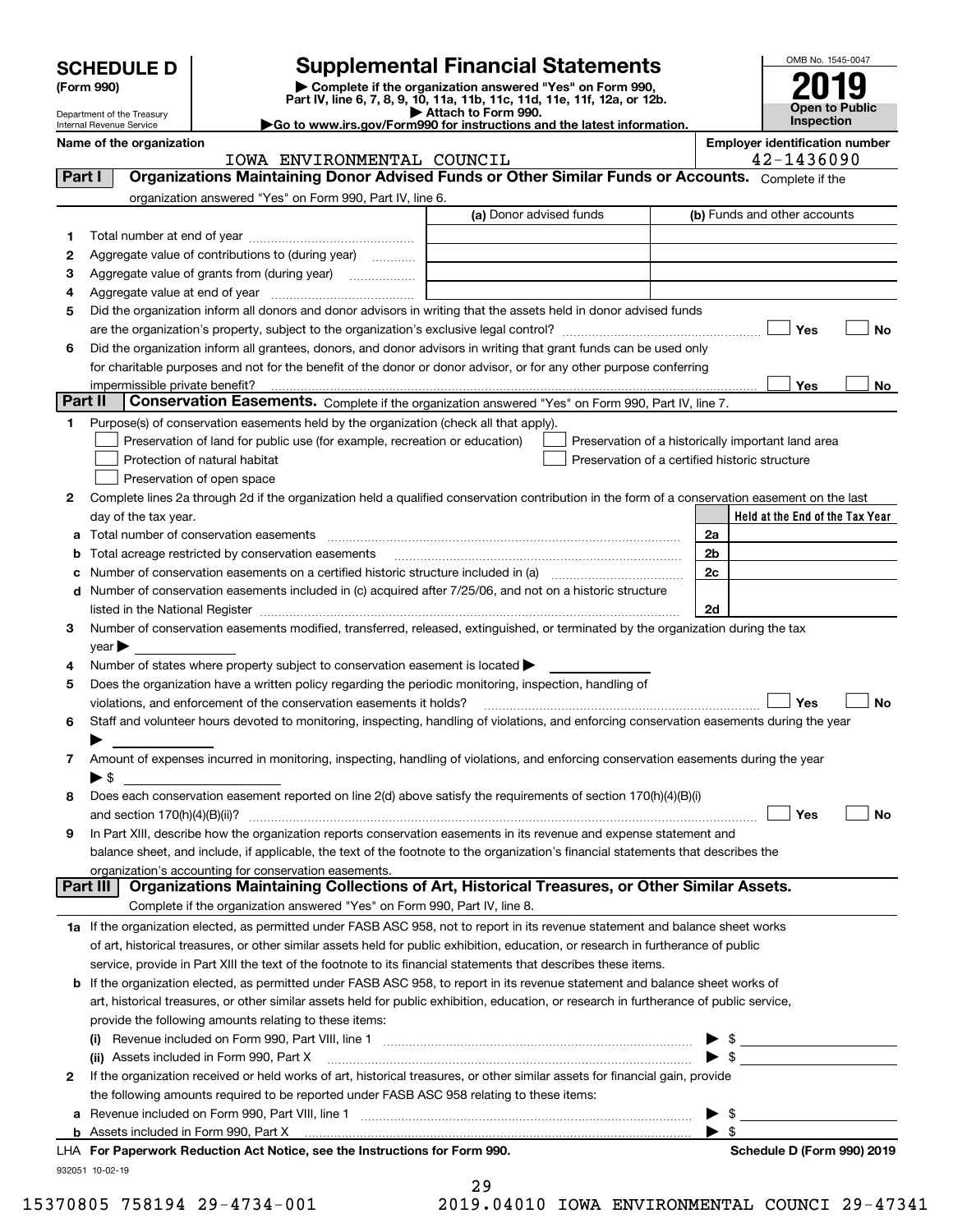# SCHEDULE D (Form 990)

Department of the Treasury
Internal Revenue Service

## Supplemental Financial Statements

▶ Complete if the organization answered "Yes" on Form 990, Part IV, line 6, 7, 8, 9, 10, 11a, 11b, 11c, 11d, 11e, 11f, 12a, or 12b.
▶ Attach to Form 990.
▶Go to www.irs.gov/Form990 for instructions and the latest information.

OMB No. 1545-0047
**2019**
**Open to Public Inspection**

**Name of the organization**
IOWA ENVIRONMENTAL COUNCIL

**Employer identification number**
42-1436090

## Part I Organizations Maintaining Donor Advised Funds or Other Similar Funds or Accounts.

Complete if the organization answered "Yes" on Form 990, Part IV, line 6.

| | | (a) Donor advised funds | (b) Funds and other accounts |
|---|---|---|---|
| 1 | Total number at end of year | | |
| 2 | Aggregate value of contributions to (during year) | | |
| 3 | Aggregate value of grants from (during year) | | |
| 4 | Aggregate value at end of year | | |

5 Did the organization inform all donors and donor advisors in writing that the assets held in donor advised funds are the organization's property, subject to the organization's exclusive legal control? ☐ Yes ☐ No

6 Did the organization inform all grantees, donors, and donor advisors in writing that grant funds can be used only for charitable purposes and not for the benefit of the donor or donor advisor, or for any other purpose conferring impermissible private benefit? ☐ Yes ☐ No

## Part II Conservation Easements.

Complete if the organization answered "Yes" on Form 990, Part IV, line 7.

1 Purpose(s) of conservation easements held by the organization (check all that apply).

- ☐ Preservation of land for public use (for example, recreation or education)
- ☐ Protection of natural habitat
- ☐ Preservation of open space
- ☐ Preservation of a historically important land area
- ☐ Preservation of a certified historic structure

2 Complete lines 2a through 2d if the organization held a qualified conservation contribution in the form of a conservation easement on the last day of the tax year.

| | | | Held at the End of the Tax Year |
|---|---|---|---|
| a | Total number of conservation easements | 2a | |
| b | Total acreage restricted by conservation easements | 2b | |
| c | Number of conservation easements on a certified historic structure included in (a) | 2c | |
| d | Number of conservation easements included in (c) acquired after 7/25/06, and not on a historic structure listed in the National Register | 2d | |

3 Number of conservation easements modified, transferred, released, extinguished, or terminated by the organization during the tax year ▶

4 Number of states where property subject to conservation easement is located ▶

5 Does the organization have a written policy regarding the periodic monitoring, inspection, handling of violations, and enforcement of the conservation easements it holds? ☐ Yes ☐ No

6 Staff and volunteer hours devoted to monitoring, inspecting, handling of violations, and enforcing conservation easements during the year ▶

7 Amount of expenses incurred in monitoring, inspecting, handling of violations, and enforcing conservation easements during the year ▶ $

8 Does each conservation easement reported on line 2(d) above satisfy the requirements of section 170(h)(4)(B)(i) and section 170(h)(4)(B)(ii)? ☐ Yes ☐ No

9 In Part XIII, describe how the organization reports conservation easements in its revenue and expense statement and balance sheet, and include, if applicable, the text of the footnote to the organization's financial statements that describes the organization's accounting for conservation easements.

## Part III Organizations Maintaining Collections of Art, Historical Treasures, or Other Similar Assets.

Complete if the organization answered "Yes" on Form 990, Part IV, line 8.

1a If the organization elected, as permitted under FASB ASC 958, not to report in its revenue statement and balance sheet works of art, historical treasures, or other similar assets held for public exhibition, education, or research in furtherance of public service, provide in Part XIII the text of the footnote to its financial statements that describes these items.

b If the organization elected, as permitted under FASB ASC 958, to report in its revenue statement and balance sheet works of art, historical treasures, or other similar assets held for public exhibition, education, or research in furtherance of public service, provide the following amounts relating to these items:

(i) Revenue included on Form 990, Part VIII, line 1 ▶ $

(ii) Assets included in Form 990, Part X ▶ $

2 If the organization received or held works of art, historical treasures, or other similar assets for financial gain, provide the following amounts required to be reported under FASB ASC 958 relating to these items:

a Revenue included on Form 990, Part VIII, line 1 ▶ $

b Assets included in Form 990, Part X ▶ $

**LHA For Paperwork Reduction Act Notice, see the Instructions for Form 990.** **Schedule D (Form 990) 2019**

932051 10-02-19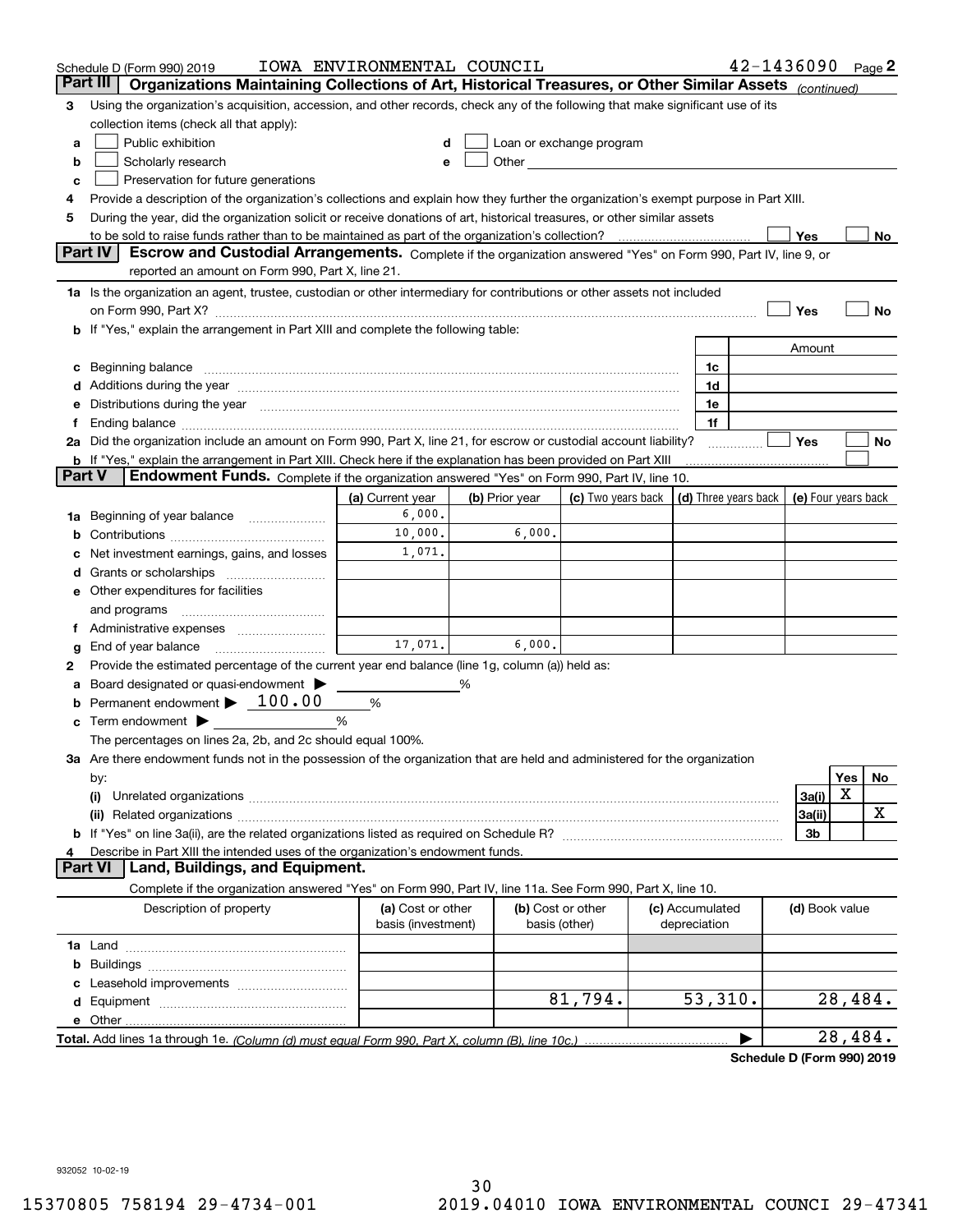Schedule D (Form 990) 2019 IOWA ENVIRONMENTAL COUNCIL 42-1436090 Page 2

## Part III Organizations Maintaining Collections of Art, Historical Treasures, or Other Similar Assets *(continued)*

3 Using the organization's acquisition, accession, and other records, check any of the following that make significant use of its collection items (check all that apply):

a ☐ Public exhibition
b ☐ Scholarly research
c ☐ Preservation for future generations
d ☐ Loan or exchange program
e ☐ Other

4 Provide a description of the organization's collections and explain how they further the organization's exempt purpose in Part XIII.

5 During the year, did the organization solicit or receive donations of art, historical treasures, or other similar assets to be sold to raise funds rather than to be maintained as part of the organization's collection? ☐ Yes ☐ No

## Part IV Escrow and Custodial Arrangements.

Complete if the organization answered "Yes" on Form 990, Part IV, line 9, or reported an amount on Form 990, Part X, line 21.

1a Is the organization an agent, trustee, custodian or other intermediary for contributions or other assets not included on Form 990, Part X? ☐ Yes ☐ No

b If "Yes," explain the arrangement in Part XIII and complete the following table:

| | | Amount |
|---|---|---|
| c Beginning balance | 1c | |
| d Additions during the year | 1d | |
| e Distributions during the year | 1e | |
| f Ending balance | 1f | |

2a Did the organization include an amount on Form 990, Part X, line 21, for escrow or custodial account liability? ☐ Yes ☐ No

b If "Yes," explain the arrangement in Part XIII. Check here if the explanation has been provided on Part XIII ☐

## Part V Endowment Funds.

Complete if the organization answered "Yes" on Form 990, Part IV, line 10.

| | (a) Current year | (b) Prior year | (c) Two years back | (d) Three years back | (e) Four years back |
|---|---|---|---|---|---|
| 1a Beginning of year balance | 6,000. | | | | |
| b Contributions | 10,000. | 6,000. | | | |
| c Net investment earnings, gains, and losses | 1,071. | | | | |
| d Grants or scholarships | | | | | |
| e Other expenditures for facilities and programs | | | | | |
| f Administrative expenses | | | | | |
| g End of year balance | 17,071. | 6,000. | | | |

2 Provide the estimated percentage of the current year end balance (line 1g, column (a)) held as:

a Board designated or quasi-endowment ▶ %
b Permanent endowment ▶ 100.00 %
c Term endowment ▶ %

The percentages on lines 2a, 2b, and 2c should equal 100%.

3a Are there endowment funds not in the possession of the organization that are held and administered for the organization by:

| | | Yes | No |
|---|---|---|---|
| (i) Unrelated organizations | 3a(i) | X | |
| (ii) Related organizations | 3a(ii) | | X |
| b If "Yes" on line 3a(ii), are the related organizations listed as required on Schedule R? | 3b | | |

4 Describe in Part XIII the intended uses of the organization's endowment funds.

## Part VI Land, Buildings, and Equipment.

Complete if the organization answered "Yes" on Form 990, Part IV, line 11a. See Form 990, Part X, line 10.

| Description of property | (a) Cost or other basis (investment) | (b) Cost or other basis (other) | (c) Accumulated depreciation | (d) Book value |
|---|---|---|---|---|
| 1a Land | | | | |
| b Buildings | | | | |
| c Leasehold improvements | | | | |
| d Equipment | | 81,794. | 53,310. | 28,484. |
| e Other | | | | |

Total. Add lines 1a through 1e. *(Column (d) must equal Form 990, Part X, column (B), line 10c.)* ▶ 28,484.

Schedule D (Form 990) 2019

932052 10-02-19

15370805 758194 29-4734-001 2019.04010 IOWA ENVIRONMENTAL COUNCI 29-47341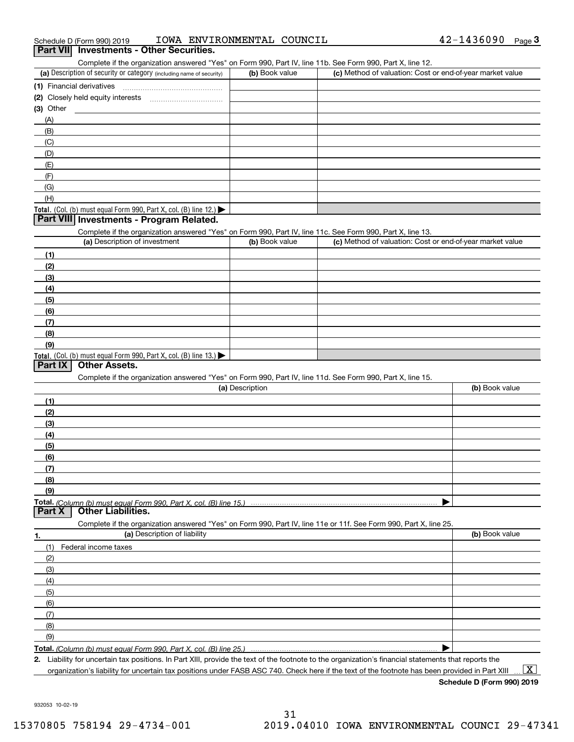Schedule D (Form 990) 2019 IOWA ENVIRONMENTAL COUNCIL 42-1436090 Page 3

## Part VII Investments - Other Securities.

Complete if the organization answered "Yes" on Form 990, Part IV, line 11b. See Form 990, Part X, line 12.

| (a) Description of security or category (including name of security) | (b) Book value | (c) Method of valuation: Cost or end-of-year market value |
|---|---|---|
| (1) Financial derivatives | | |
| (2) Closely held equity interests | | |
| (3) Other | | |
| (A) | | |
| (B) | | |
| (C) | | |
| (D) | | |
| (E) | | |
| (F) | | |
| (G) | | |
| (H) | | |
| Total. (Col. (b) must equal Form 990, Part X, col. (B) line 12.) ▶ | | |

## Part VIII Investments - Program Related.

Complete if the organization answered "Yes" on Form 990, Part IV, line 11c. See Form 990, Part X, line 13.

| (a) Description of investment | (b) Book value | (c) Method of valuation: Cost or end-of-year market value |
|---|---|---|
| (1) | | |
| (2) | | |
| (3) | | |
| (4) | | |
| (5) | | |
| (6) | | |
| (7) | | |
| (8) | | |
| (9) | | |
| Total. (Col. (b) must equal Form 990, Part X, col. (B) line 13.) ▶ | | |

## Part IX Other Assets.

Complete if the organization answered "Yes" on Form 990, Part IV, line 11d. See Form 990, Part X, line 15.

| (a) Description | (b) Book value |
|---|---|
| (1) | |
| (2) | |
| (3) | |
| (4) | |
| (5) | |
| (6) | |
| (7) | |
| (8) | |
| (9) | |
| Total. (Column (b) must equal Form 990, Part X, col. (B) line 15.) ▶ | |

## Part X Other Liabilities.

Complete if the organization answered "Yes" on Form 990, Part IV, line 11e or 11f. See Form 990, Part X, line 25.

| 1. (a) Description of liability | (b) Book value |
|---|---|
| (1) Federal income taxes | |
| (2) | |
| (3) | |
| (4) | |
| (5) | |
| (6) | |
| (7) | |
| (8) | |
| (9) | |
| Total. (Column (b) must equal Form 990, Part X, col. (B) line 25.) ▶ | |

2. Liability for uncertain tax positions. In Part XIII, provide the text of the footnote to the organization's financial statements that reports the organization's liability for uncertain tax positions under FASB ASC 740. Check here if the text of the footnote has been provided in Part XIII ... [X]

Schedule D (Form 990) 2019

932053 10-02-19

15370805 758194 29-4734-001 2019.04010 IOWA ENVIRONMENTAL COUNCI 29-47341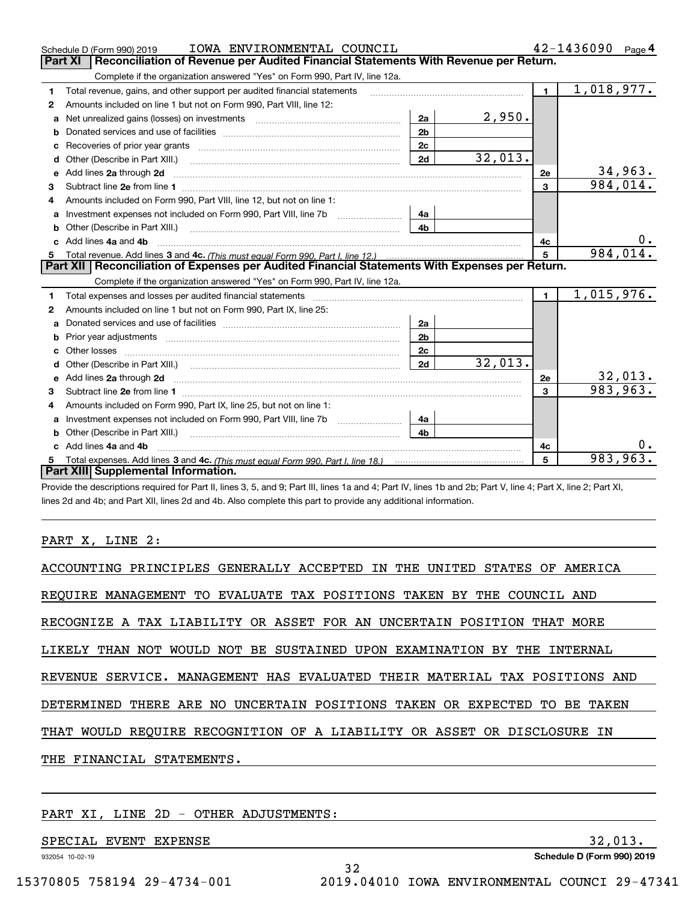Schedule D (Form 990) 2019 IOWA ENVIRONMENTAL COUNCIL 42-1436090 Page 4

## Part XI Reconciliation of Revenue per Audited Financial Statements With Revenue per Return.

Complete if the organization answered "Yes" on Form 990, Part IV, line 12a.

| | | | | | |
|---|---|---|---|---|---|
| 1 | Total revenue, gains, and other support per audited financial statements | | | 1 | 1,018,977. |
| 2 | Amounts included on line 1 but not on Form 990, Part VIII, line 12: | | | | |
| a | Net unrealized gains (losses) on investments | 2a | 2,950. | | |
| b | Donated services and use of facilities | 2b | | | |
| c | Recoveries of prior year grants | 2c | | | |
| d | Other (Describe in Part XIII.) | 2d | 32,013. | | |
| e | Add lines 2a through 2d | | | 2e | 34,963. |
| 3 | Subtract line 2e from line 1 | | | 3 | 984,014. |
| 4 | Amounts included on Form 990, Part VIII, line 12, but not on line 1: | | | | |
| a | Investment expenses not included on Form 990, Part VIII, line 7b | 4a | | | |
| b | Other (Describe in Part XIII.) | 4b | | | |
| c | Add lines 4a and 4b | | | 4c | 0. |
| 5 | Total revenue. Add lines 3 and 4c. (This must equal Form 990, Part I, line 12.) | | | 5 | 984,014. |

## Part XII Reconciliation of Expenses per Audited Financial Statements With Expenses per Return.

Complete if the organization answered "Yes" on Form 990, Part IV, line 12a.

| | | | | | |
|---|---|---|---|---|---|
| 1 | Total expenses and losses per audited financial statements | | | 1 | 1,015,976. |
| 2 | Amounts included on line 1 but not on Form 990, Part IX, line 25: | | | | |
| a | Donated services and use of facilities | 2a | | | |
| b | Prior year adjustments | 2b | | | |
| c | Other losses | 2c | | | |
| d | Other (Describe in Part XIII.) | 2d | 32,013. | | |
| e | Add lines 2a through 2d | | | 2e | 32,013. |
| 3 | Subtract line 2e from line 1 | | | 3 | 983,963. |
| 4 | Amounts included on Form 990, Part IX, line 25, but not on line 1: | | | | |
| a | Investment expenses not included on Form 990, Part VIII, line 7b | 4a | | | |
| b | Other (Describe in Part XIII.) | 4b | | | |
| c | Add lines 4a and 4b | | | 4c | 0. |
| 5 | Total expenses. Add lines 3 and 4c. (This must equal Form 990, Part I, line 18.) | | | 5 | 983,963. |

## Part XIII Supplemental Information.

Provide the descriptions required for Part II, lines 3, 5, and 9; Part III, lines 1a and 4; Part IV, lines 1b and 2b; Part V, line 4; Part X, line 2; Part XI, lines 2d and 4b; and Part XII, lines 2d and 4b. Also complete this part to provide any additional information.

PART X, LINE 2:

ACCOUNTING PRINCIPLES GENERALLY ACCEPTED IN THE UNITED STATES OF AMERICA REQUIRE MANAGEMENT TO EVALUATE TAX POSITIONS TAKEN BY THE COUNCIL AND RECOGNIZE A TAX LIABILITY OR ASSET FOR AN UNCERTAIN POSITION THAT MORE LIKELY THAN NOT WOULD NOT BE SUSTAINED UPON EXAMINATION BY THE INTERNAL REVENUE SERVICE. MANAGEMENT HAS EVALUATED THEIR MATERIAL TAX POSITIONS AND DETERMINED THERE ARE NO UNCERTAIN POSITIONS TAKEN OR EXPECTED TO BE TAKEN THAT WOULD REQUIRE RECOGNITION OF A LIABILITY OR ASSET OR DISCLOSURE IN THE FINANCIAL STATEMENTS.

PART XI, LINE 2D - OTHER ADJUSTMENTS:

SPECIAL EVENT EXPENSE 32,013.

932054 10-02-19 Schedule D (Form 990) 2019

15370805 758194 29-4734-001 2019.04010 IOWA ENVIRONMENTAL COUNCI 29-47341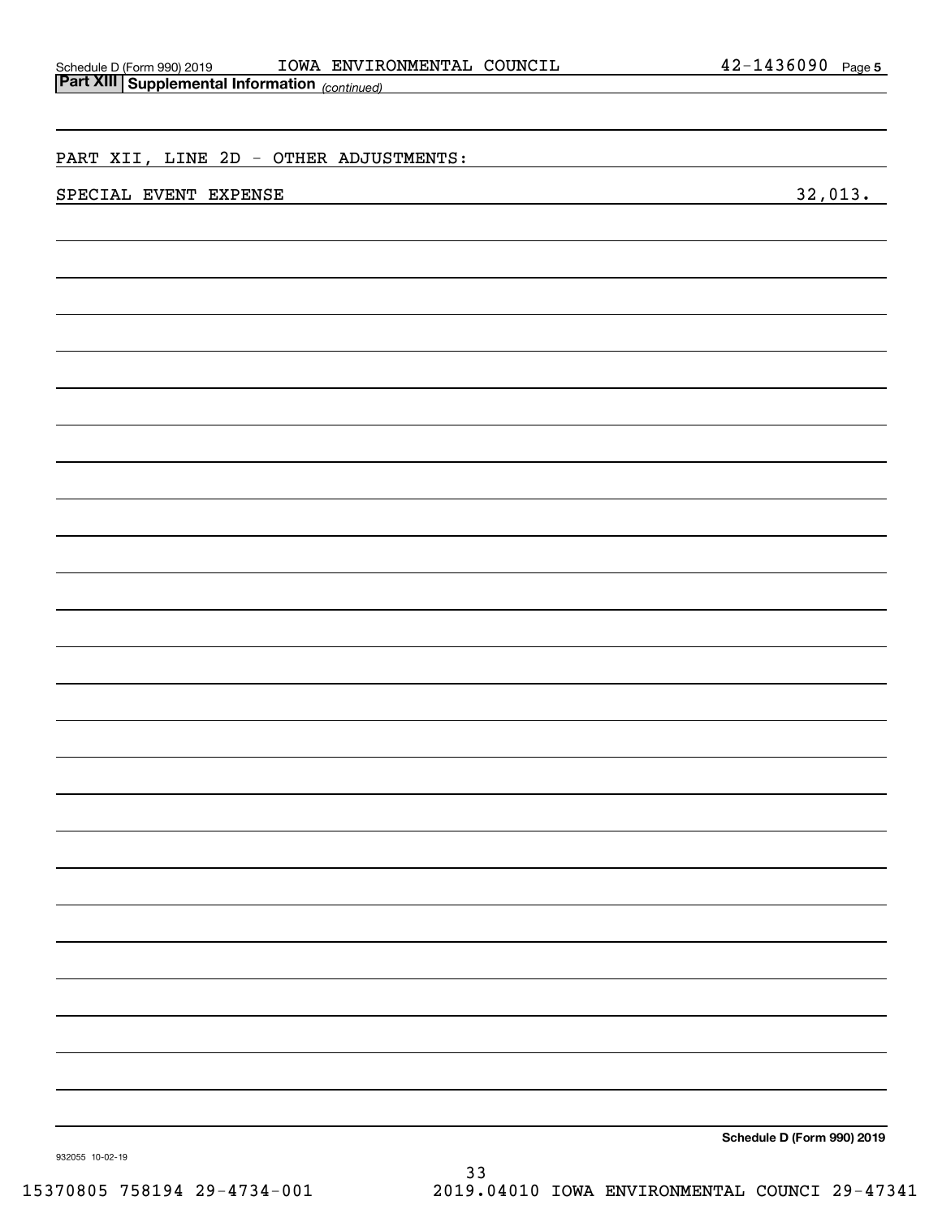Schedule D (Form 990) 2019 IOWA ENVIRONMENTAL COUNCIL 42-1436090 Page 5

**Part XIII Supplemental Information** *(continued)*

PART XII, LINE 2D - OTHER ADJUSTMENTS:

| | |
|---|---|
| SPECIAL EVENT EXPENSE | 32,013. |

**Schedule D (Form 990) 2019**

932055 10-02-19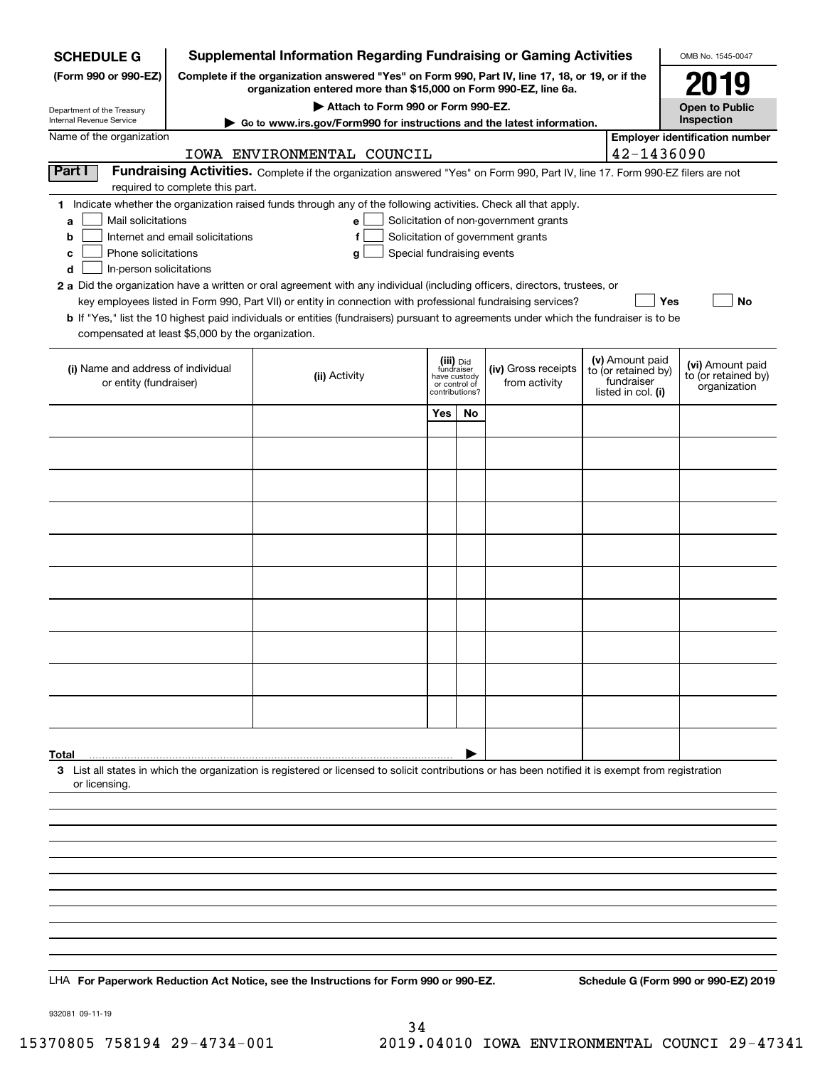**SCHEDULE G**
**(Form 990 or 990-EZ)**

Department of the Treasury
Internal Revenue Service

# Supplemental Information Regarding Fundraising or Gaming Activities

**Complete if the organization answered "Yes" on Form 990, Part IV, line 17, 18, or 19, or if the organization entered more than $15,000 on Form 990-EZ, line 6a.**

**▶ Attach to Form 990 or Form 990-EZ.**

**▶ Go to www.irs.gov/Form990 for instructions and the latest information.**

OMB No. 1545-0047

**2019**

**Open to Public Inspection**

Name of the organization: IOWA ENVIRONMENTAL COUNCIL

**Employer identification number:** 42-1436090

**Part I** **Fundraising Activities.** Complete if the organization answered "Yes" on Form 990, Part IV, line 17. Form 990-EZ filers are not required to complete this part.

**1** Indicate whether the organization raised funds through any of the following activities. Check all that apply.

- **a** ☐ Mail solicitations
- **b** ☐ Internet and email solicitations
- **c** ☐ Phone solicitations
- **d** ☐ In-person solicitations
- **e** ☐ Solicitation of non-government grants
- **f** ☐ Solicitation of government grants
- **g** ☐ Special fundraising events

**2 a** Did the organization have a written or oral agreement with any individual (including officers, directors, trustees, or key employees listed in Form 990, Part VII) or entity in connection with professional fundraising services? ☐ **Yes** ☐ **No**

**b** If "Yes," list the 10 highest paid individuals or entities (fundraisers) pursuant to agreements under which the fundraiser is to be compensated at least $5,000 by the organization.

| (i) Name and address of individual or entity (fundraiser) | (ii) Activity | (iii) Did fundraiser have custody or control of contributions? | | (iv) Gross receipts from activity | (v) Amount paid to (or retained by) fundraiser listed in col. (i) | (vi) Amount paid to (or retained by) organization |
|---|---|---|---|---|---|---|
| | | Yes | No | | | |
| | | | | | | |
| | | | | | | |
| | | | | | | |
| | | | | | | |
| | | | | | | |
| | | | | | | |
| | | | | | | |
| | | | | | | |
| | | | | | | |
| | | | | | | |
| **Total** | | | ▶ | | | |

**3** List all states in which the organization is registered or licensed to solicit contributions or has been notified it is exempt from registration or licensing.

LHA **For Paperwork Reduction Act Notice, see the Instructions for Form 990 or 990-EZ.** **Schedule G (Form 990 or 990-EZ) 2019**

932081 09-11-19

15370805 758194 29-4734-001 2019.04010 IOWA ENVIRONMENTAL COUNCI 29-47341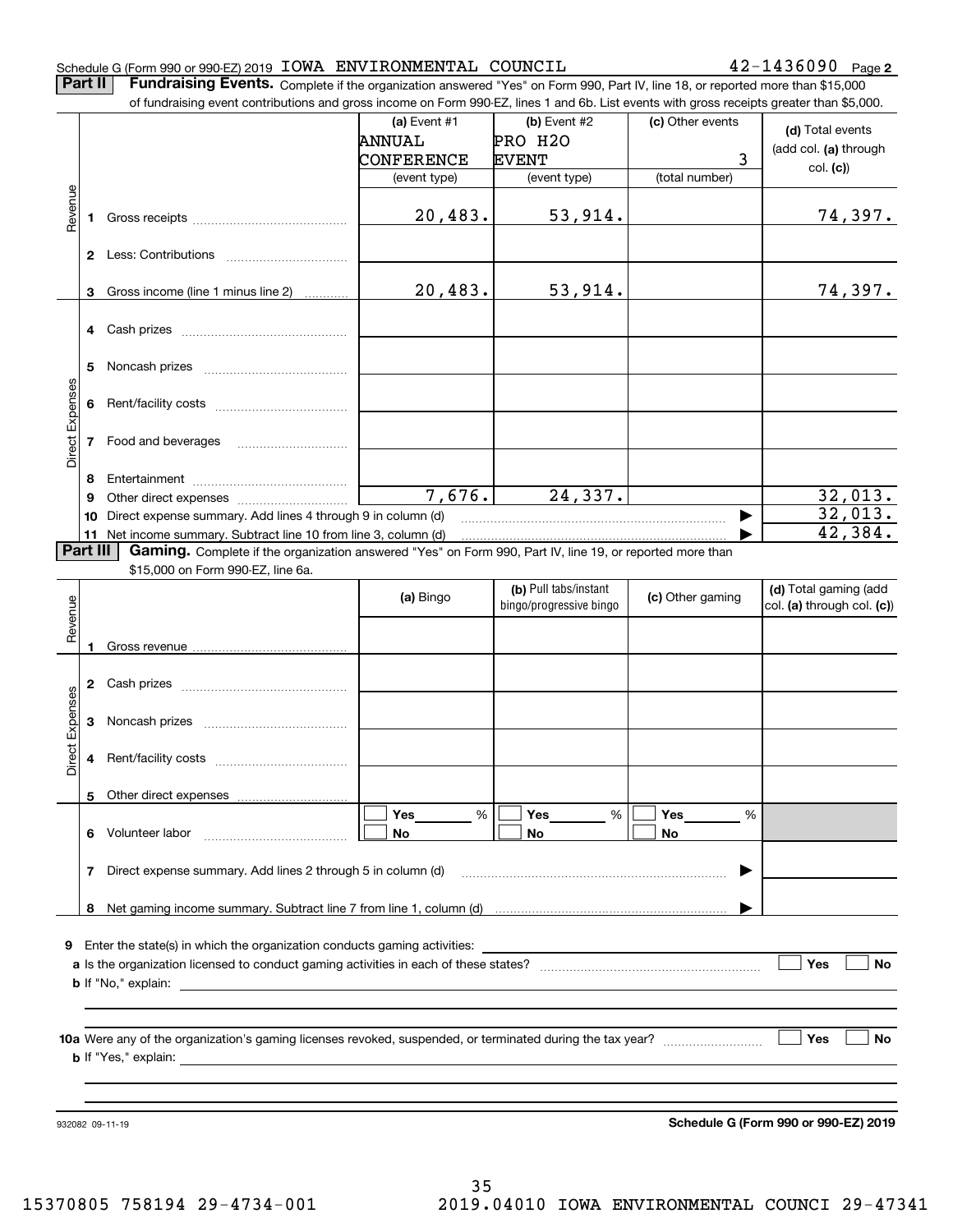Schedule G (Form 990 or 990-EZ) 2019 IOWA ENVIRONMENTAL COUNCIL 42-1436090 Page 2

**Part II** **Fundraising Events.** Complete if the organization answered "Yes" on Form 990, Part IV, line 18, or reported more than $15,000 of fundraising event contributions and gross income on Form 990-EZ, lines 1 and 6b. List events with gross receipts greater than $5,000.

| | | (a) Event #1 | (b) Event #2 | (c) Other events | (d) Total events (add col. (a) through col. (c)) |
|---|---|---|---|---|---|
| | | ANNUAL CONFERENCE | PRO H2O EVENT | 3 | |
| | | (event type) | (event type) | (total number) | |
| Revenue | 1 Gross receipts | 20,483. | 53,914. | | 74,397. |
| | 2 Less: Contributions | | | | |
| | 3 Gross income (line 1 minus line 2) | 20,483. | 53,914. | | 74,397. |
| Direct Expenses | 4 Cash prizes | | | | |
| | 5 Noncash prizes | | | | |
| | 6 Rent/facility costs | | | | |
| | 7 Food and beverages | | | | |
| | 8 Entertainment | | | | |
| | 9 Other direct expenses | 7,676. | 24,337. | | 32,013. |
| | 10 Direct expense summary. Add lines 4 through 9 in column (d) | | | ▶ | 32,013. |
| | 11 Net income summary. Subtract line 10 from line 3, column (d) | | | ▶ | 42,384. |

**Part III** **Gaming.** Complete if the organization answered "Yes" on Form 990, Part IV, line 19, or reported more than $15,000 on Form 990-EZ, line 6a.

| | | (a) Bingo | (b) Pull tabs/instant bingo/progressive bingo | (c) Other gaming | (d) Total gaming (add col. (a) through col. (c)) |
|---|---|---|---|---|---|
| Revenue | 1 Gross revenue | | | | |
| Direct Expenses | 2 Cash prizes | | | | |
| | 3 Noncash prizes | | | | |
| | 4 Rent/facility costs | | | | |
| | 5 Other direct expenses | | | | |
| | 6 Volunteer labor | ☐ Yes ___ % ☐ No | ☐ Yes ___ % ☐ No | ☐ Yes ___ % ☐ No | |
| | 7 Direct expense summary. Add lines 2 through 5 in column (d) | | | ▶ | |
| | 8 Net gaming income summary. Subtract line 7 from line 1, column (d) | | | ▶ | |

9 Enter the state(s) in which the organization conducts gaming activities: ______

a Is the organization licensed to conduct gaming activities in each of these states? ☐ Yes ☐ No

b If "No," explain: ______

10a Were any of the organization's gaming licenses revoked, suspended, or terminated during the tax year? ☐ Yes ☐ No

b If "Yes," explain: ______

932082 09-11-19

**Schedule G (Form 990 or 990-EZ) 2019**

15370805 758194 29-4734-001 2019.04010 IOWA ENVIRONMENTAL COUNCI 29-47341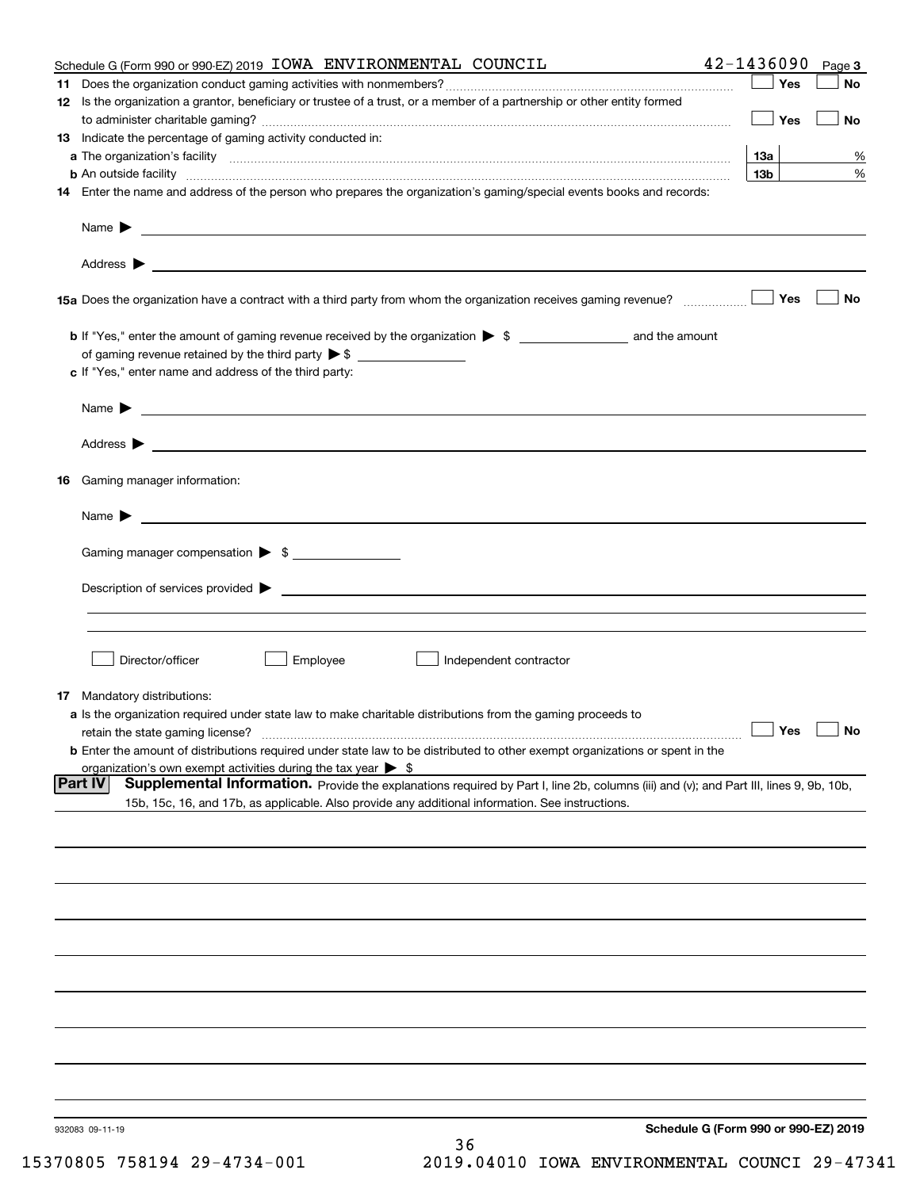Schedule G (Form 990 or 990-EZ) 2019 IOWA ENVIRONMENTAL COUNCIL 42-1436090 Page 3

**11** Does the organization conduct gaming activities with nonmembers? ☐ Yes ☐ No

**12** Is the organization a grantor, beneficiary or trustee of a trust, or a member of a partnership or other entity formed to administer charitable gaming? ☐ Yes ☐ No

**13** Indicate the percentage of gaming activity conducted in:

**a** The organization's facility **13a** %

**b** An outside facility **13b** %

**14** Enter the name and address of the person who prepares the organization's gaming/special events books and records:

Name ▶

Address ▶

**15a** Does the organization have a contract with a third party from whom the organization receives gaming revenue? ☐ Yes ☐ No

**b** If "Yes," enter the amount of gaming revenue received by the organization ▶ $ ________ and the amount of gaming revenue retained by the third party ▶ $ ________

**c** If "Yes," enter name and address of the third party:

Name ▶

Address ▶

**16** Gaming manager information:

Name ▶

Gaming manager compensation ▶ $

Description of services provided ▶

☐ Director/officer ☐ Employee ☐ Independent contractor

**17** Mandatory distributions:

**a** Is the organization required under state law to make charitable distributions from the gaming proceeds to retain the state gaming license? ☐ Yes ☐ No

**b** Enter the amount of distributions required under state law to be distributed to other exempt organizations or spent in the organization's own exempt activities during the tax year ▶ $

**Part IV** **Supplemental Information.** Provide the explanations required by Part I, line 2b, columns (iii) and (v); and Part III, lines 9, 9b, 10b, 15b, 15c, 16, and 17b, as applicable. Also provide any additional information. See instructions.

932083 09-11-19 **Schedule G (Form 990 or 990-EZ) 2019**

15370805 758194 29-4734-001 2019.04010 IOWA ENVIRONMENTAL COUNCI 29-47341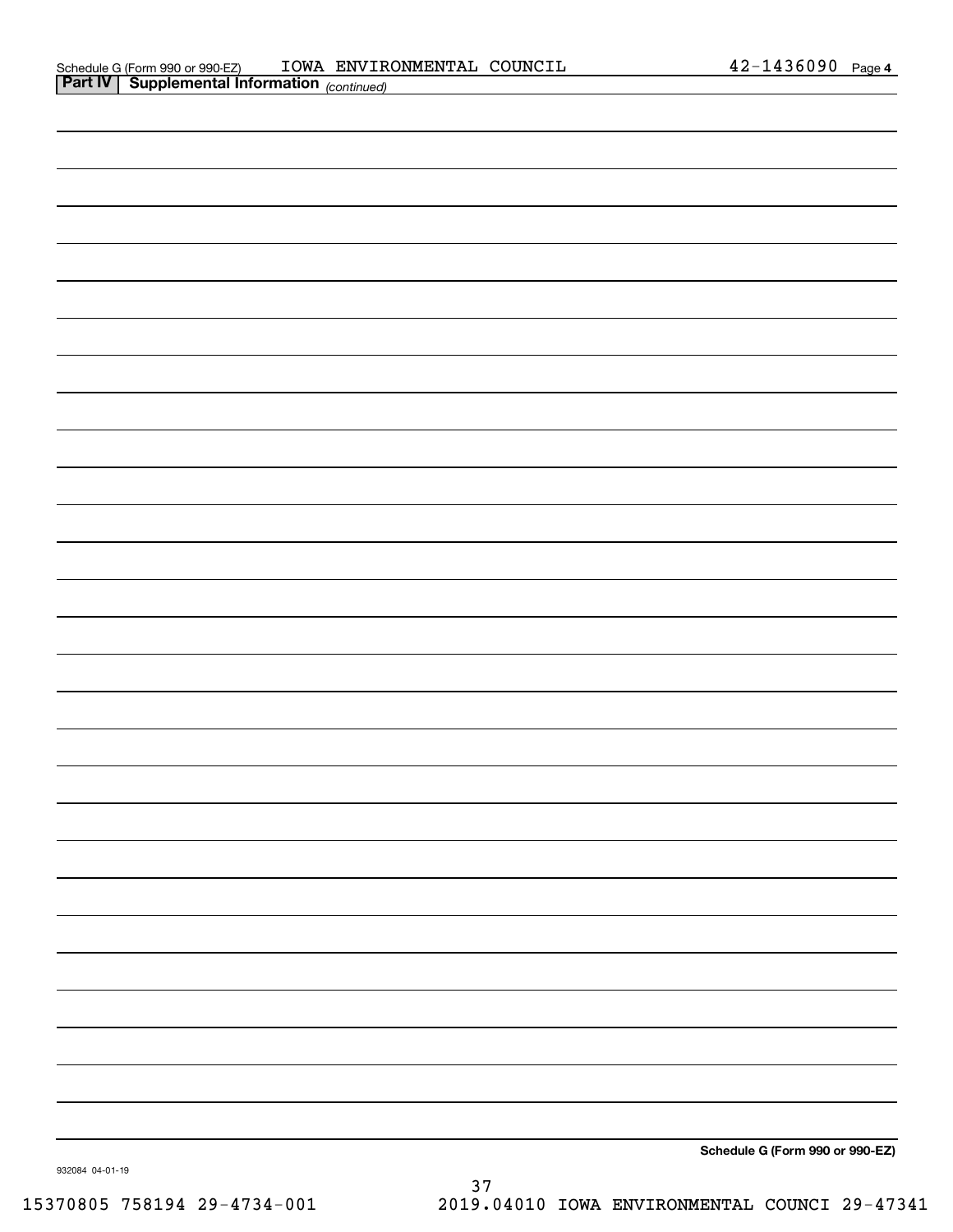Schedule G (Form 990 or 990-EZ) IOWA ENVIRONMENTAL COUNCIL 42-1436090 Page 4

**Part IV | Supplemental Information** *(continued)*

**Schedule G (Form 990 or 990-EZ)**

932084 04-01-19

15370805 758194 29-4734-001 2019.04010 IOWA ENVIRONMENTAL COUNCI 29-47341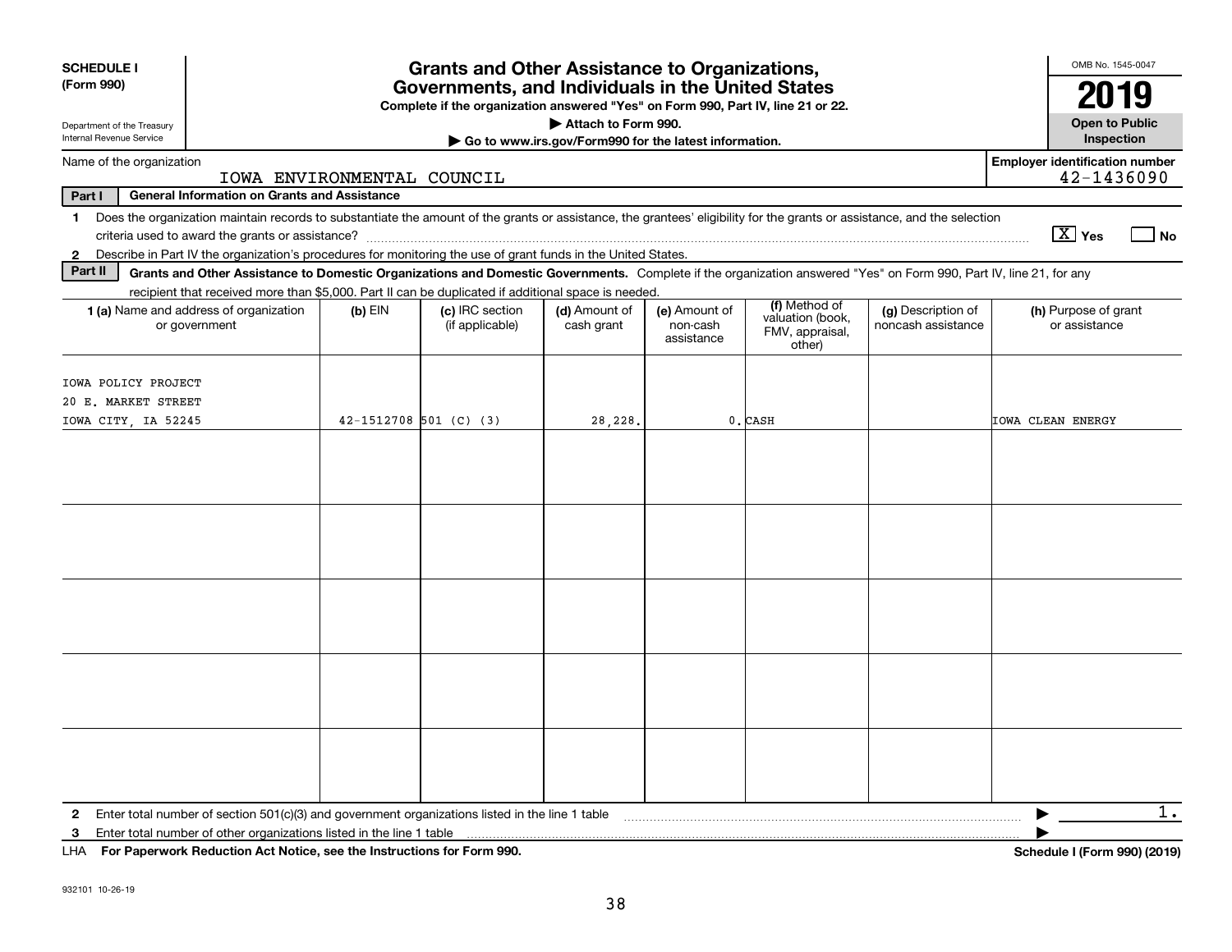**SCHEDULE I (Form 990)**

Department of the Treasury Internal Revenue Service

# Grants and Other Assistance to Organizations, Governments, and Individuals in the United States

**Complete if the organization answered "Yes" on Form 990, Part IV, line 21 or 22.**

**▶ Attach to Form 990.**

**▶ Go to www.irs.gov/Form990 for the latest information.**

OMB No. 1545-0047

**2019**

**Open to Public Inspection**

Name of the organization: IOWA ENVIRONMENTAL COUNCIL

Employer identification number: 42-1436090

**Part I — General Information on Grants and Assistance**

1 Does the organization maintain records to substantiate the amount of the grants or assistance, the grantees' eligibility for the grants or assistance, and the selection criteria used to award the grants or assistance? [X] Yes [ ] No

2 Describe in Part IV the organization's procedures for monitoring the use of grant funds in the United States.

**Part II — Grants and Other Assistance to Domestic Organizations and Domestic Governments.** Complete if the organization answered "Yes" on Form 990, Part IV, line 21, for any recipient that received more than $5,000. Part II can be duplicated if additional space is needed.

| 1 (a) Name and address of organization or government | (b) EIN | (c) IRC section (if applicable) | (d) Amount of cash grant | (e) Amount of non-cash assistance | (f) Method of valuation (book, FMV, appraisal, other) | (g) Description of noncash assistance | (h) Purpose of grant or assistance |
|---|---|---|---|---|---|---|---|
| IOWA POLICY PROJECT<br>20 E. MARKET STREET<br>IOWA CITY, IA 52245 | 42-1512708 | 501 (C) (3) | 28,228. | 0. | CASH | | IOWA CLEAN ENERGY |
| | | | | | | | |
| | | | | | | | |
| | | | | | | | |
| | | | | | | | |
| | | | | | | | |

2 Enter total number of section 501(c)(3) and government organizations listed in the line 1 table ▶ 1.

3 Enter total number of other organizations listed in the line 1 table ▶

LHA **For Paperwork Reduction Act Notice, see the Instructions for Form 990.** **Schedule I (Form 990) (2019)**

932101 10-26-19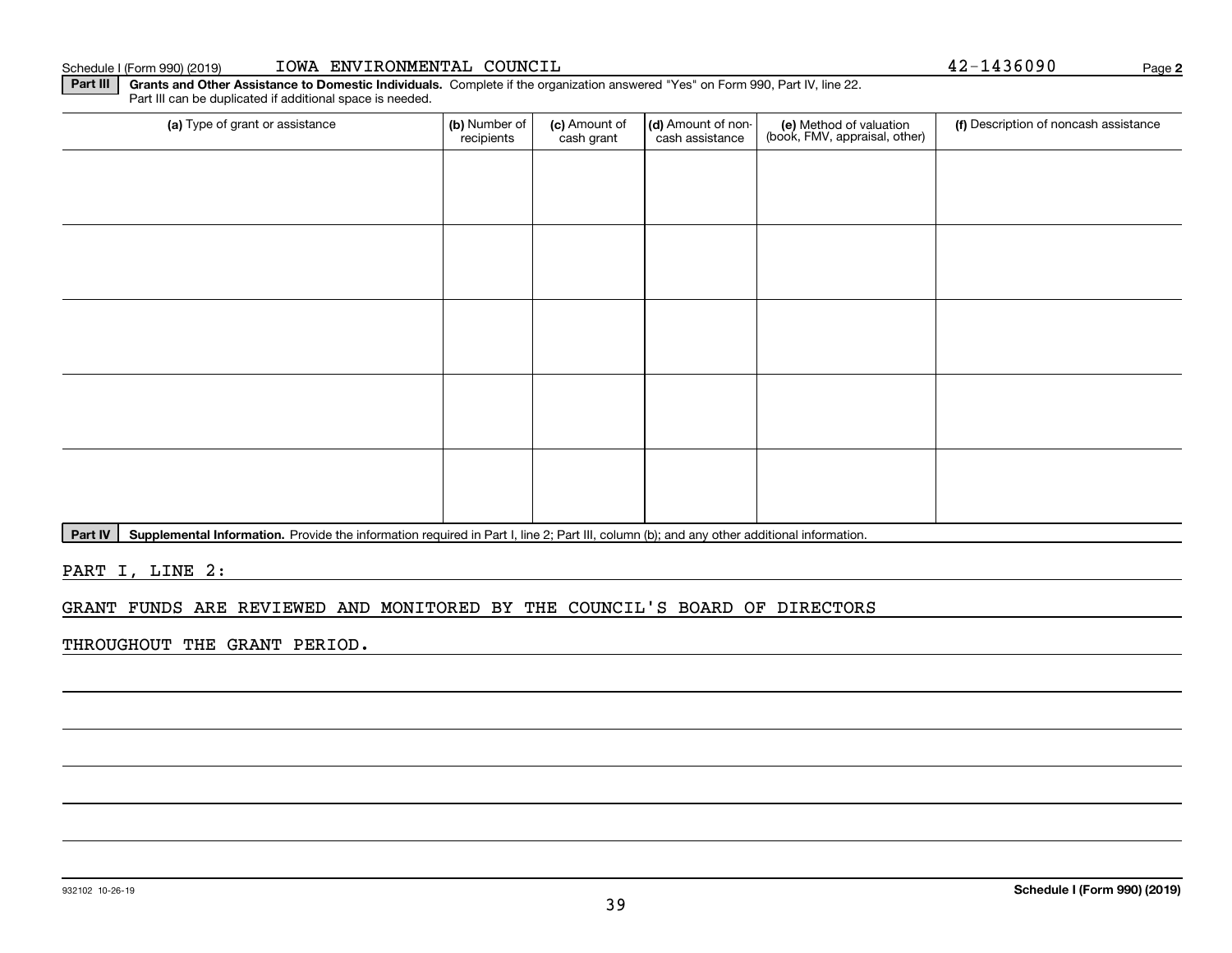Schedule I (Form 990) (2019) IOWA ENVIRONMENTAL COUNCIL 42-1436090 Page 2

**Part III** **Grants and Other Assistance to Domestic Individuals.** Complete if the organization answered "Yes" on Form 990, Part IV, line 22. Part III can be duplicated if additional space is needed.

| (a) Type of grant or assistance | (b) Number of recipients | (c) Amount of cash grant | (d) Amount of non-cash assistance | (e) Method of valuation (book, FMV, appraisal, other) | (f) Description of noncash assistance |
|---|---|---|---|---|---|
| | | | | | |
| | | | | | |
| | | | | | |
| | | | | | |
| | | | | | |

**Part IV** **Supplemental Information.** Provide the information required in Part I, line 2; Part III, column (b); and any other additional information.

PART I, LINE 2:

GRANT FUNDS ARE REVIEWED AND MONITORED BY THE COUNCIL'S BOARD OF DIRECTORS THROUGHOUT THE GRANT PERIOD.

932102 10-26-19 **Schedule I (Form 990) (2019)**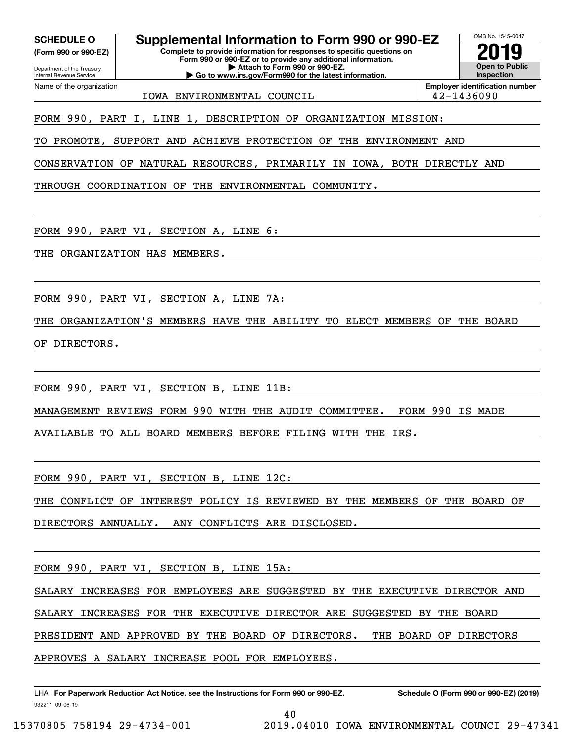**SCHEDULE O** (Form 990 or 990-EZ)

Department of the Treasury
Internal Revenue Service

# Supplemental Information to Form 990 or 990-EZ

**Complete to provide information for responses to specific questions on Form 990 or 990-EZ or to provide any additional information.**
**▶ Attach to Form 990 or 990-EZ.**
**▶ Go to www.irs.gov/Form990 for the latest information.**

OMB No. 1545-0047

**2019**

**Open to Public Inspection**

Name of the organization: IOWA ENVIRONMENTAL COUNCIL

**Employer identification number:** 42-1436090

FORM 990, PART I, LINE 1, DESCRIPTION OF ORGANIZATION MISSION:

TO PROMOTE, SUPPORT AND ACHIEVE PROTECTION OF THE ENVIRONMENT AND CONSERVATION OF NATURAL RESOURCES, PRIMARILY IN IOWA, BOTH DIRECTLY AND THROUGH COORDINATION OF THE ENVIRONMENTAL COMMUNITY.

FORM 990, PART VI, SECTION A, LINE 6:

THE ORGANIZATION HAS MEMBERS.

FORM 990, PART VI, SECTION A, LINE 7A:

THE ORGANIZATION'S MEMBERS HAVE THE ABILITY TO ELECT MEMBERS OF THE BOARD OF DIRECTORS.

FORM 990, PART VI, SECTION B, LINE 11B:

MANAGEMENT REVIEWS FORM 990 WITH THE AUDIT COMMITTEE. FORM 990 IS MADE AVAILABLE TO ALL BOARD MEMBERS BEFORE FILING WITH THE IRS.

FORM 990, PART VI, SECTION B, LINE 12C:

THE CONFLICT OF INTEREST POLICY IS REVIEWED BY THE MEMBERS OF THE BOARD OF DIRECTORS ANNUALLY. ANY CONFLICTS ARE DISCLOSED.

FORM 990, PART VI, SECTION B, LINE 15A:

SALARY INCREASES FOR EMPLOYEES ARE SUGGESTED BY THE EXECUTIVE DIRECTOR AND SALARY INCREASES FOR THE EXECUTIVE DIRECTOR ARE SUGGESTED BY THE BOARD PRESIDENT AND APPROVED BY THE BOARD OF DIRECTORS. THE BOARD OF DIRECTORS APPROVES A SALARY INCREASE POOL FOR EMPLOYEES.

LHA **For Paperwork Reduction Act Notice, see the Instructions for Form 990 or 990-EZ.** **Schedule O (Form 990 or 990-EZ) (2019)**

932211 09-06-19

15370805 758194 29-4734-001 2019.04010 IOWA ENVIRONMENTAL COUNCI 29-47341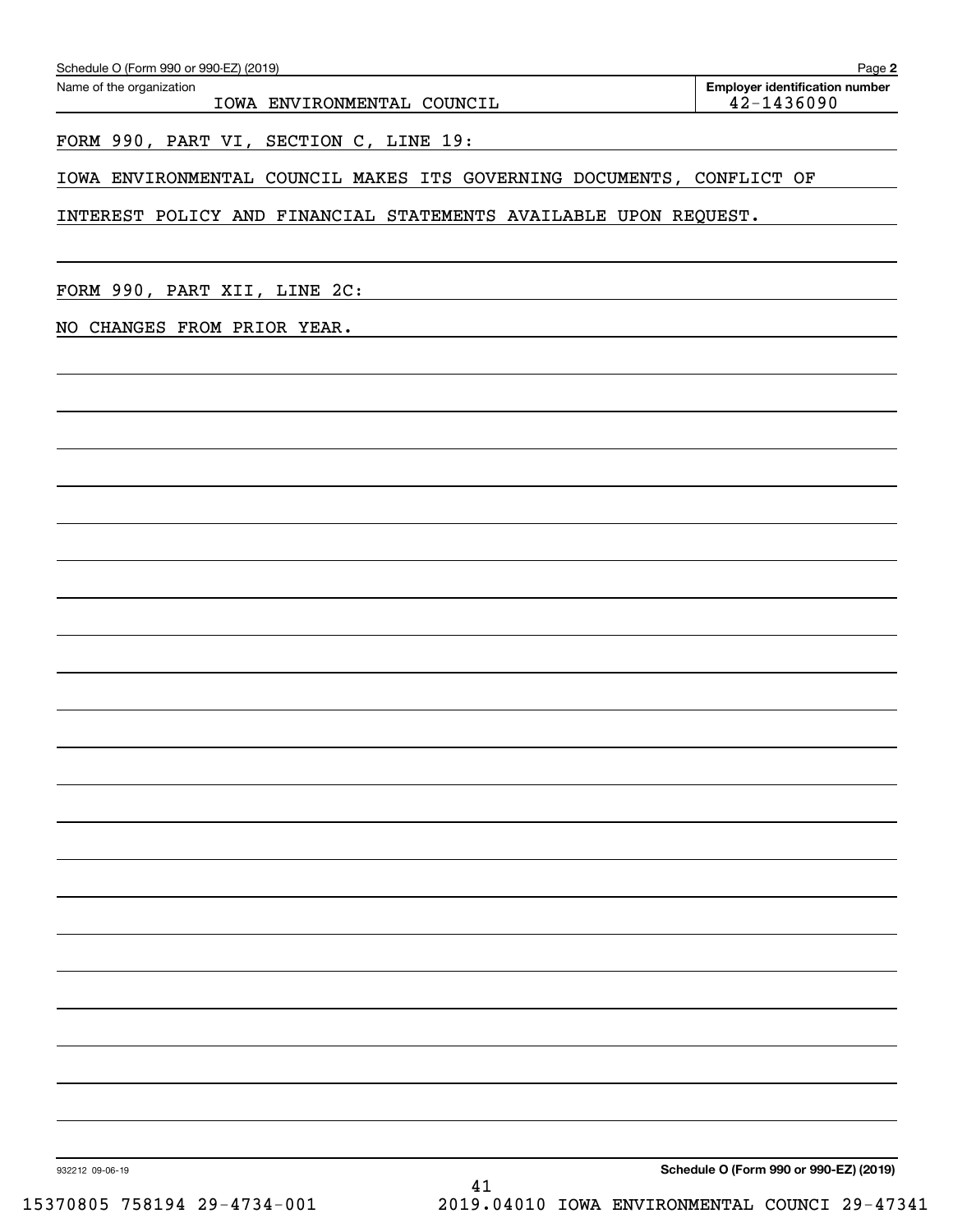Schedule O (Form 990 or 990-EZ) (2019)

**Name of the organization:** IOWA ENVIRONMENTAL COUNCIL

**Employer identification number:** 42-1436090

FORM 990, PART VI, SECTION C, LINE 19:

IOWA ENVIRONMENTAL COUNCIL MAKES ITS GOVERNING DOCUMENTS, CONFLICT OF INTEREST POLICY AND FINANCIAL STATEMENTS AVAILABLE UPON REQUEST.

FORM 990, PART XII, LINE 2C:

NO CHANGES FROM PRIOR YEAR.

932212 09-06-19

**Schedule O (Form 990 or 990-EZ) (2019)**

15370805 758194 29-4734-001 2019.04010 IOWA ENVIRONMENTAL COUNCI 29-47341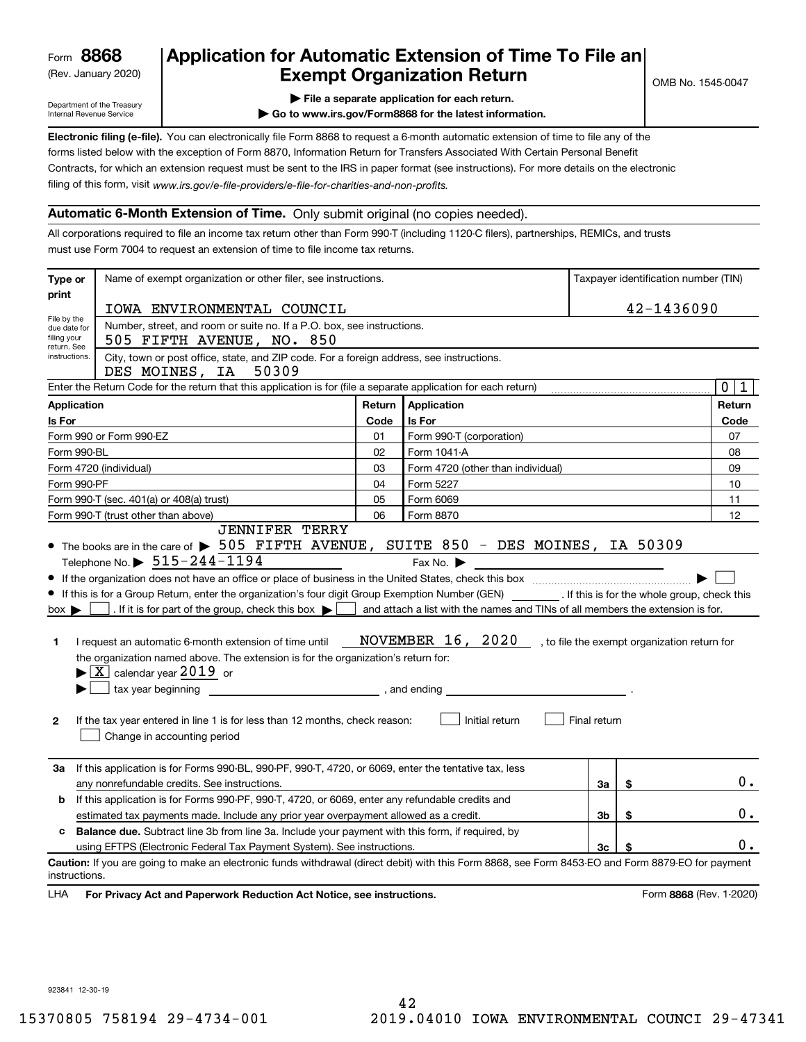Form **8868**
(Rev. January 2020)

Department of the Treasury
Internal Revenue Service

# Application for Automatic Extension of Time To File an Exempt Organization Return

▶ File a separate application for each return.
▶ Go to www.irs.gov/Form8868 for the latest information.

OMB No. 1545-0047

**Electronic filing (e-file).** You can electronically file Form 8868 to request a 6-month automatic extension of time to file any of the forms listed below with the exception of Form 8870, Information Return for Transfers Associated With Certain Personal Benefit Contracts, for which an extension request must be sent to the IRS in paper format (see instructions). For more details on the electronic filing of this form, visit *www.irs.gov/e-file-providers/e-file-for-charities-and-non-profits.*

## Automatic 6-Month Extension of Time. Only submit original (no copies needed).

All corporations required to file an income tax return other than Form 990-T (including 1120-C filers), partnerships, REMICs, and trusts must use Form 7004 to request an extension of time to file income tax returns.

**Type or print** — File by the due date for filing your return. See instructions.

Name of exempt organization or other filer, see instructions: IOWA ENVIRONMENTAL COUNCIL

Taxpayer identification number (TIN): 42-1436090

Number, street, and room or suite no. If a P.O. box, see instructions: 505 FIFTH AVENUE, NO. 850

City, town or post office, state, and ZIP code. For a foreign address, see instructions: DES MOINES, IA 50309

Enter the Return Code for the return that this application is for (file a separate application for each return): 0 1

| Application Is For | Return Code | Application Is For | Return Code |
|---|---|---|---|
| Form 990 or Form 990-EZ | 01 | Form 990-T (corporation) | 07 |
| Form 990-BL | 02 | Form 1041-A | 08 |
| Form 4720 (individual) | 03 | Form 4720 (other than individual) | 09 |
| Form 990-PF | 04 | Form 5227 | 10 |
| Form 990-T (sec. 401(a) or 408(a) trust) | 05 | Form 6069 | 11 |
| Form 990-T (trust other than above) | 06 | Form 8870 | 12 |

- The books are in the care of ▶ JENNIFER TERRY 505 FIFTH AVENUE, SUITE 850 - DES MOINES, IA 50309
  Telephone No. ▶ 515-244-1194  Fax No. ▶
- If the organization does not have an office or place of business in the United States, check this box ▶ ☐
- If this is for a Group Return, enter the organization's four digit Group Exemption Number (GEN) ______. If this is for the whole group, check this box ▶ ☐. If it is for part of the group, check this box ▶ ☐ and attach a list with the names and TINs of all members the extension is for.

**1** I request an automatic 6-month extension of time until NOVEMBER 16, 2020, to file the exempt organization return for the organization named above. The extension is for the organization's return for:
▶ ☒ calendar year 2019 or
▶ ☐ tax year beginning ______, and ending ______.

**2** If the tax year entered in line 1 is for less than 12 months, check reason: ☐ Initial return ☐ Final return
☐ Change in accounting period

| | | | |
|---|---|---|---|
| **3a** | If this application is for Forms 990-BL, 990-PF, 990-T, 4720, or 6069, enter the tentative tax, less any nonrefundable credits. See instructions. | 3a | $ 0. |
| **b** | If this application is for Forms 990-PF, 990-T, 4720, or 6069, enter any refundable credits and estimated tax payments made. Include any prior year overpayment allowed as a credit. | 3b | $ 0. |
| **c** | **Balance due.** Subtract line 3b from line 3a. Include your payment with this form, if required, by using EFTPS (Electronic Federal Tax Payment System). See instructions. | 3c | $ 0. |

**Caution:** If you are going to make an electronic funds withdrawal (direct debit) with this Form 8868, see Form 8453-EO and Form 8879-EO for payment instructions.

LHA **For Privacy Act and Paperwork Reduction Act Notice, see instructions.** Form **8868** (Rev. 1-2020)

923841 12-30-19

15370805 758194 29-4734-001 2019.04010 IOWA ENVIRONMENTAL COUNCI 29-47341